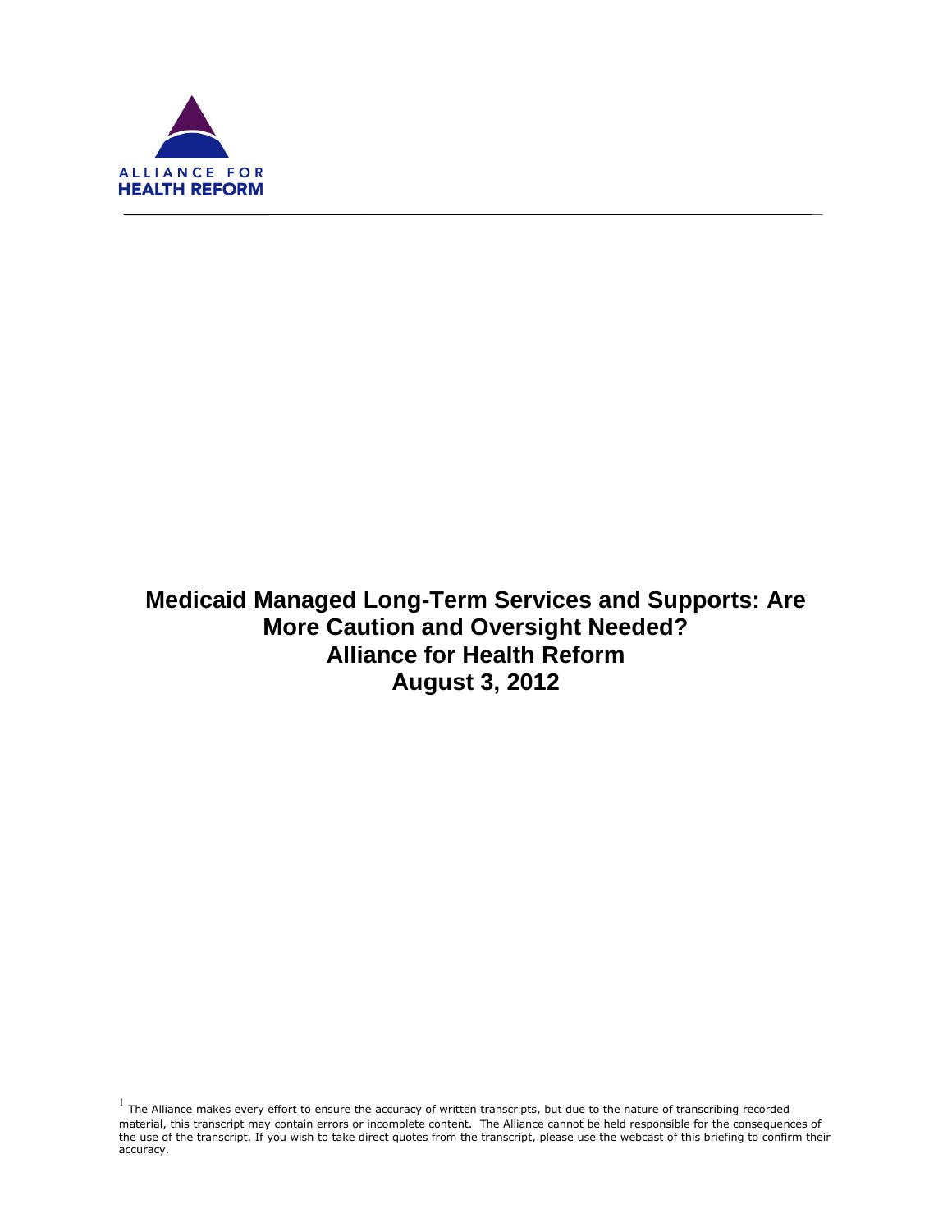ALLIANCE FOR
HEALTH REFORM

# Medicaid Managed Long-Term Services and Supports: Are More Caution and Oversight Needed?
## Alliance for Health Reform
## August 3, 2012

[1] The Alliance makes every effort to ensure the accuracy of written transcripts, but due to the nature of transcribing recorded material, this transcript may contain errors or incomplete content. The Alliance cannot be held responsible for the consequences of the use of the transcript. If you wish to take direct quotes from the transcript, please use the webcast of this briefing to confirm their accuracy.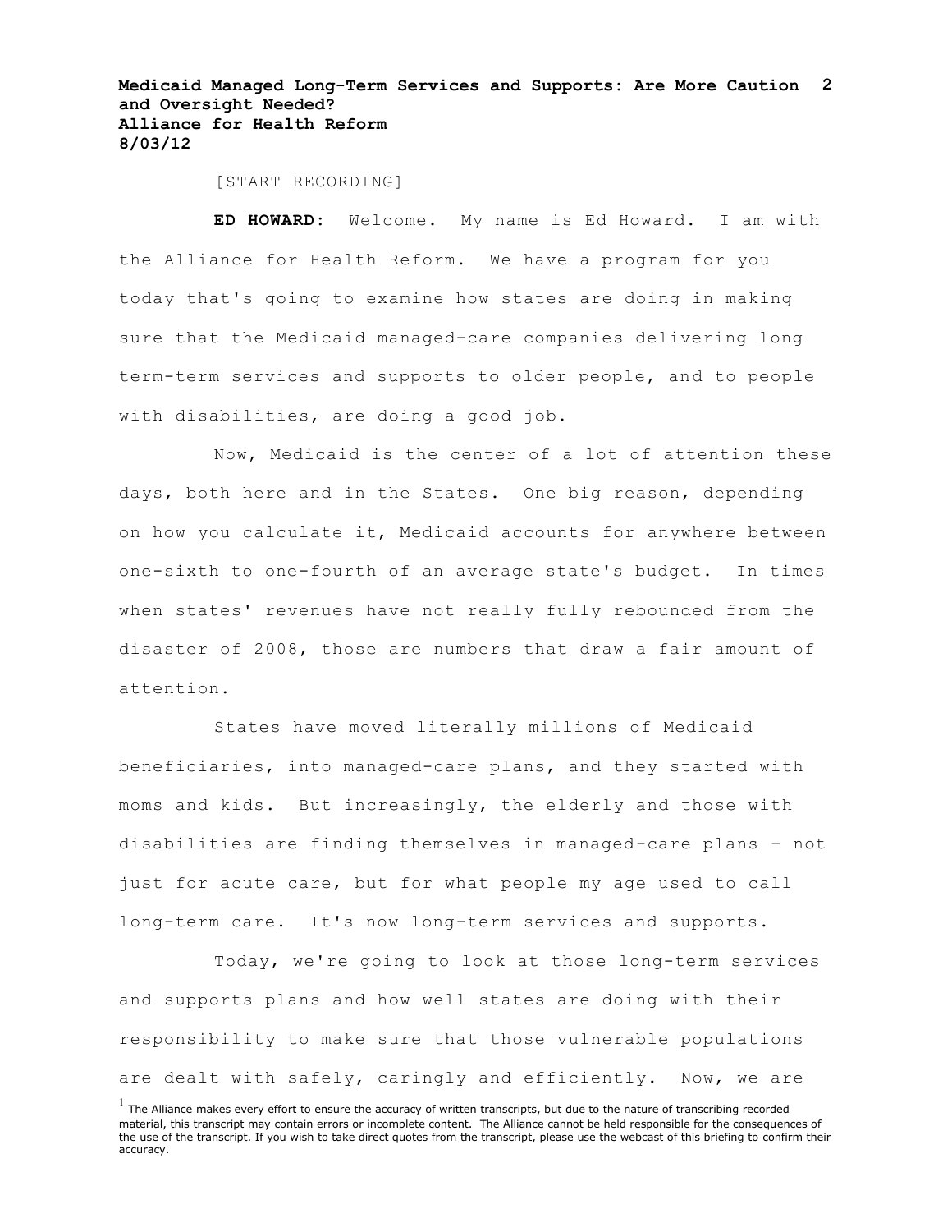[START RECORDING]

**ED HOWARD:** Welcome. My name is Ed Howard. I am with the Alliance for Health Reform. We have a program for you today that's going to examine how states are doing in making sure that the Medicaid managed-care companies delivering long term-term services and supports to older people, and to people with disabilities, are doing a good job.

Now, Medicaid is the center of a lot of attention these days, both here and in the States. One big reason, depending on how you calculate it, Medicaid accounts for anywhere between one-sixth to one-fourth of an average state's budget. In times when states' revenues have not really fully rebounded from the disaster of 2008, those are numbers that draw a fair amount of attention.

States have moved literally millions of Medicaid beneficiaries, into managed-care plans, and they started with moms and kids. But increasingly, the elderly and those with disabilities are finding themselves in managed-care plans – not just for acute care, but for what people my age used to call long-term care. It's now long-term services and supports.

Today, we're going to look at those long-term services and supports plans and how well states are doing with their responsibility to make sure that those vulnerable populations are dealt with safely, caringly and efficiently. Now, we are

[1] The Alliance makes every effort to ensure the accuracy of written transcripts, but due to the nature of transcribing recorded material, this transcript may contain errors or incomplete content. The Alliance cannot be held responsible for the consequences of the use of the transcript. If you wish to take direct quotes from the transcript, please use the webcast of this briefing to confirm their accuracy.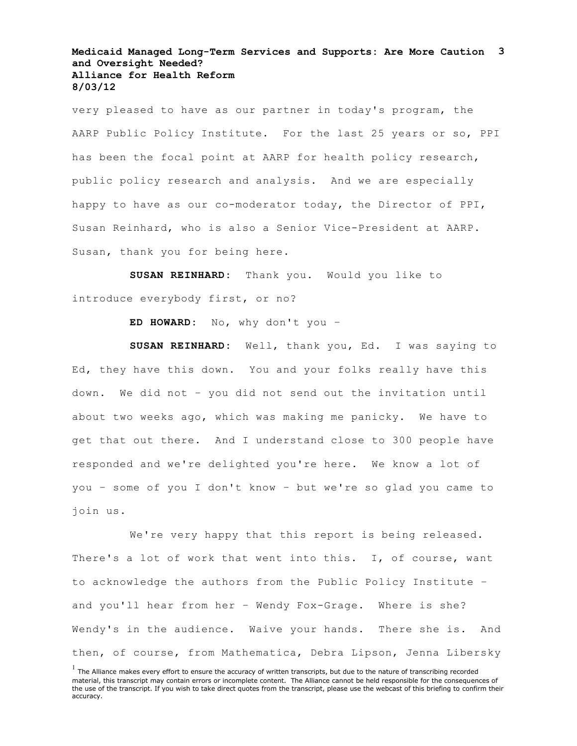very pleased to have as our partner in today's program, the AARP Public Policy Institute. For the last 25 years or so, PPI has been the focal point at AARP for health policy research, public policy research and analysis. And we are especially happy to have as our co-moderator today, the Director of PPI, Susan Reinhard, who is also a Senior Vice-President at AARP. Susan, thank you for being here.

**SUSAN REINHARD:** Thank you. Would you like to introduce everybody first, or no?

**ED HOWARD:** No, why don't you –

**SUSAN REINHARD:** Well, thank you, Ed. I was saying to Ed, they have this down. You and your folks really have this down. We did not – you did not send out the invitation until about two weeks ago, which was making me panicky. We have to get that out there. And I understand close to 300 people have responded and we're delighted you're here. We know a lot of you – some of you I don't know – but we're so glad you came to join us.

We're very happy that this report is being released. There's a lot of work that went into this. I, of course, want to acknowledge the authors from the Public Policy Institute – and you'll hear from her – Wendy Fox-Grage. Where is she? Wendy's in the audience. Waive your hands. There she is. And then, of course, from Mathematica, Debra Lipson, Jenna Libersky

[1] The Alliance makes every effort to ensure the accuracy of written transcripts, but due to the nature of transcribing recorded material, this transcript may contain errors or incomplete content. The Alliance cannot be held responsible for the consequences of the use of the transcript. If you wish to take direct quotes from the transcript, please use the webcast of this briefing to confirm their accuracy.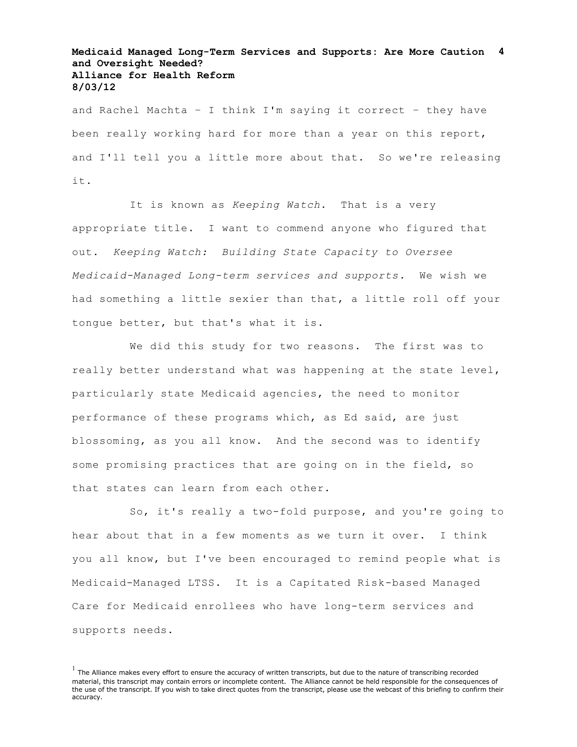and Rachel Machta – I think I'm saying it correct – they have been really working hard for more than a year on this report, and I'll tell you a little more about that. So we're releasing it.

It is known as *Keeping Watch*. That is a very appropriate title. I want to commend anyone who figured that out. *Keeping Watch: Building State Capacity to Oversee Medicaid-Managed Long-term services and supports.* We wish we had something a little sexier than that, a little roll off your tongue better, but that's what it is.

We did this study for two reasons. The first was to really better understand what was happening at the state level, particularly state Medicaid agencies, the need to monitor performance of these programs which, as Ed said, are just blossoming, as you all know. And the second was to identify some promising practices that are going on in the field, so that states can learn from each other.

So, it's really a two-fold purpose, and you're going to hear about that in a few moments as we turn it over. I think you all know, but I've been encouraged to remind people what is Medicaid-Managed LTSS. It is a Capitated Risk-based Managed Care for Medicaid enrollees who have long-term services and supports needs.

[1] The Alliance makes every effort to ensure the accuracy of written transcripts, but due to the nature of transcribing recorded material, this transcript may contain errors or incomplete content. The Alliance cannot be held responsible for the consequences of the use of the transcript. If you wish to take direct quotes from the transcript, please use the webcast of this briefing to confirm their accuracy.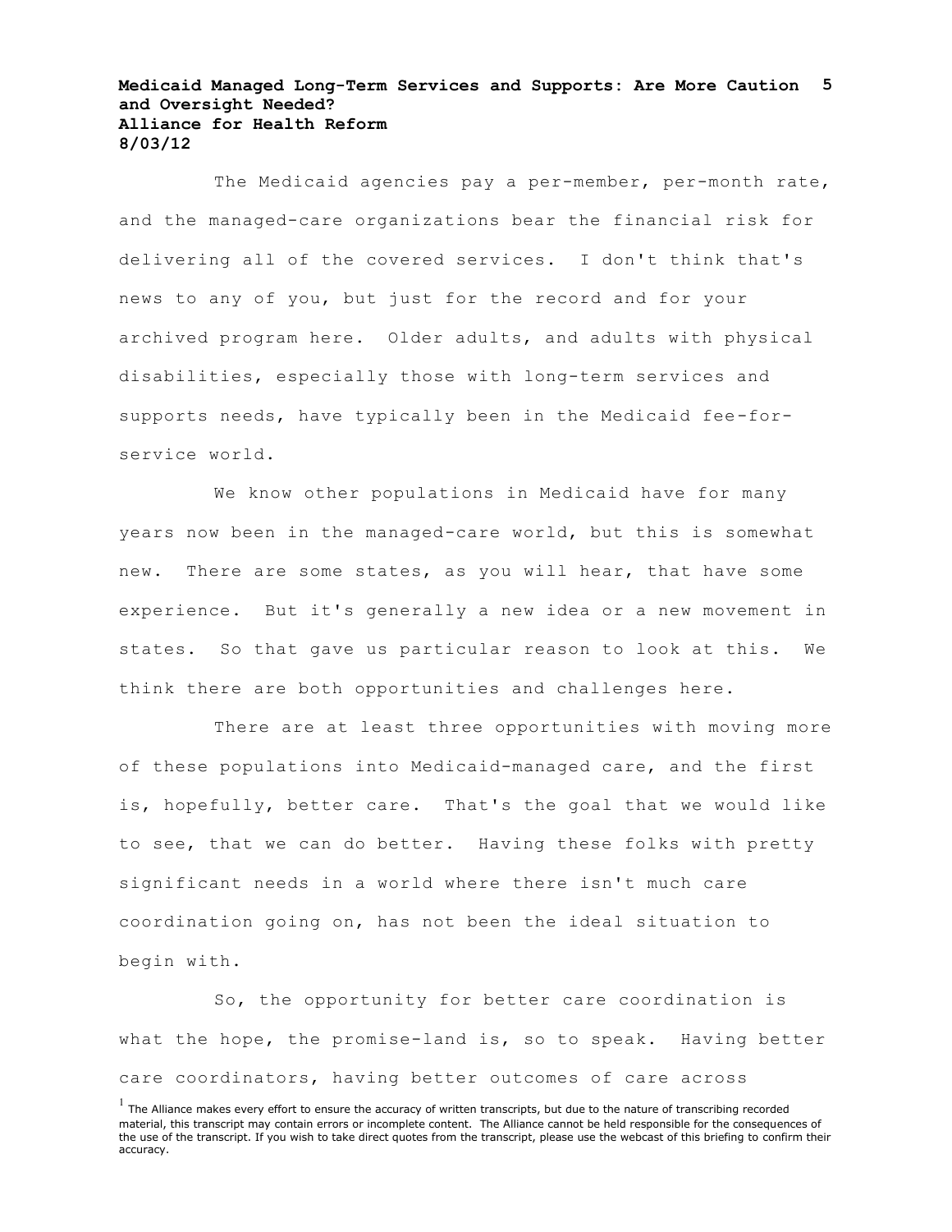The Medicaid agencies pay a per-member, per-month rate, and the managed-care organizations bear the financial risk for delivering all of the covered services. I don't think that's news to any of you, but just for the record and for your archived program here. Older adults, and adults with physical disabilities, especially those with long-term services and supports needs, have typically been in the Medicaid fee-for-service world.

We know other populations in Medicaid have for many years now been in the managed-care world, but this is somewhat new. There are some states, as you will hear, that have some experience. But it's generally a new idea or a new movement in states. So that gave us particular reason to look at this. We think there are both opportunities and challenges here.

There are at least three opportunities with moving more of these populations into Medicaid-managed care, and the first is, hopefully, better care. That's the goal that we would like to see, that we can do better. Having these folks with pretty significant needs in a world where there isn't much care coordination going on, has not been the ideal situation to begin with.

So, the opportunity for better care coordination is what the hope, the promise-land is, so to speak. Having better care coordinators, having better outcomes of care across

[1] The Alliance makes every effort to ensure the accuracy of written transcripts, but due to the nature of transcribing recorded material, this transcript may contain errors or incomplete content. The Alliance cannot be held responsible for the consequences of the use of the transcript. If you wish to take direct quotes from the transcript, please use the webcast of this briefing to confirm their accuracy.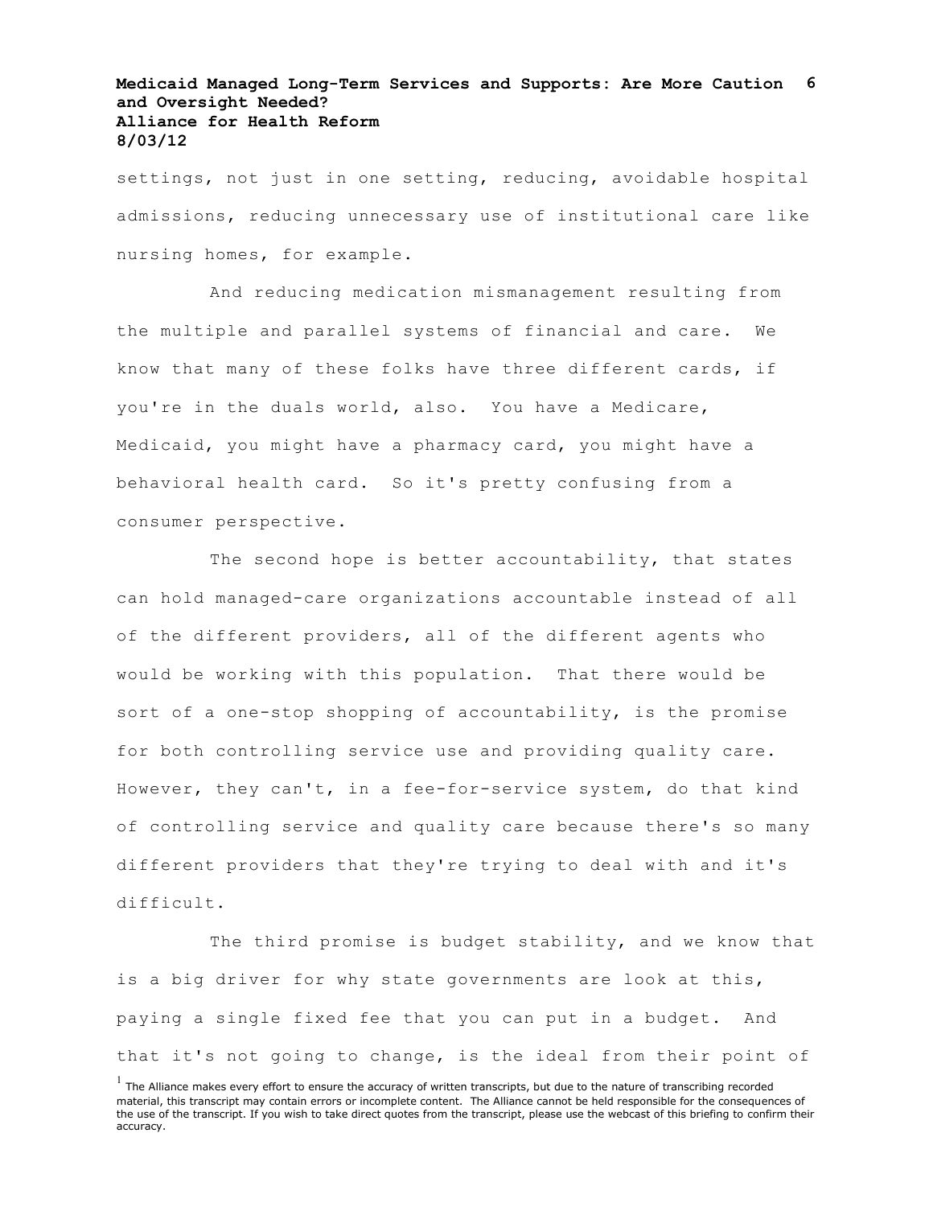settings, not just in one setting, reducing, avoidable hospital admissions, reducing unnecessary use of institutional care like nursing homes, for example.

And reducing medication mismanagement resulting from the multiple and parallel systems of financial and care. We know that many of these folks have three different cards, if you're in the duals world, also. You have a Medicare, Medicaid, you might have a pharmacy card, you might have a behavioral health card. So it's pretty confusing from a consumer perspective.

The second hope is better accountability, that states can hold managed-care organizations accountable instead of all of the different providers, all of the different agents who would be working with this population. That there would be sort of a one-stop shopping of accountability, is the promise for both controlling service use and providing quality care. However, they can't, in a fee-for-service system, do that kind of controlling service and quality care because there's so many different providers that they're trying to deal with and it's difficult.

The third promise is budget stability, and we know that is a big driver for why state governments are look at this, paying a single fixed fee that you can put in a budget. And that it's not going to change, is the ideal from their point of

[1] The Alliance makes every effort to ensure the accuracy of written transcripts, but due to the nature of transcribing recorded material, this transcript may contain errors or incomplete content. The Alliance cannot be held responsible for the consequences of the use of the transcript. If you wish to take direct quotes from the transcript, please use the webcast of this briefing to confirm their accuracy.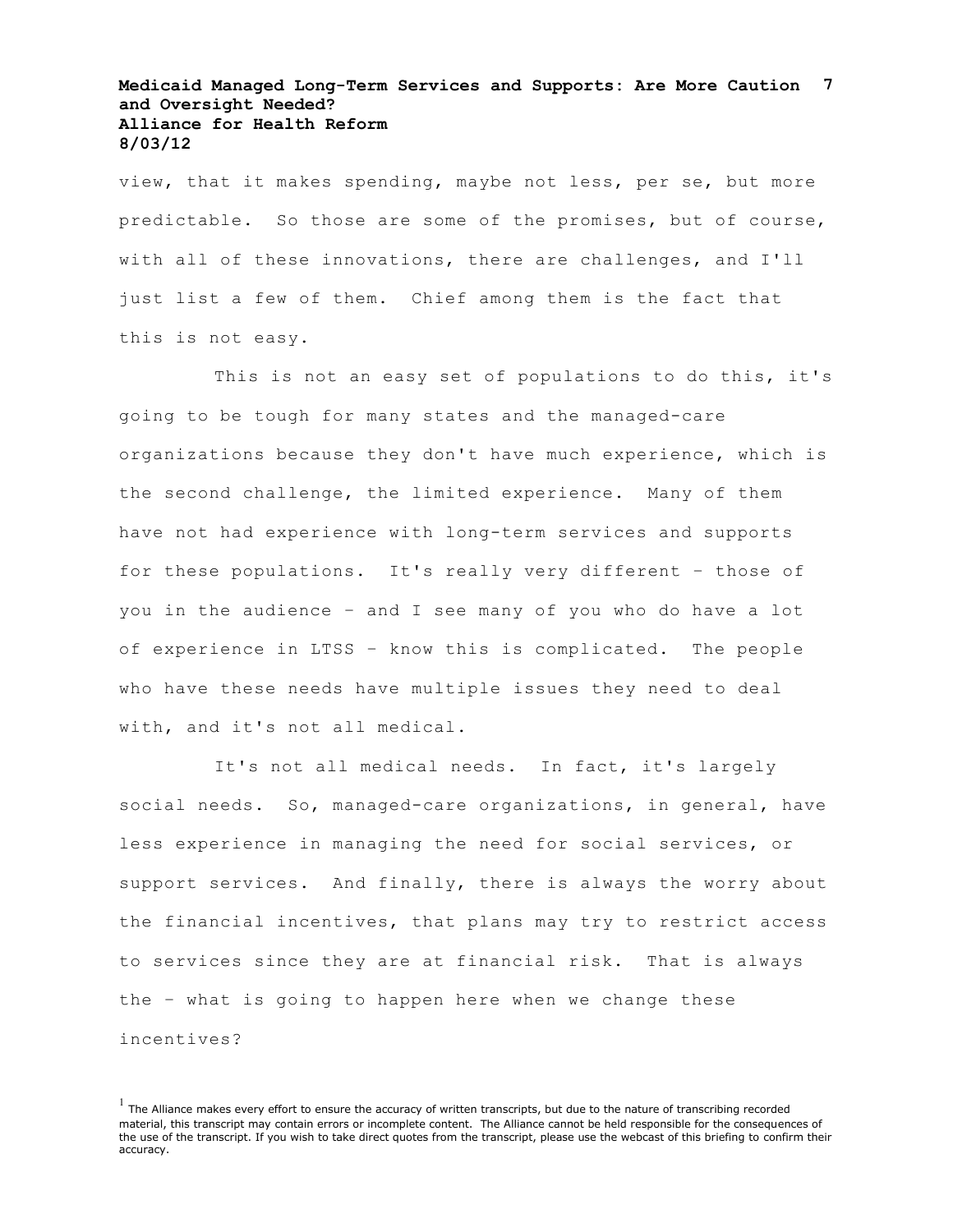view, that it makes spending, maybe not less, per se, but more predictable. So those are some of the promises, but of course, with all of these innovations, there are challenges, and I'll just list a few of them. Chief among them is the fact that this is not easy.

This is not an easy set of populations to do this, it's going to be tough for many states and the managed-care organizations because they don't have much experience, which is the second challenge, the limited experience. Many of them have not had experience with long-term services and supports for these populations. It's really very different – those of you in the audience – and I see many of you who do have a lot of experience in LTSS – know this is complicated. The people who have these needs have multiple issues they need to deal with, and it's not all medical.

It's not all medical needs. In fact, it's largely social needs. So, managed-care organizations, in general, have less experience in managing the need for social services, or support services. And finally, there is always the worry about the financial incentives, that plans may try to restrict access to services since they are at financial risk. That is always the – what is going to happen here when we change these incentives?

[1] The Alliance makes every effort to ensure the accuracy of written transcripts, but due to the nature of transcribing recorded material, this transcript may contain errors or incomplete content. The Alliance cannot be held responsible for the consequences of the use of the transcript. If you wish to take direct quotes from the transcript, please use the webcast of this briefing to confirm their accuracy.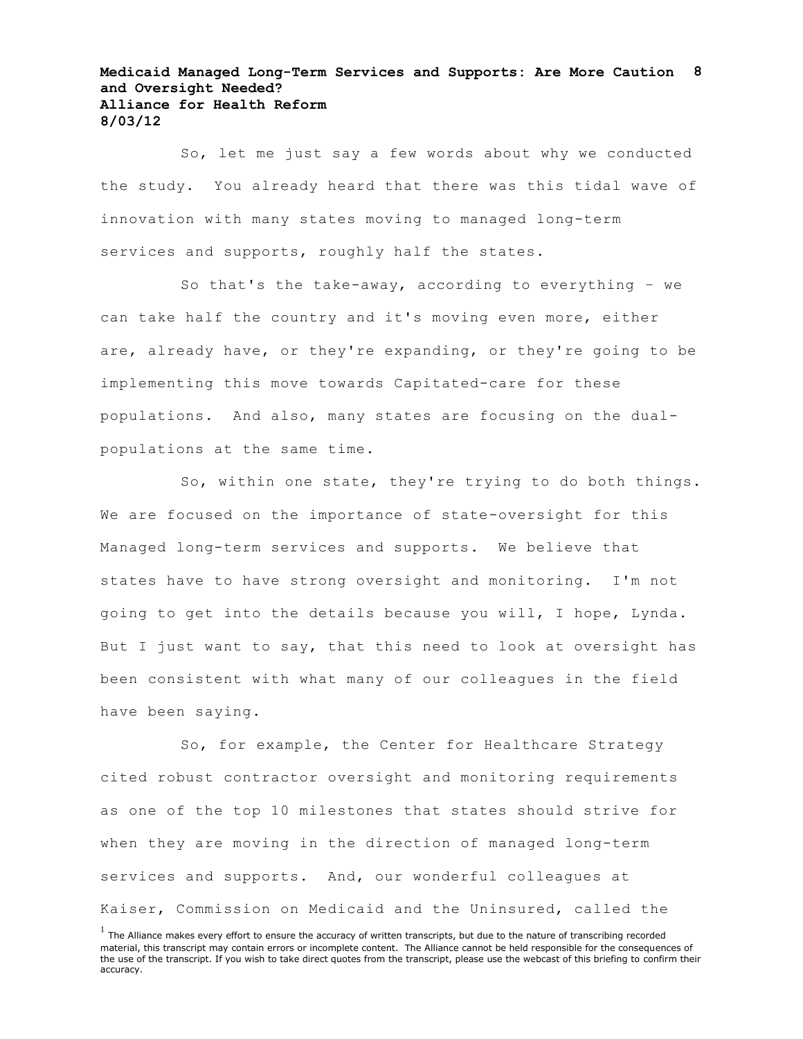So, let me just say a few words about why we conducted the study. You already heard that there was this tidal wave of innovation with many states moving to managed long-term services and supports, roughly half the states.

So that's the take-away, according to everything – we can take half the country and it's moving even more, either are, already have, or they're expanding, or they're going to be implementing this move towards Capitated-care for these populations. And also, many states are focusing on the dual-populations at the same time.

So, within one state, they're trying to do both things. We are focused on the importance of state-oversight for this Managed long-term services and supports. We believe that states have to have strong oversight and monitoring. I'm not going to get into the details because you will, I hope, Lynda. But I just want to say, that this need to look at oversight has been consistent with what many of our colleagues in the field have been saying.

So, for example, the Center for Healthcare Strategy cited robust contractor oversight and monitoring requirements as one of the top 10 milestones that states should strive for when they are moving in the direction of managed long-term services and supports. And, our wonderful colleagues at Kaiser, Commission on Medicaid and the Uninsured, called the

[1] The Alliance makes every effort to ensure the accuracy of written transcripts, but due to the nature of transcribing recorded material, this transcript may contain errors or incomplete content. The Alliance cannot be held responsible for the consequences of the use of the transcript. If you wish to take direct quotes from the transcript, please use the webcast of this briefing to confirm their accuracy.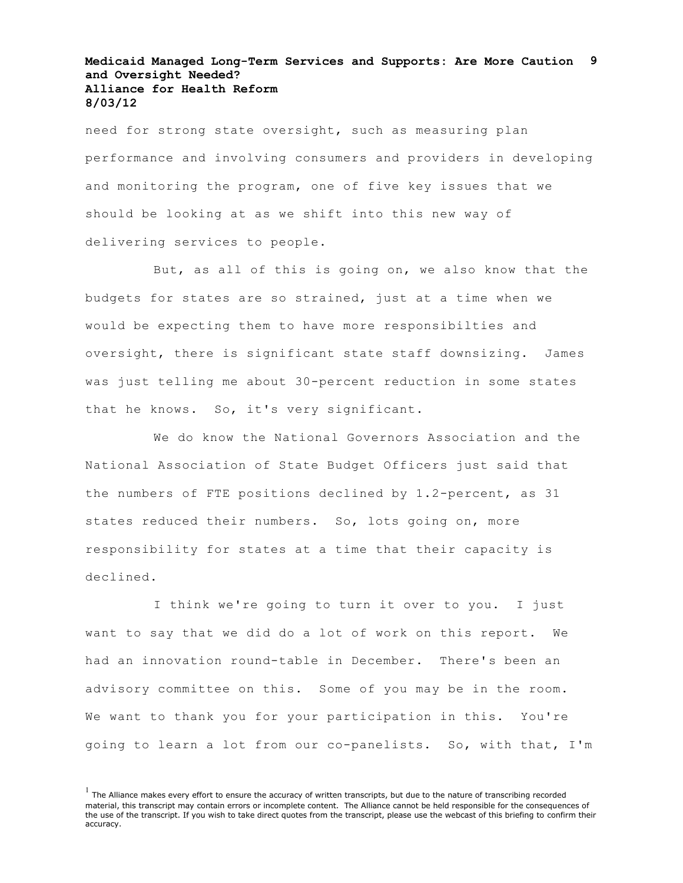need for strong state oversight, such as measuring plan performance and involving consumers and providers in developing and monitoring the program, one of five key issues that we should be looking at as we shift into this new way of delivering services to people.

But, as all of this is going on, we also know that the budgets for states are so strained, just at a time when we would be expecting them to have more responsibilties and oversight, there is significant state staff downsizing. James was just telling me about 30-percent reduction in some states that he knows. So, it's very significant.

We do know the National Governors Association and the National Association of State Budget Officers just said that the numbers of FTE positions declined by 1.2-percent, as 31 states reduced their numbers. So, lots going on, more responsibility for states at a time that their capacity is declined.

I think we're going to turn it over to you. I just want to say that we did do a lot of work on this report. We had an innovation round-table in December. There's been an advisory committee on this. Some of you may be in the room. We want to thank you for your participation in this. You're going to learn a lot from our co-panelists. So, with that, I'm

[1] The Alliance makes every effort to ensure the accuracy of written transcripts, but due to the nature of transcribing recorded material, this transcript may contain errors or incomplete content. The Alliance cannot be held responsible for the consequences of the use of the transcript. If you wish to take direct quotes from the transcript, please use the webcast of this briefing to confirm their accuracy.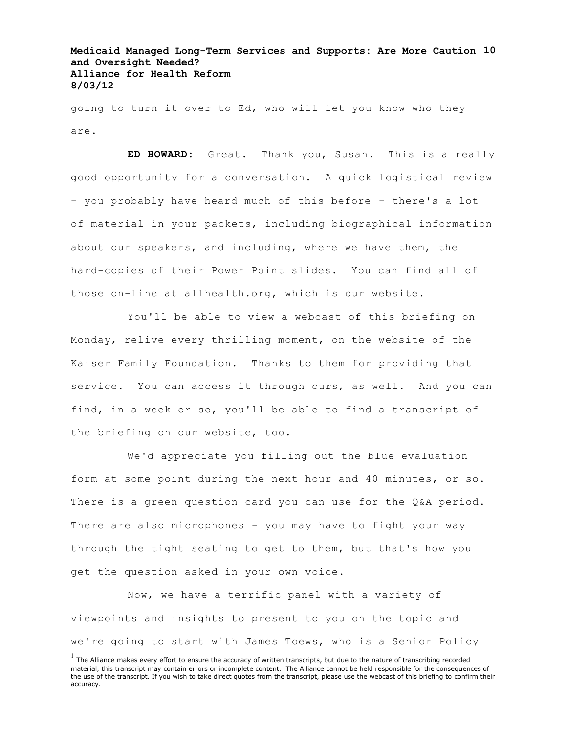going to turn it over to Ed, who will let you know who they are.

**ED HOWARD:** Great. Thank you, Susan. This is a really good opportunity for a conversation. A quick logistical review – you probably have heard much of this before – there's a lot of material in your packets, including biographical information about our speakers, and including, where we have them, the hard-copies of their Power Point slides. You can find all of those on-line at allhealth.org, which is our website.

You'll be able to view a webcast of this briefing on Monday, relive every thrilling moment, on the website of the Kaiser Family Foundation. Thanks to them for providing that service. You can access it through ours, as well. And you can find, in a week or so, you'll be able to find a transcript of the briefing on our website, too.

We'd appreciate you filling out the blue evaluation form at some point during the next hour and 40 minutes, or so. There is a green question card you can use for the Q&A period. There are also microphones – you may have to fight your way through the tight seating to get to them, but that's how you get the question asked in your own voice.

Now, we have a terrific panel with a variety of viewpoints and insights to present to you on the topic and we're going to start with James Toews, who is a Senior Policy

[1] The Alliance makes every effort to ensure the accuracy of written transcripts, but due to the nature of transcribing recorded material, this transcript may contain errors or incomplete content. The Alliance cannot be held responsible for the consequences of the use of the transcript. If you wish to take direct quotes from the transcript, please use the webcast of this briefing to confirm their accuracy.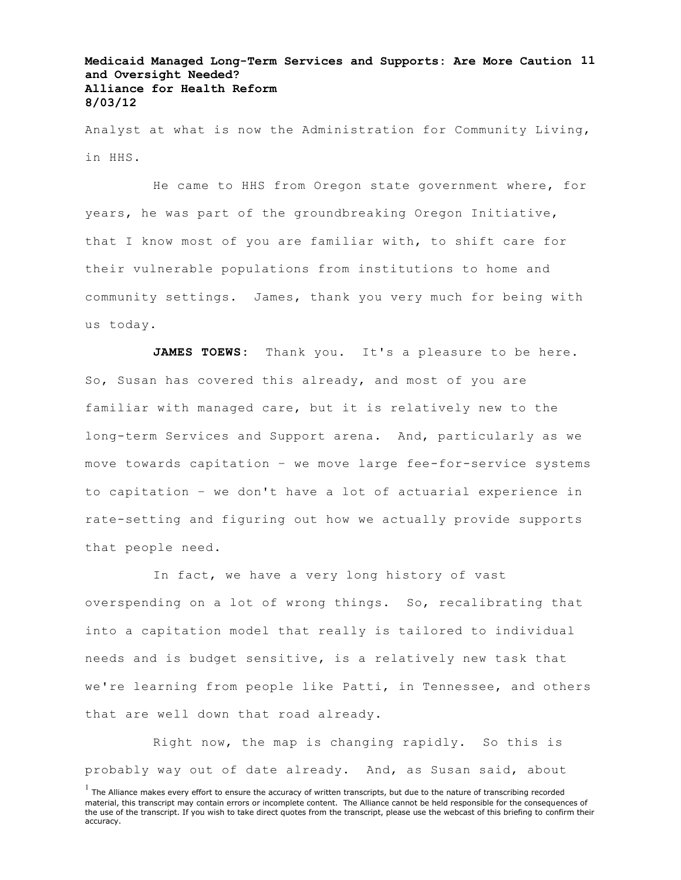Analyst at what is now the Administration for Community Living, in HHS.

He came to HHS from Oregon state government where, for years, he was part of the groundbreaking Oregon Initiative, that I know most of you are familiar with, to shift care for their vulnerable populations from institutions to home and community settings. James, thank you very much for being with us today.

**JAMES TOEWS**: Thank you. It's a pleasure to be here. So, Susan has covered this already, and most of you are familiar with managed care, but it is relatively new to the long-term Services and Support arena. And, particularly as we move towards capitation – we move large fee-for-service systems to capitation – we don't have a lot of actuarial experience in rate-setting and figuring out how we actually provide supports that people need.

In fact, we have a very long history of vast overspending on a lot of wrong things. So, recalibrating that into a capitation model that really is tailored to individual needs and is budget sensitive, is a relatively new task that we're learning from people like Patti, in Tennessee, and others that are well down that road already.

Right now, the map is changing rapidly. So this is probably way out of date already. And, as Susan said, about

[1] The Alliance makes every effort to ensure the accuracy of written transcripts, but due to the nature of transcribing recorded material, this transcript may contain errors or incomplete content. The Alliance cannot be held responsible for the consequences of the use of the transcript. If you wish to take direct quotes from the transcript, please use the webcast of this briefing to confirm their accuracy.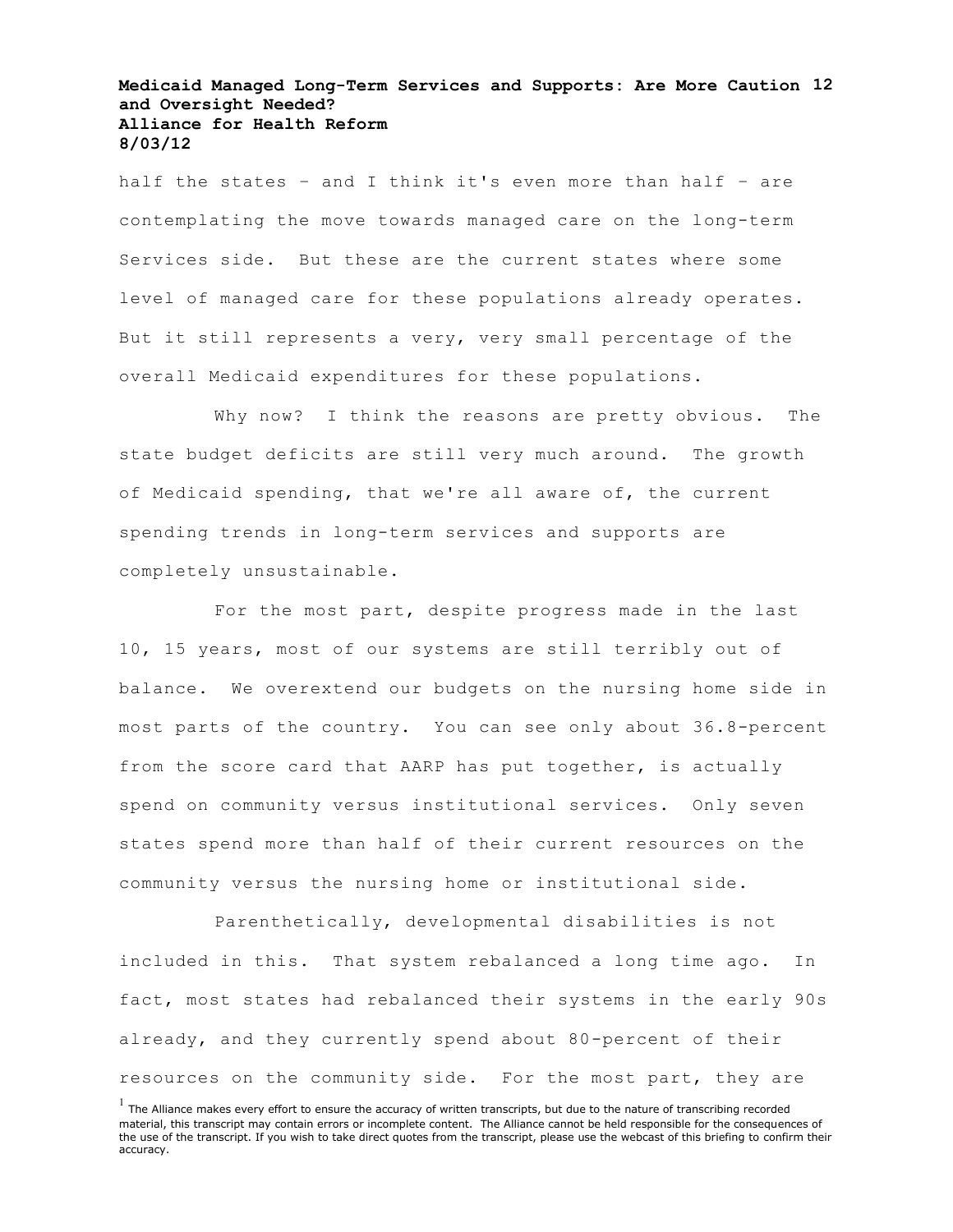half the states – and I think it's even more than half – are contemplating the move towards managed care on the long-term Services side. But these are the current states where some level of managed care for these populations already operates. But it still represents a very, very small percentage of the overall Medicaid expenditures for these populations.

Why now? I think the reasons are pretty obvious. The state budget deficits are still very much around. The growth of Medicaid spending, that we're all aware of, the current spending trends in long-term services and supports are completely unsustainable.

For the most part, despite progress made in the last 10, 15 years, most of our systems are still terribly out of balance. We overextend our budgets on the nursing home side in most parts of the country. You can see only about 36.8-percent from the score card that AARP has put together, is actually spend on community versus institutional services. Only seven states spend more than half of their current resources on the community versus the nursing home or institutional side.

Parenthetically, developmental disabilities is not included in this. That system rebalanced a long time ago. In fact, most states had rebalanced their systems in the early 90s already, and they currently spend about 80-percent of their resources on the community side. For the most part, they are

[1] The Alliance makes every effort to ensure the accuracy of written transcripts, but due to the nature of transcribing recorded material, this transcript may contain errors or incomplete content. The Alliance cannot be held responsible for the consequences of the use of the transcript. If you wish to take direct quotes from the transcript, please use the webcast of this briefing to confirm their accuracy.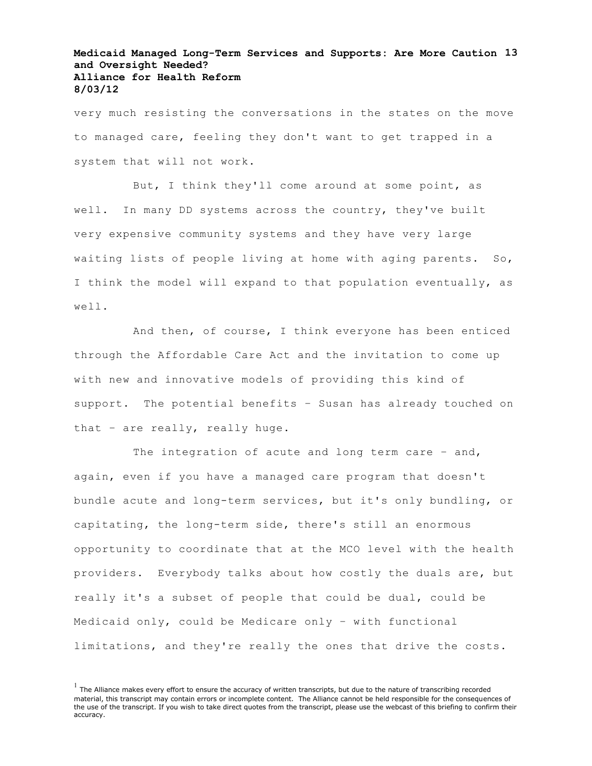very much resisting the conversations in the states on the move to managed care, feeling they don't want to get trapped in a system that will not work.

But, I think they'll come around at some point, as well. In many DD systems across the country, they've built very expensive community systems and they have very large waiting lists of people living at home with aging parents. So, I think the model will expand to that population eventually, as well.

And then, of course, I think everyone has been enticed through the Affordable Care Act and the invitation to come up with new and innovative models of providing this kind of support. The potential benefits – Susan has already touched on that – are really, really huge.

The integration of acute and long term care – and, again, even if you have a managed care program that doesn't bundle acute and long-term services, but it's only bundling, or capitating, the long-term side, there's still an enormous opportunity to coordinate that at the MCO level with the health providers. Everybody talks about how costly the duals are, but really it's a subset of people that could be dual, could be Medicaid only, could be Medicare only – with functional limitations, and they're really the ones that drive the costs.

[1] The Alliance makes every effort to ensure the accuracy of written transcripts, but due to the nature of transcribing recorded material, this transcript may contain errors or incomplete content. The Alliance cannot be held responsible for the consequences of the use of the transcript. If you wish to take direct quotes from the transcript, please use the webcast of this briefing to confirm their accuracy.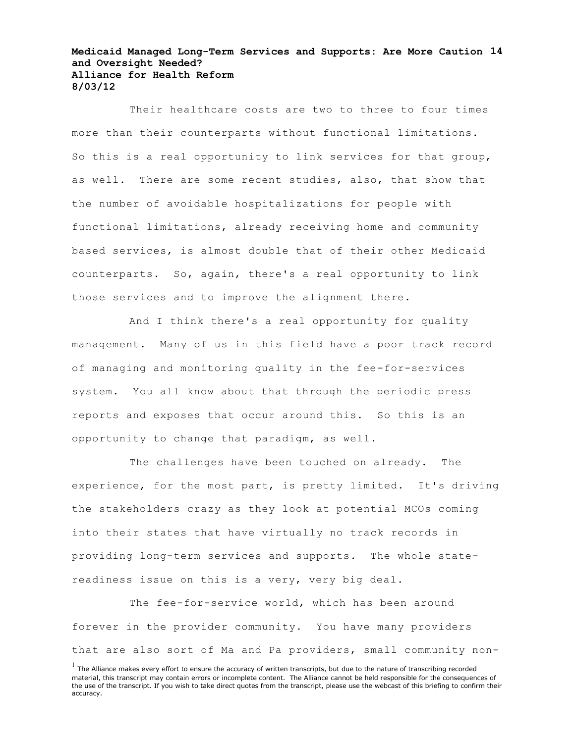Their healthcare costs are two to three to four times more than their counterparts without functional limitations. So this is a real opportunity to link services for that group, as well. There are some recent studies, also, that show that the number of avoidable hospitalizations for people with functional limitations, already receiving home and community based services, is almost double that of their other Medicaid counterparts. So, again, there's a real opportunity to link those services and to improve the alignment there.

And I think there's a real opportunity for quality management. Many of us in this field have a poor track record of managing and monitoring quality in the fee-for-services system. You all know about that through the periodic press reports and exposes that occur around this. So this is an opportunity to change that paradigm, as well.

The challenges have been touched on already. The experience, for the most part, is pretty limited. It's driving the stakeholders crazy as they look at potential MCOs coming into their states that have virtually no track records in providing long-term services and supports. The whole state-readiness issue on this is a very, very big deal.

The fee-for-service world, which has been around forever in the provider community. You have many providers that are also sort of Ma and Pa providers, small community non-

[1] The Alliance makes every effort to ensure the accuracy of written transcripts, but due to the nature of transcribing recorded material, this transcript may contain errors or incomplete content. The Alliance cannot be held responsible for the consequences of the use of the transcript. If you wish to take direct quotes from the transcript, please use the webcast of this briefing to confirm their accuracy.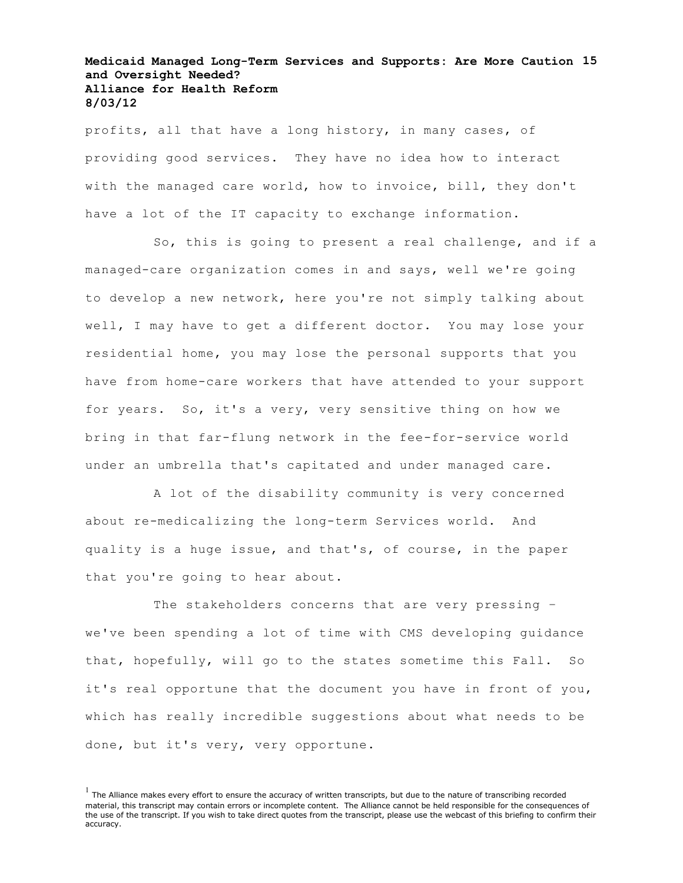profits, all that have a long history, in many cases, of providing good services. They have no idea how to interact with the managed care world, how to invoice, bill, they don't have a lot of the IT capacity to exchange information.

So, this is going to present a real challenge, and if a managed-care organization comes in and says, well we're going to develop a new network, here you're not simply talking about well, I may have to get a different doctor. You may lose your residential home, you may lose the personal supports that you have from home-care workers that have attended to your support for years. So, it's a very, very sensitive thing on how we bring in that far-flung network in the fee-for-service world under an umbrella that's capitated and under managed care.

A lot of the disability community is very concerned about re-medicalizing the long-term Services world. And quality is a huge issue, and that's, of course, in the paper that you're going to hear about.

The stakeholders concerns that are very pressing – we've been spending a lot of time with CMS developing guidance that, hopefully, will go to the states sometime this Fall. So it's real opportune that the document you have in front of you, which has really incredible suggestions about what needs to be done, but it's very, very opportune.

[1] The Alliance makes every effort to ensure the accuracy of written transcripts, but due to the nature of transcribing recorded material, this transcript may contain errors or incomplete content. The Alliance cannot be held responsible for the consequences of the use of the transcript. If you wish to take direct quotes from the transcript, please use the webcast of this briefing to confirm their accuracy.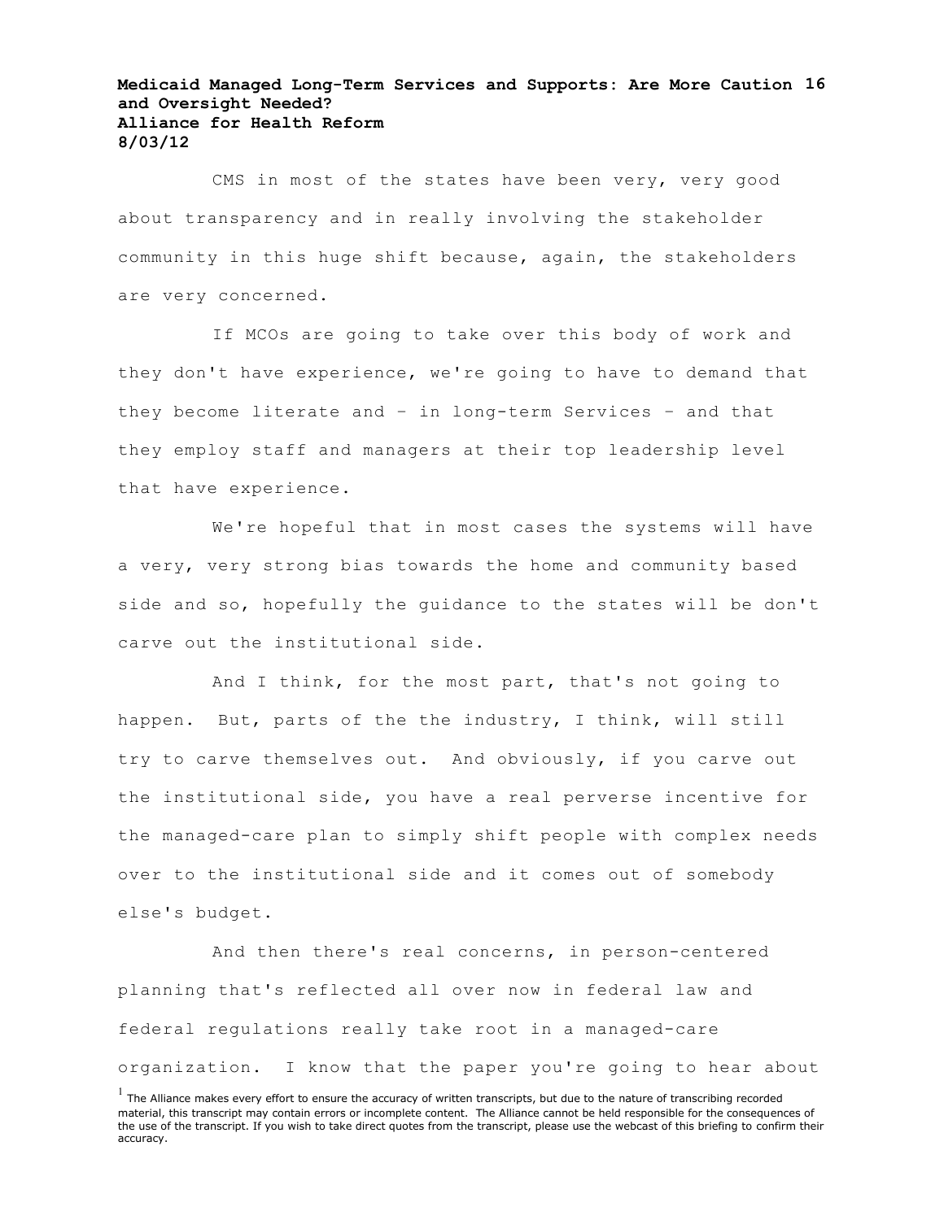CMS in most of the states have been very, very good about transparency and in really involving the stakeholder community in this huge shift because, again, the stakeholders are very concerned.

If MCOs are going to take over this body of work and they don't have experience, we're going to have to demand that they become literate and – in long-term Services – and that they employ staff and managers at their top leadership level that have experience.

We're hopeful that in most cases the systems will have a very, very strong bias towards the home and community based side and so, hopefully the guidance to the states will be don't carve out the institutional side.

And I think, for the most part, that's not going to happen. But, parts of the the industry, I think, will still try to carve themselves out. And obviously, if you carve out the institutional side, you have a real perverse incentive for the managed-care plan to simply shift people with complex needs over to the institutional side and it comes out of somebody else's budget.

And then there's real concerns, in person-centered planning that's reflected all over now in federal law and federal regulations really take root in a managed-care organization. I know that the paper you're going to hear about

[1] The Alliance makes every effort to ensure the accuracy of written transcripts, but due to the nature of transcribing recorded material, this transcript may contain errors or incomplete content. The Alliance cannot be held responsible for the consequences of the use of the transcript. If you wish to take direct quotes from the transcript, please use the webcast of this briefing to confirm their accuracy.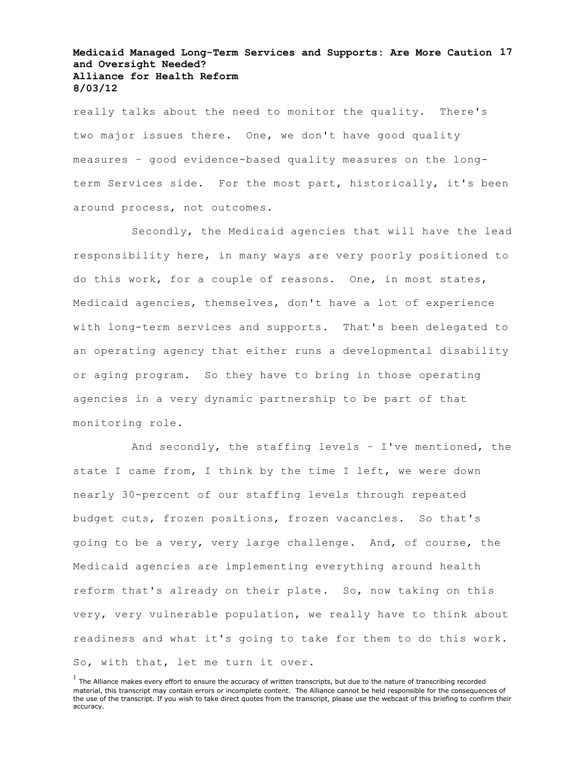really talks about the need to monitor the quality. There's two major issues there. One, we don't have good quality measures – good evidence-based quality measures on the long-term Services side. For the most part, historically, it's been around process, not outcomes.

Secondly, the Medicaid agencies that will have the lead responsibility here, in many ways are very poorly positioned to do this work, for a couple of reasons. One, in most states, Medicaid agencies, themselves, don't have a lot of experience with long-term services and supports. That's been delegated to an operating agency that either runs a developmental disability or aging program. So they have to bring in those operating agencies in a very dynamic partnership to be part of that monitoring role.

And secondly, the staffing levels – I've mentioned, the state I came from, I think by the time I left, we were down nearly 30-percent of our staffing levels through repeated budget cuts, frozen positions, frozen vacancies. So that's going to be a very, very large challenge. And, of course, the Medicaid agencies are implementing everything around health reform that's already on their plate. So, now taking on this very, very vulnerable population, we really have to think about readiness and what it's going to take for them to do this work. So, with that, let me turn it over.

[1] The Alliance makes every effort to ensure the accuracy of written transcripts, but due to the nature of transcribing recorded material, this transcript may contain errors or incomplete content. The Alliance cannot be held responsible for the consequences of the use of the transcript. If you wish to take direct quotes from the transcript, please use the webcast of this briefing to confirm their accuracy.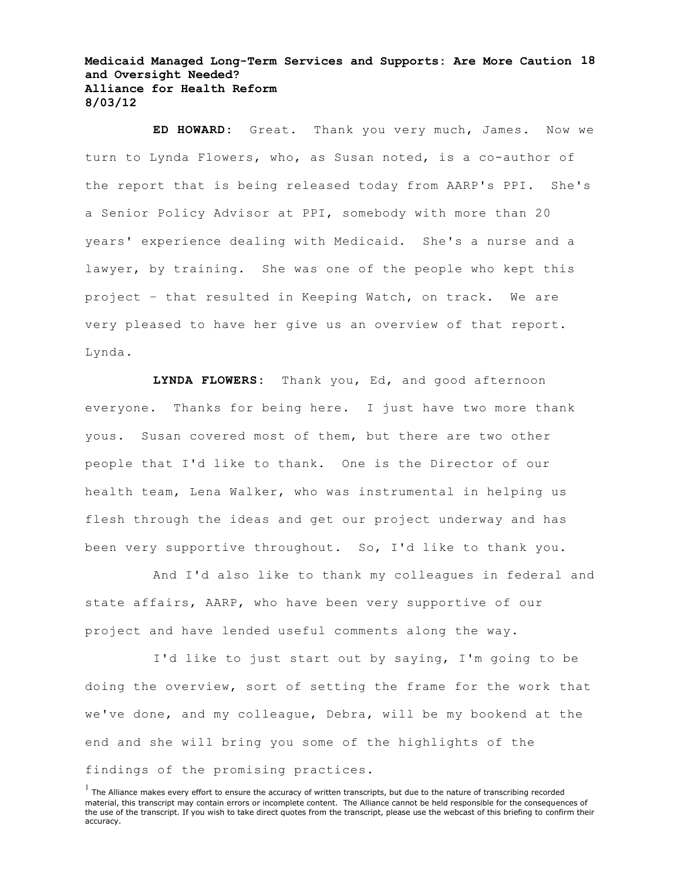**ED HOWARD:** Great. Thank you very much, James. Now we turn to Lynda Flowers, who, as Susan noted, is a co-author of the report that is being released today from AARP's PPI. She's a Senior Policy Advisor at PPI, somebody with more than 20 years' experience dealing with Medicaid. She's a nurse and a lawyer, by training. She was one of the people who kept this project – that resulted in Keeping Watch, on track. We are very pleased to have her give us an overview of that report. Lynda.

**LYNDA FLOWERS:** Thank you, Ed, and good afternoon everyone. Thanks for being here. I just have two more thank yous. Susan covered most of them, but there are two other people that I'd like to thank. One is the Director of our health team, Lena Walker, who was instrumental in helping us flesh through the ideas and get our project underway and has been very supportive throughout. So, I'd like to thank you.

And I'd also like to thank my colleagues in federal and state affairs, AARP, who have been very supportive of our project and have lended useful comments along the way.

I'd like to just start out by saying, I'm going to be doing the overview, sort of setting the frame for the work that we've done, and my colleague, Debra, will be my bookend at the end and she will bring you some of the highlights of the findings of the promising practices.

[1] The Alliance makes every effort to ensure the accuracy of written transcripts, but due to the nature of transcribing recorded material, this transcript may contain errors or incomplete content. The Alliance cannot be held responsible for the consequences of the use of the transcript. If you wish to take direct quotes from the transcript, please use the webcast of this briefing to confirm their accuracy.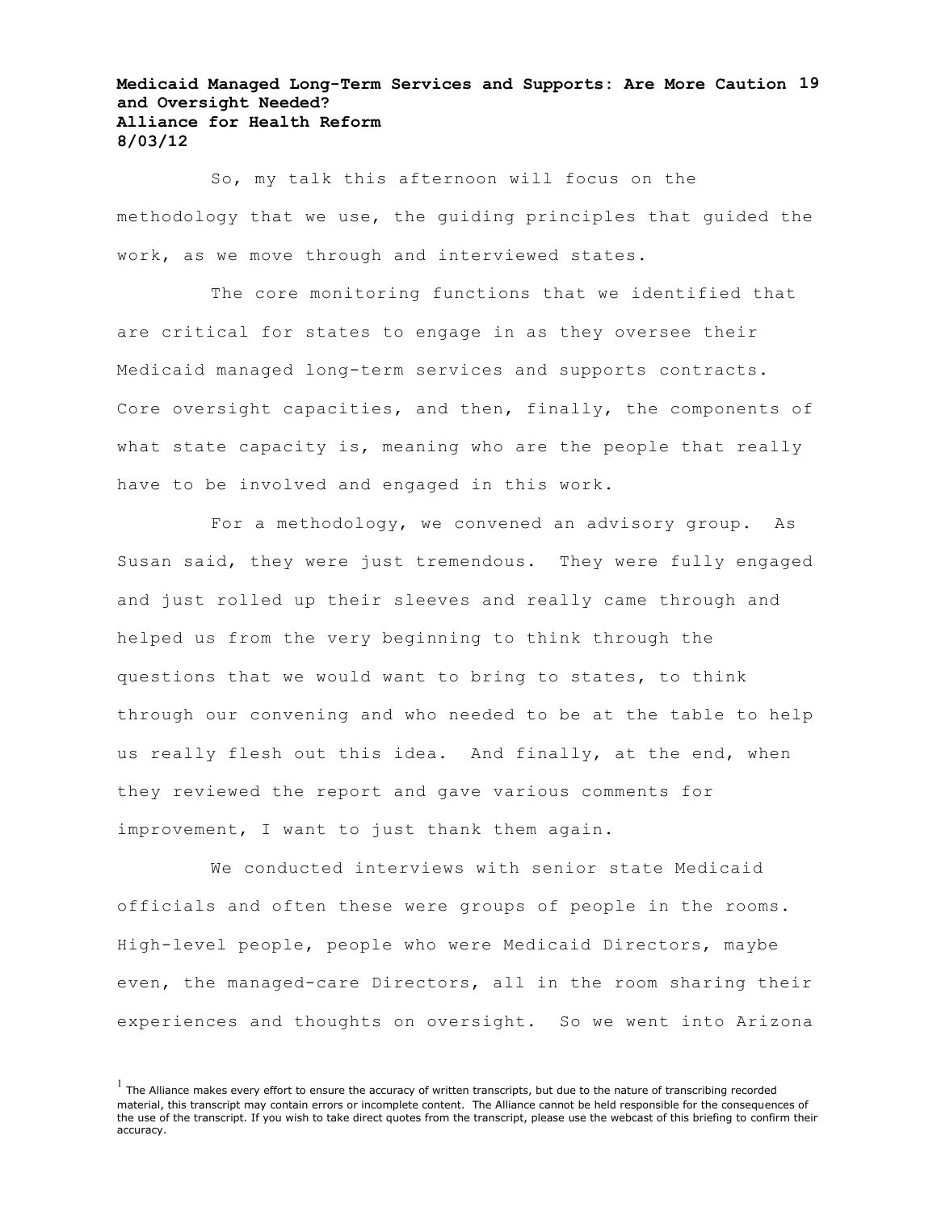So, my talk this afternoon will focus on the methodology that we use, the guiding principles that guided the work, as we move through and interviewed states.

The core monitoring functions that we identified that are critical for states to engage in as they oversee their Medicaid managed long-term services and supports contracts. Core oversight capacities, and then, finally, the components of what state capacity is, meaning who are the people that really have to be involved and engaged in this work.

For a methodology, we convened an advisory group. As Susan said, they were just tremendous. They were fully engaged and just rolled up their sleeves and really came through and helped us from the very beginning to think through the questions that we would want to bring to states, to think through our convening and who needed to be at the table to help us really flesh out this idea. And finally, at the end, when they reviewed the report and gave various comments for improvement, I want to just thank them again.

We conducted interviews with senior state Medicaid officials and often these were groups of people in the rooms. High-level people, people who were Medicaid Directors, maybe even, the managed-care Directors, all in the room sharing their experiences and thoughts on oversight. So we went into Arizona

[1] The Alliance makes every effort to ensure the accuracy of written transcripts, but due to the nature of transcribing recorded material, this transcript may contain errors or incomplete content. The Alliance cannot be held responsible for the consequences of the use of the transcript. If you wish to take direct quotes from the transcript, please use the webcast of this briefing to confirm their accuracy.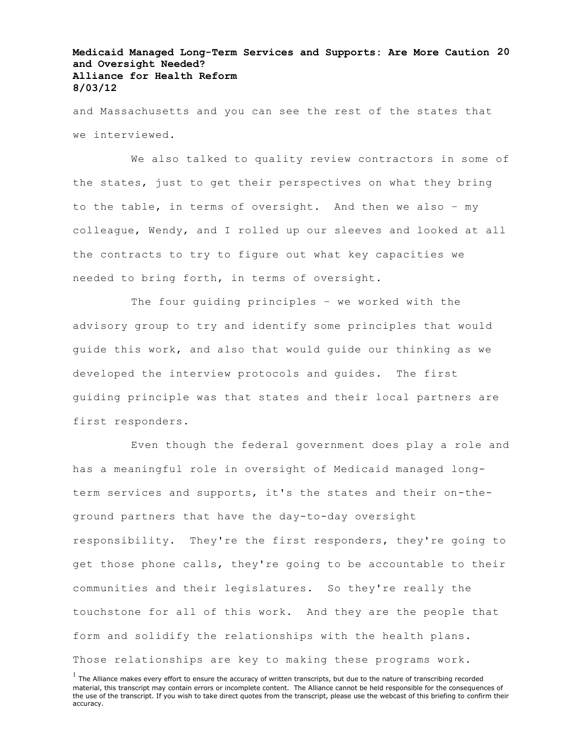and Massachusetts and you can see the rest of the states that we interviewed.

We also talked to quality review contractors in some of the states, just to get their perspectives on what they bring to the table, in terms of oversight. And then we also – my colleague, Wendy, and I rolled up our sleeves and looked at all the contracts to try to figure out what key capacities we needed to bring forth, in terms of oversight.

The four guiding principles – we worked with the advisory group to try and identify some principles that would guide this work, and also that would guide our thinking as we developed the interview protocols and guides. The first guiding principle was that states and their local partners are first responders.

Even though the federal government does play a role and has a meaningful role in oversight of Medicaid managed long-term services and supports, it's the states and their on-the-ground partners that have the day-to-day oversight responsibility. They're the first responders, they're going to get those phone calls, they're going to be accountable to their communities and their legislatures. So they're really the touchstone for all of this work. And they are the people that form and solidify the relationships with the health plans. Those relationships are key to making these programs work.

[1] The Alliance makes every effort to ensure the accuracy of written transcripts, but due to the nature of transcribing recorded material, this transcript may contain errors or incomplete content. The Alliance cannot be held responsible for the consequences of the use of the transcript. If you wish to take direct quotes from the transcript, please use the webcast of this briefing to confirm their accuracy.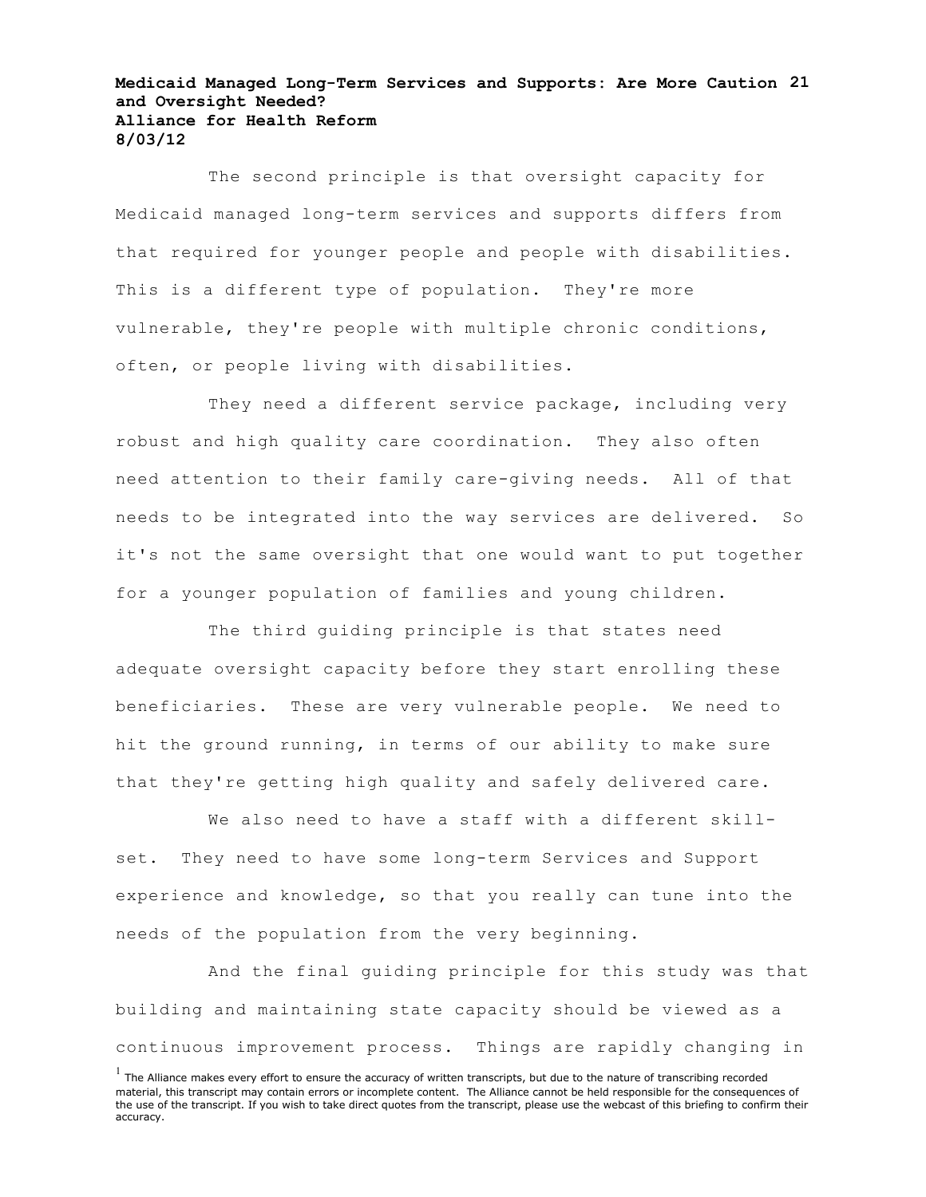The second principle is that oversight capacity for Medicaid managed long-term services and supports differs from that required for younger people and people with disabilities. This is a different type of population. They're more vulnerable, they're people with multiple chronic conditions, often, or people living with disabilities.

They need a different service package, including very robust and high quality care coordination. They also often need attention to their family care-giving needs. All of that needs to be integrated into the way services are delivered. So it's not the same oversight that one would want to put together for a younger population of families and young children.

The third guiding principle is that states need adequate oversight capacity before they start enrolling these beneficiaries. These are very vulnerable people. We need to hit the ground running, in terms of our ability to make sure that they're getting high quality and safely delivered care.

We also need to have a staff with a different skill-set. They need to have some long-term Services and Support experience and knowledge, so that you really can tune into the needs of the population from the very beginning.

And the final guiding principle for this study was that building and maintaining state capacity should be viewed as a continuous improvement process. Things are rapidly changing in

[1] The Alliance makes every effort to ensure the accuracy of written transcripts, but due to the nature of transcribing recorded material, this transcript may contain errors or incomplete content. The Alliance cannot be held responsible for the consequences of the use of the transcript. If you wish to take direct quotes from the transcript, please use the webcast of this briefing to confirm their accuracy.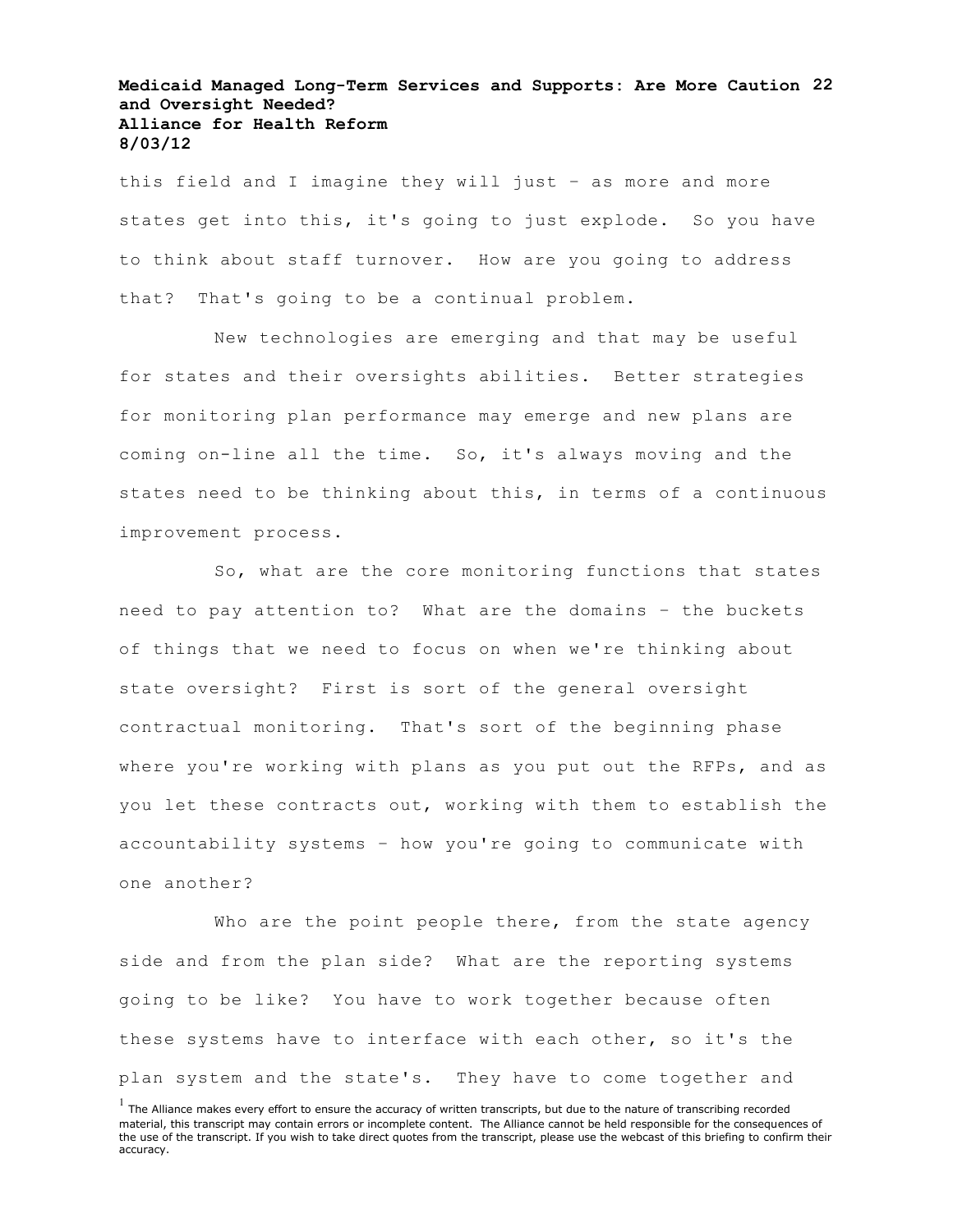this field and I imagine they will just – as more and more states get into this, it's going to just explode. So you have to think about staff turnover. How are you going to address that? That's going to be a continual problem.

New technologies are emerging and that may be useful for states and their oversights abilities. Better strategies for monitoring plan performance may emerge and new plans are coming on-line all the time. So, it's always moving and the states need to be thinking about this, in terms of a continuous improvement process.

So, what are the core monitoring functions that states need to pay attention to? What are the domains – the buckets of things that we need to focus on when we're thinking about state oversight? First is sort of the general oversight contractual monitoring. That's sort of the beginning phase where you're working with plans as you put out the RFPs, and as you let these contracts out, working with them to establish the accountability systems – how you're going to communicate with one another?

Who are the point people there, from the state agency side and from the plan side? What are the reporting systems going to be like? You have to work together because often these systems have to interface with each other, so it's the plan system and the state's. They have to come together and

[1] The Alliance makes every effort to ensure the accuracy of written transcripts, but due to the nature of transcribing recorded material, this transcript may contain errors or incomplete content. The Alliance cannot be held responsible for the consequences of the use of the transcript. If you wish to take direct quotes from the transcript, please use the webcast of this briefing to confirm their accuracy.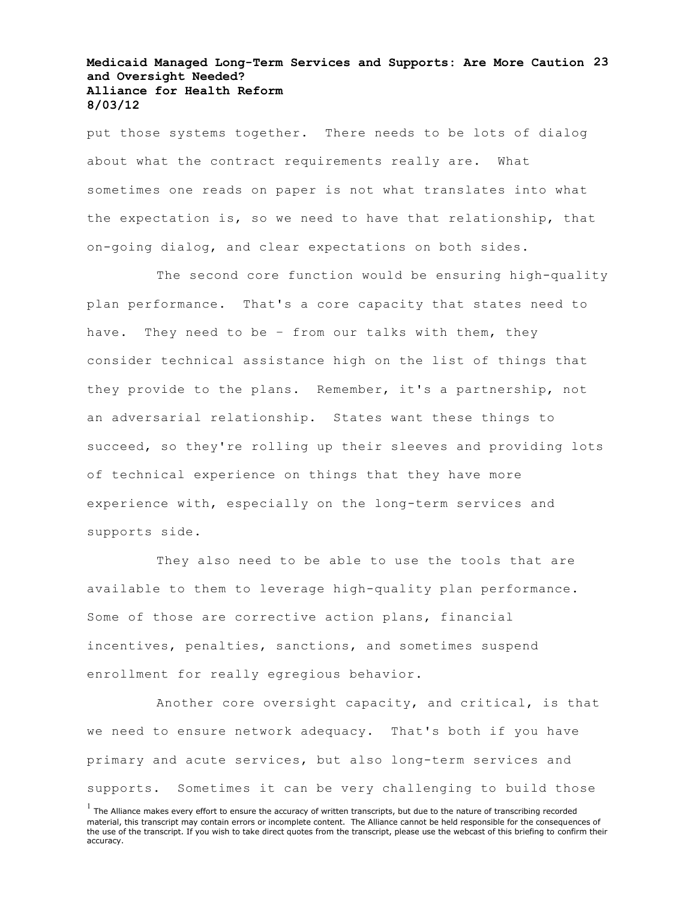put those systems together. There needs to be lots of dialog about what the contract requirements really are. What sometimes one reads on paper is not what translates into what the expectation is, so we need to have that relationship, that on-going dialog, and clear expectations on both sides.

The second core function would be ensuring high-quality plan performance. That's a core capacity that states need to have. They need to be – from our talks with them, they consider technical assistance high on the list of things that they provide to the plans. Remember, it's a partnership, not an adversarial relationship. States want these things to succeed, so they're rolling up their sleeves and providing lots of technical experience on things that they have more experience with, especially on the long-term services and supports side.

They also need to be able to use the tools that are available to them to leverage high-quality plan performance. Some of those are corrective action plans, financial incentives, penalties, sanctions, and sometimes suspend enrollment for really egregious behavior.

Another core oversight capacity, and critical, is that we need to ensure network adequacy. That's both if you have primary and acute services, but also long-term services and supports. Sometimes it can be very challenging to build those

[1] The Alliance makes every effort to ensure the accuracy of written transcripts, but due to the nature of transcribing recorded material, this transcript may contain errors or incomplete content. The Alliance cannot be held responsible for the consequences of the use of the transcript. If you wish to take direct quotes from the transcript, please use the webcast of this briefing to confirm their accuracy.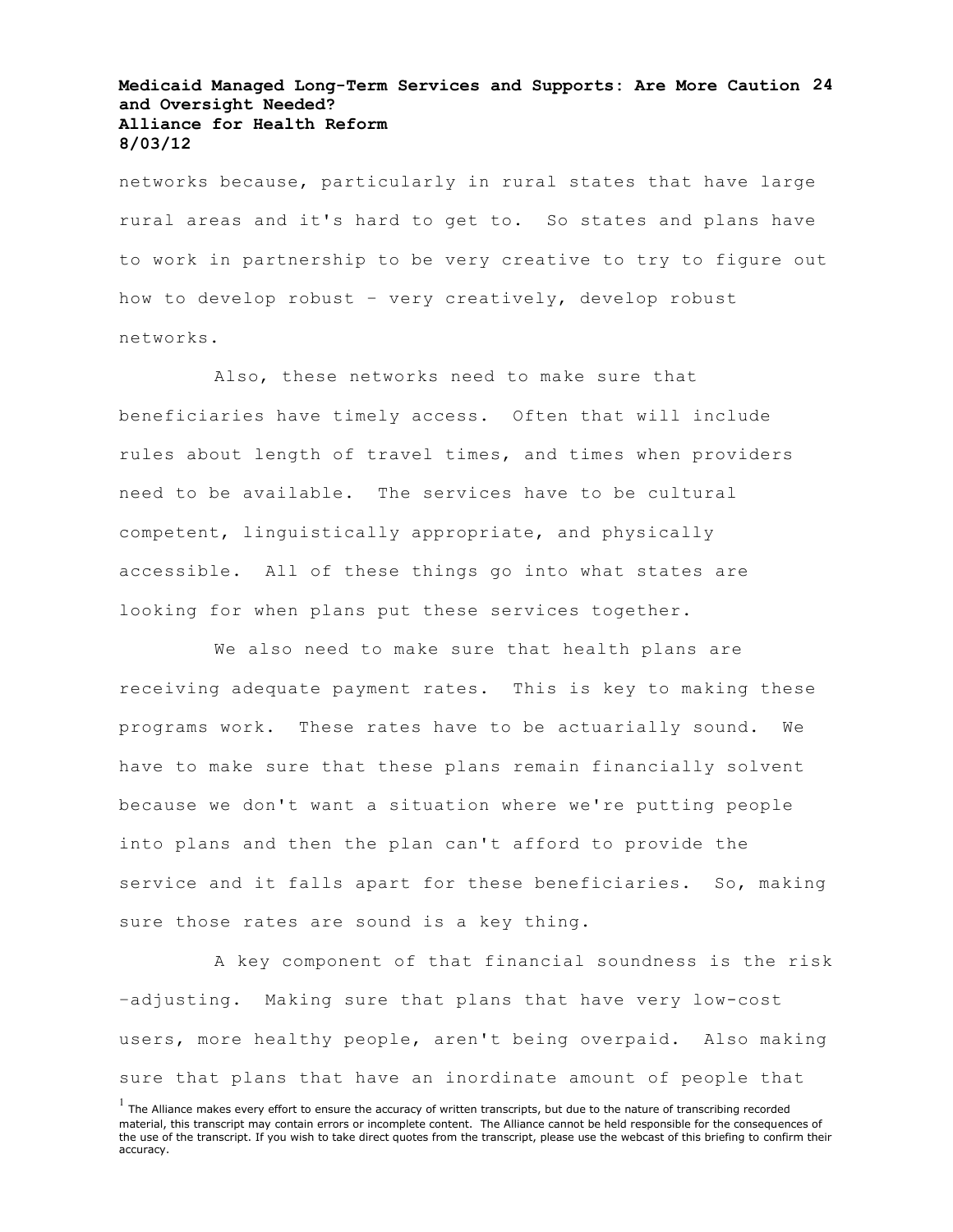networks because, particularly in rural states that have large rural areas and it's hard to get to. So states and plans have to work in partnership to be very creative to try to figure out how to develop robust – very creatively, develop robust networks.

Also, these networks need to make sure that beneficiaries have timely access. Often that will include rules about length of travel times, and times when providers need to be available. The services have to be cultural competent, linguistically appropriate, and physically accessible. All of these things go into what states are looking for when plans put these services together.

We also need to make sure that health plans are receiving adequate payment rates. This is key to making these programs work. These rates have to be actuarially sound. We have to make sure that these plans remain financially solvent because we don't want a situation where we're putting people into plans and then the plan can't afford to provide the service and it falls apart for these beneficiaries. So, making sure those rates are sound is a key thing.

A key component of that financial soundness is the risk –adjusting. Making sure that plans that have very low-cost users, more healthy people, aren't being overpaid. Also making sure that plans that have an inordinate amount of people that

[1] The Alliance makes every effort to ensure the accuracy of written transcripts, but due to the nature of transcribing recorded material, this transcript may contain errors or incomplete content. The Alliance cannot be held responsible for the consequences of the use of the transcript. If you wish to take direct quotes from the transcript, please use the webcast of this briefing to confirm their accuracy.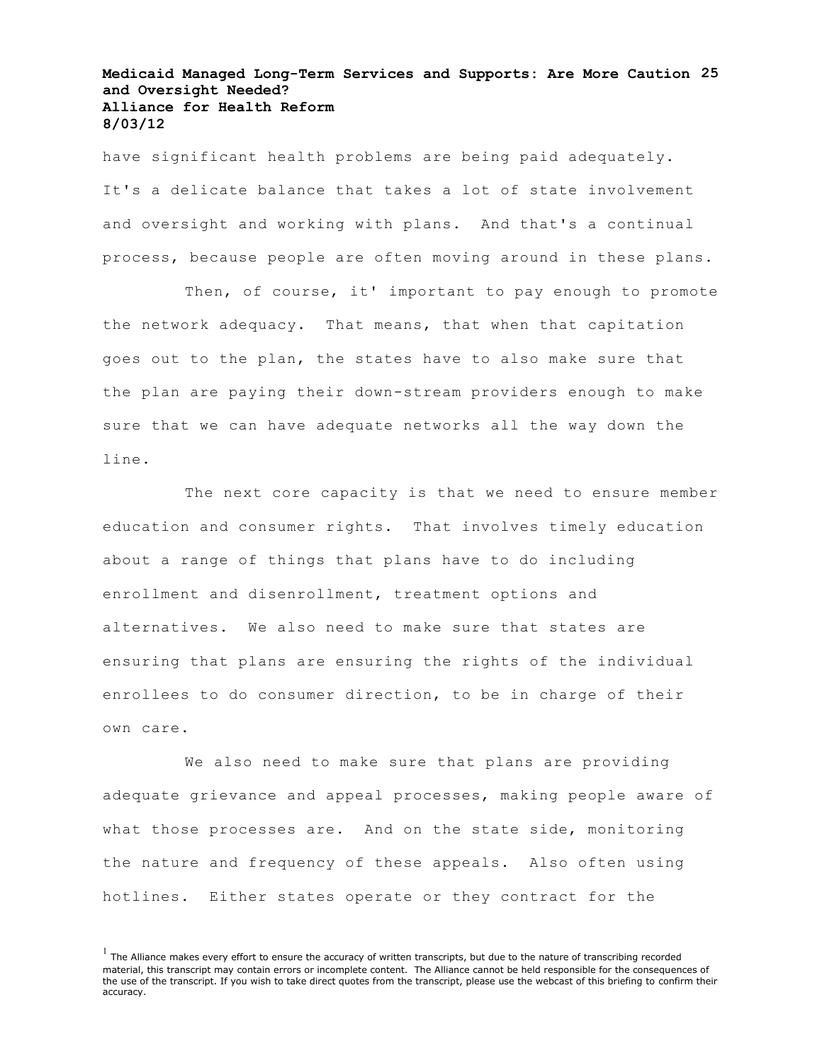have significant health problems are being paid adequately. It's a delicate balance that takes a lot of state involvement and oversight and working with plans. And that's a continual process, because people are often moving around in these plans.

Then, of course, it' important to pay enough to promote the network adequacy. That means, that when that capitation goes out to the plan, the states have to also make sure that the plan are paying their down-stream providers enough to make sure that we can have adequate networks all the way down the line.

The next core capacity is that we need to ensure member education and consumer rights. That involves timely education about a range of things that plans have to do including enrollment and disenrollment, treatment options and alternatives. We also need to make sure that states are ensuring that plans are ensuring the rights of the individual enrollees to do consumer direction, to be in charge of their own care.

We also need to make sure that plans are providing adequate grievance and appeal processes, making people aware of what those processes are. And on the state side, monitoring the nature and frequency of these appeals. Also often using hotlines. Either states operate or they contract for the

[1] The Alliance makes every effort to ensure the accuracy of written transcripts, but due to the nature of transcribing recorded material, this transcript may contain errors or incomplete content. The Alliance cannot be held responsible for the consequences of the use of the transcript. If you wish to take direct quotes from the transcript, please use the webcast of this briefing to confirm their accuracy.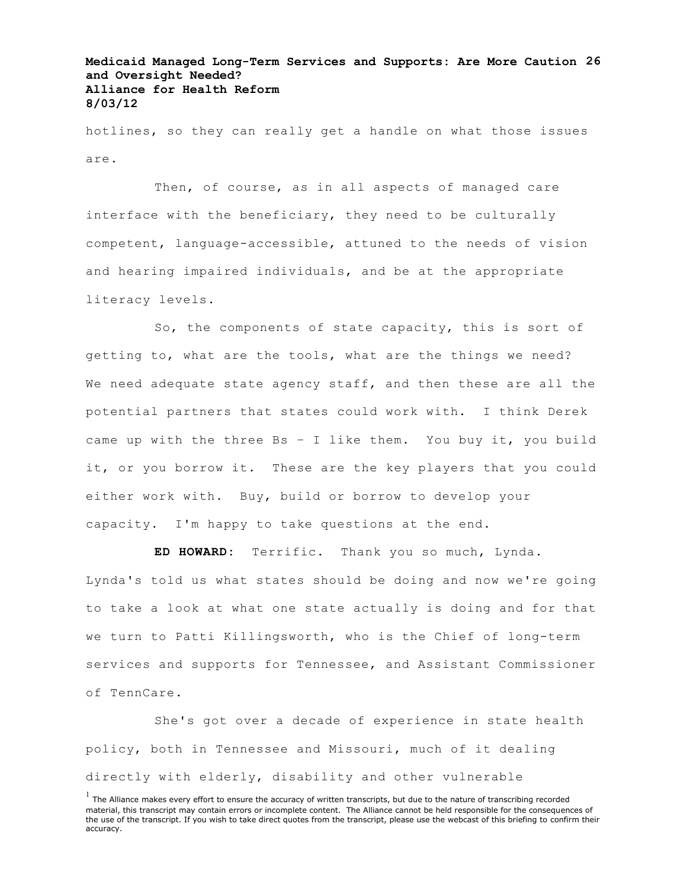hotlines, so they can really get a handle on what those issues are.

Then, of course, as in all aspects of managed care interface with the beneficiary, they need to be culturally competent, language-accessible, attuned to the needs of vision and hearing impaired individuals, and be at the appropriate literacy levels.

So, the components of state capacity, this is sort of getting to, what are the tools, what are the things we need? We need adequate state agency staff, and then these are all the potential partners that states could work with. I think Derek came up with the three Bs – I like them. You buy it, you build it, or you borrow it. These are the key players that you could either work with. Buy, build or borrow to develop your capacity. I'm happy to take questions at the end.

**ED HOWARD:** Terrific. Thank you so much, Lynda. Lynda's told us what states should be doing and now we're going to take a look at what one state actually is doing and for that we turn to Patti Killingsworth, who is the Chief of long-term services and supports for Tennessee, and Assistant Commissioner of TennCare.

She's got over a decade of experience in state health policy, both in Tennessee and Missouri, much of it dealing directly with elderly, disability and other vulnerable

[1] The Alliance makes every effort to ensure the accuracy of written transcripts, but due to the nature of transcribing recorded material, this transcript may contain errors or incomplete content. The Alliance cannot be held responsible for the consequences of the use of the transcript. If you wish to take direct quotes from the transcript, please use the webcast of this briefing to confirm their accuracy.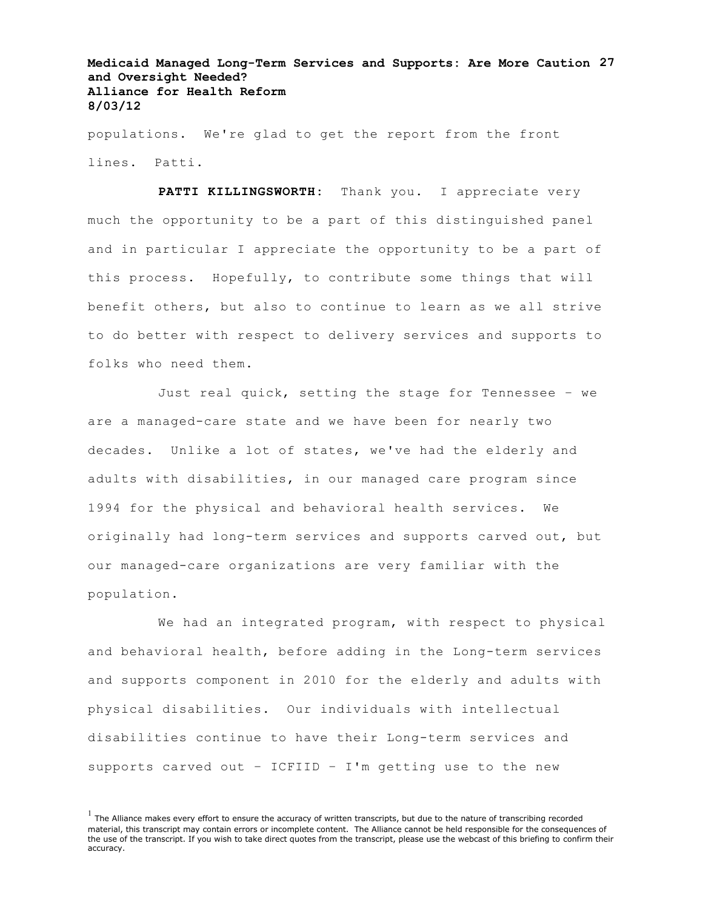populations. We're glad to get the report from the front lines. Patti.

**PATTI KILLINGSWORTH:** Thank you. I appreciate very much the opportunity to be a part of this distinguished panel and in particular I appreciate the opportunity to be a part of this process. Hopefully, to contribute some things that will benefit others, but also to continue to learn as we all strive to do better with respect to delivery services and supports to folks who need them.

Just real quick, setting the stage for Tennessee – we are a managed-care state and we have been for nearly two decades. Unlike a lot of states, we've had the elderly and adults with disabilities, in our managed care program since 1994 for the physical and behavioral health services. We originally had long-term services and supports carved out, but our managed-care organizations are very familiar with the population.

We had an integrated program, with respect to physical and behavioral health, before adding in the Long-term services and supports component in 2010 for the elderly and adults with physical disabilities. Our individuals with intellectual disabilities continue to have their Long-term services and supports carved out – ICFIID – I'm getting use to the new

[1] The Alliance makes every effort to ensure the accuracy of written transcripts, but due to the nature of transcribing recorded material, this transcript may contain errors or incomplete content. The Alliance cannot be held responsible for the consequences of the use of the transcript. If you wish to take direct quotes from the transcript, please use the webcast of this briefing to confirm their accuracy.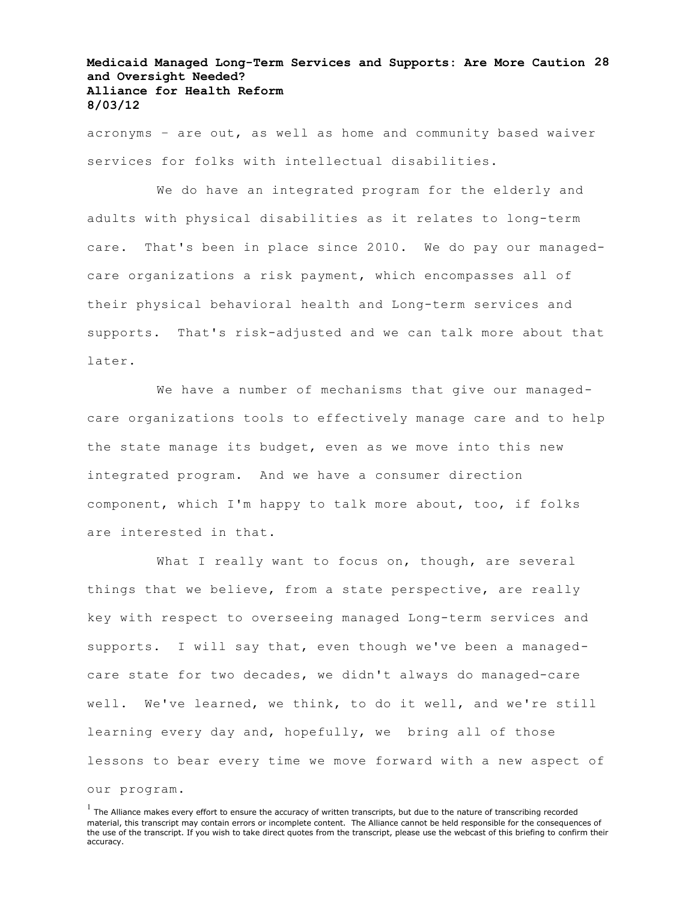acronyms – are out, as well as home and community based waiver services for folks with intellectual disabilities.

We do have an integrated program for the elderly and adults with physical disabilities as it relates to long-term care. That's been in place since 2010. We do pay our managed-care organizations a risk payment, which encompasses all of their physical behavioral health and Long-term services and supports. That's risk-adjusted and we can talk more about that later.

We have a number of mechanisms that give our managed-care organizations tools to effectively manage care and to help the state manage its budget, even as we move into this new integrated program. And we have a consumer direction component, which I'm happy to talk more about, too, if folks are interested in that.

What I really want to focus on, though, are several things that we believe, from a state perspective, are really key with respect to overseeing managed Long-term services and supports. I will say that, even though we've been a managed-care state for two decades, we didn't always do managed-care well. We've learned, we think, to do it well, and we're still learning every day and, hopefully, we bring all of those lessons to bear every time we move forward with a new aspect of our program.

[1] The Alliance makes every effort to ensure the accuracy of written transcripts, but due to the nature of transcribing recorded material, this transcript may contain errors or incomplete content. The Alliance cannot be held responsible for the consequences of the use of the transcript. If you wish to take direct quotes from the transcript, please use the webcast of this briefing to confirm their accuracy.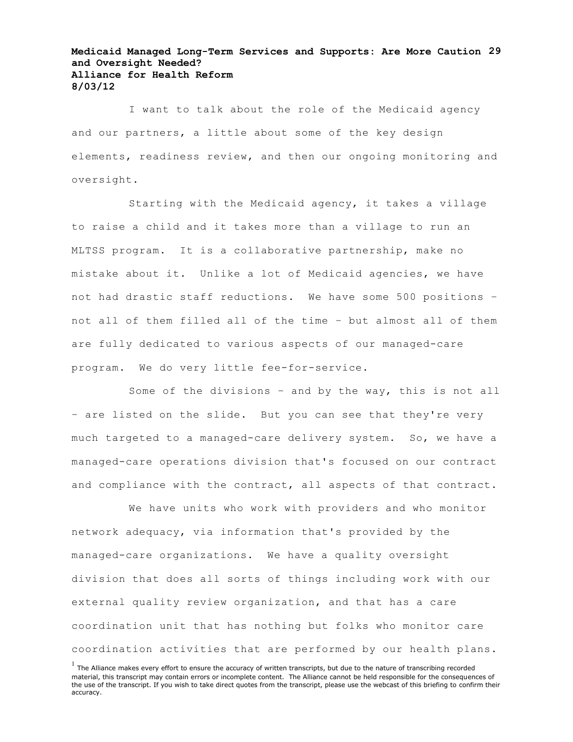I want to talk about the role of the Medicaid agency and our partners, a little about some of the key design elements, readiness review, and then our ongoing monitoring and oversight.

Starting with the Medicaid agency, it takes a village to raise a child and it takes more than a village to run an MLTSS program. It is a collaborative partnership, make no mistake about it. Unlike a lot of Medicaid agencies, we have not had drastic staff reductions. We have some 500 positions – not all of them filled all of the time – but almost all of them are fully dedicated to various aspects of our managed-care program. We do very little fee-for-service.

Some of the divisions – and by the way, this is not all – are listed on the slide. But you can see that they're very much targeted to a managed-care delivery system. So, we have a managed-care operations division that's focused on our contract and compliance with the contract, all aspects of that contract.

We have units who work with providers and who monitor network adequacy, via information that's provided by the managed-care organizations. We have a quality oversight division that does all sorts of things including work with our external quality review organization, and that has a care coordination unit that has nothing but folks who monitor care coordination activities that are performed by our health plans.

[1] The Alliance makes every effort to ensure the accuracy of written transcripts, but due to the nature of transcribing recorded material, this transcript may contain errors or incomplete content. The Alliance cannot be held responsible for the consequences of the use of the transcript. If you wish to take direct quotes from the transcript, please use the webcast of this briefing to confirm their accuracy.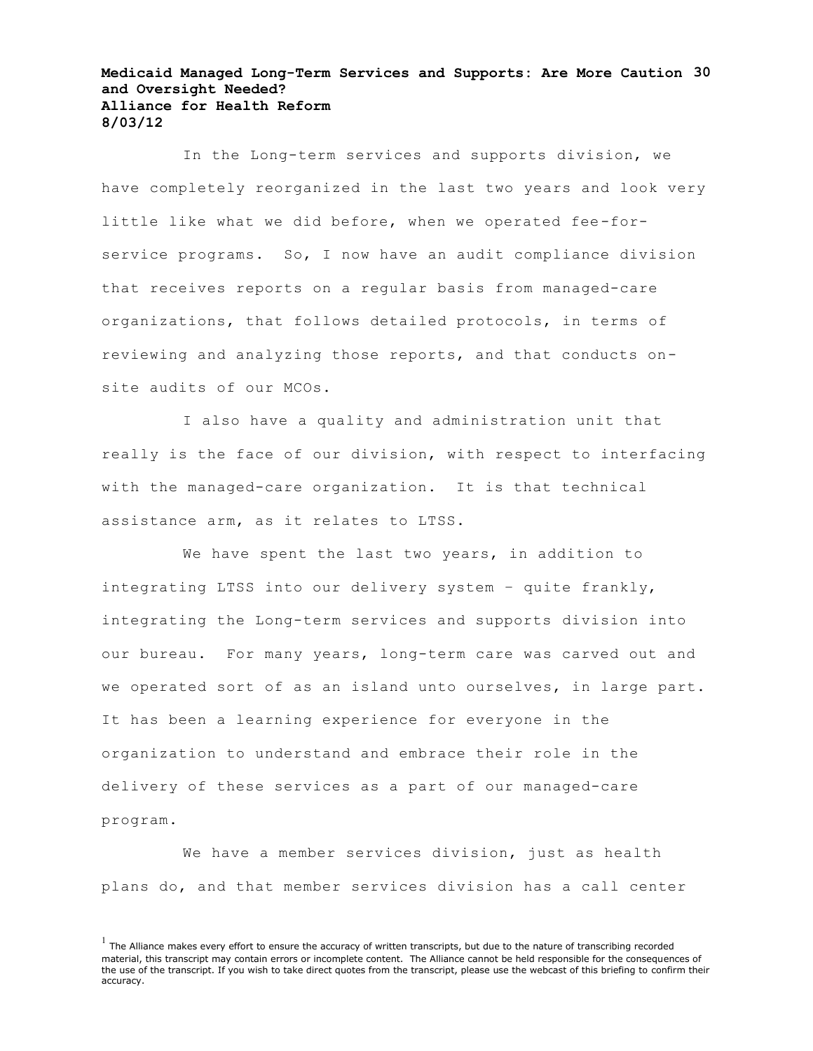In the Long-term services and supports division, we have completely reorganized in the last two years and look very little like what we did before, when we operated fee-for-service programs. So, I now have an audit compliance division that receives reports on a regular basis from managed-care organizations, that follows detailed protocols, in terms of reviewing and analyzing those reports, and that conducts on-site audits of our MCOs.

I also have a quality and administration unit that really is the face of our division, with respect to interfacing with the managed-care organization. It is that technical assistance arm, as it relates to LTSS.

We have spent the last two years, in addition to integrating LTSS into our delivery system – quite frankly, integrating the Long-term services and supports division into our bureau. For many years, long-term care was carved out and we operated sort of as an island unto ourselves, in large part. It has been a learning experience for everyone in the organization to understand and embrace their role in the delivery of these services as a part of our managed-care program.

We have a member services division, just as health plans do, and that member services division has a call center

[1] The Alliance makes every effort to ensure the accuracy of written transcripts, but due to the nature of transcribing recorded material, this transcript may contain errors or incomplete content. The Alliance cannot be held responsible for the consequences of the use of the transcript. If you wish to take direct quotes from the transcript, please use the webcast of this briefing to confirm their accuracy.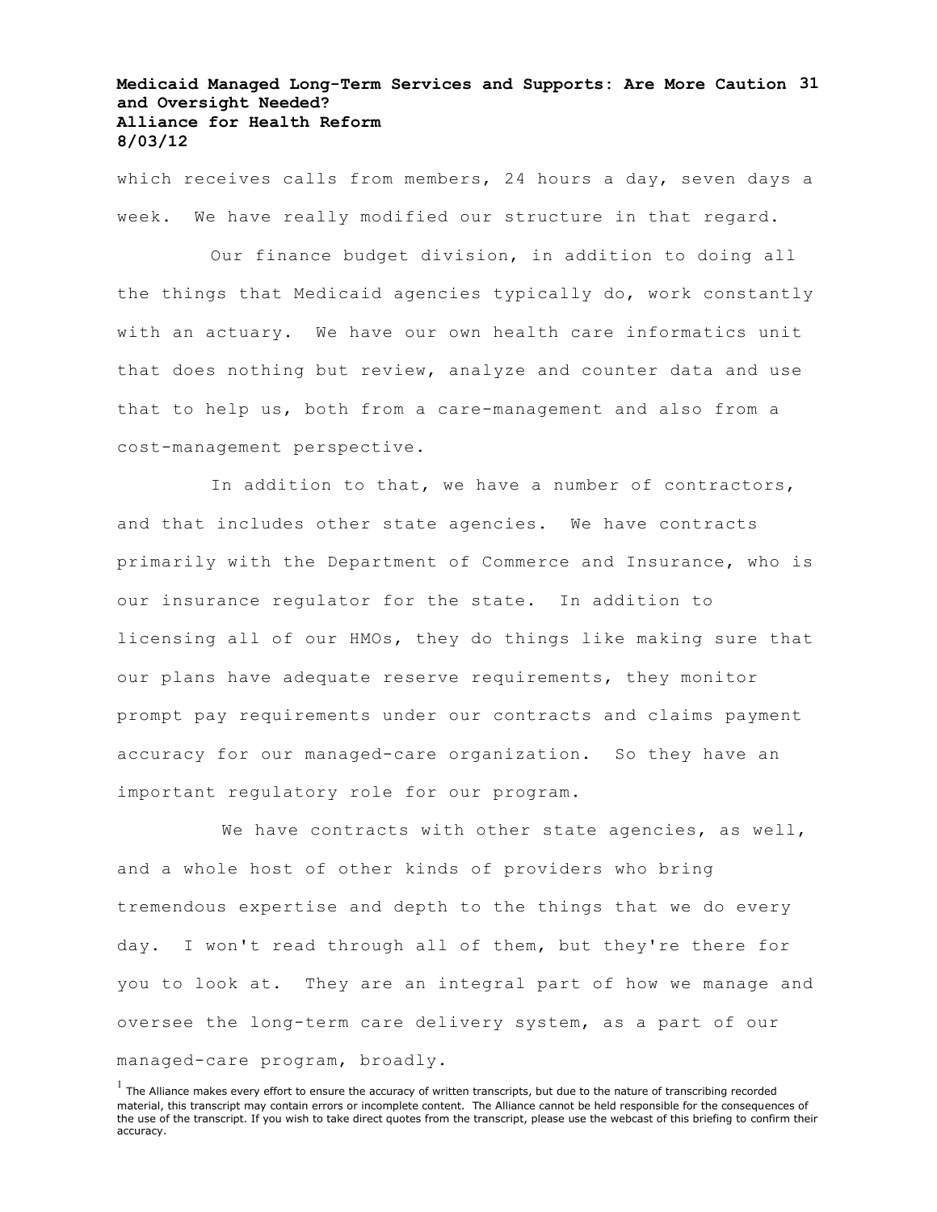which receives calls from members, 24 hours a day, seven days a week. We have really modified our structure in that regard.

Our finance budget division, in addition to doing all the things that Medicaid agencies typically do, work constantly with an actuary. We have our own health care informatics unit that does nothing but review, analyze and counter data and use that to help us, both from a care-management and also from a cost-management perspective.

In addition to that, we have a number of contractors, and that includes other state agencies. We have contracts primarily with the Department of Commerce and Insurance, who is our insurance regulator for the state. In addition to licensing all of our HMOs, they do things like making sure that our plans have adequate reserve requirements, they monitor prompt pay requirements under our contracts and claims payment accuracy for our managed-care organization. So they have an important regulatory role for our program.

We have contracts with other state agencies, as well, and a whole host of other kinds of providers who bring tremendous expertise and depth to the things that we do every day. I won't read through all of them, but they're there for you to look at. They are an integral part of how we manage and oversee the long-term care delivery system, as a part of our managed-care program, broadly.

[1] The Alliance makes every effort to ensure the accuracy of written transcripts, but due to the nature of transcribing recorded material, this transcript may contain errors or incomplete content. The Alliance cannot be held responsible for the consequences of the use of the transcript. If you wish to take direct quotes from the transcript, please use the webcast of this briefing to confirm their accuracy.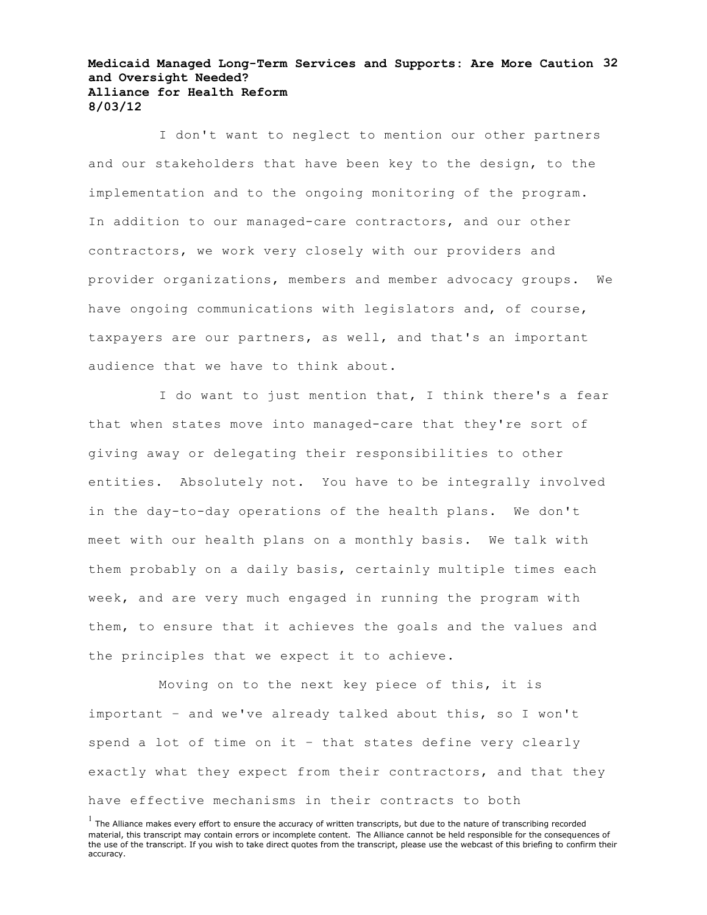I don't want to neglect to mention our other partners and our stakeholders that have been key to the design, to the implementation and to the ongoing monitoring of the program. In addition to our managed-care contractors, and our other contractors, we work very closely with our providers and provider organizations, members and member advocacy groups. We have ongoing communications with legislators and, of course, taxpayers are our partners, as well, and that's an important audience that we have to think about.

I do want to just mention that, I think there's a fear that when states move into managed-care that they're sort of giving away or delegating their responsibilities to other entities. Absolutely not. You have to be integrally involved in the day-to-day operations of the health plans. We don't meet with our health plans on a monthly basis. We talk with them probably on a daily basis, certainly multiple times each week, and are very much engaged in running the program with them, to ensure that it achieves the goals and the values and the principles that we expect it to achieve.

Moving on to the next key piece of this, it is important – and we've already talked about this, so I won't spend a lot of time on it – that states define very clearly exactly what they expect from their contractors, and that they have effective mechanisms in their contracts to both

[1] The Alliance makes every effort to ensure the accuracy of written transcripts, but due to the nature of transcribing recorded material, this transcript may contain errors or incomplete content. The Alliance cannot be held responsible for the consequences of the use of the transcript. If you wish to take direct quotes from the transcript, please use the webcast of this briefing to confirm their accuracy.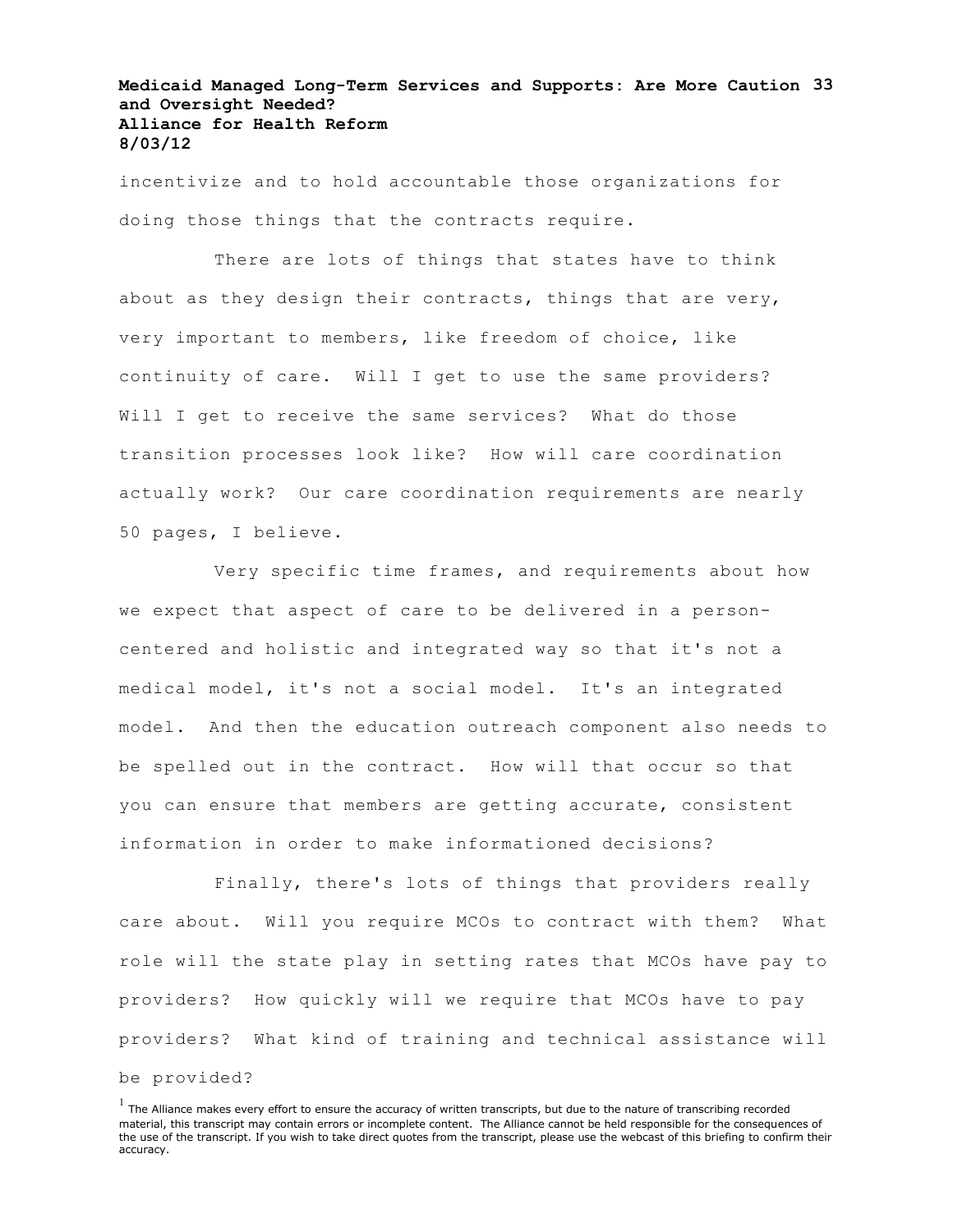incentivize and to hold accountable those organizations for doing those things that the contracts require.

There are lots of things that states have to think about as they design their contracts, things that are very, very important to members, like freedom of choice, like continuity of care. Will I get to use the same providers? Will I get to receive the same services? What do those transition processes look like? How will care coordination actually work? Our care coordination requirements are nearly 50 pages, I believe.

Very specific time frames, and requirements about how we expect that aspect of care to be delivered in a person-centered and holistic and integrated way so that it's not a medical model, it's not a social model. It's an integrated model. And then the education outreach component also needs to be spelled out in the contract. How will that occur so that you can ensure that members are getting accurate, consistent information in order to make informationed decisions?

Finally, there's lots of things that providers really care about. Will you require MCOs to contract with them? What role will the state play in setting rates that MCOs have pay to providers? How quickly will we require that MCOs have to pay providers? What kind of training and technical assistance will be provided?

[1] The Alliance makes every effort to ensure the accuracy of written transcripts, but due to the nature of transcribing recorded material, this transcript may contain errors or incomplete content. The Alliance cannot be held responsible for the consequences of the use of the transcript. If you wish to take direct quotes from the transcript, please use the webcast of this briefing to confirm their accuracy.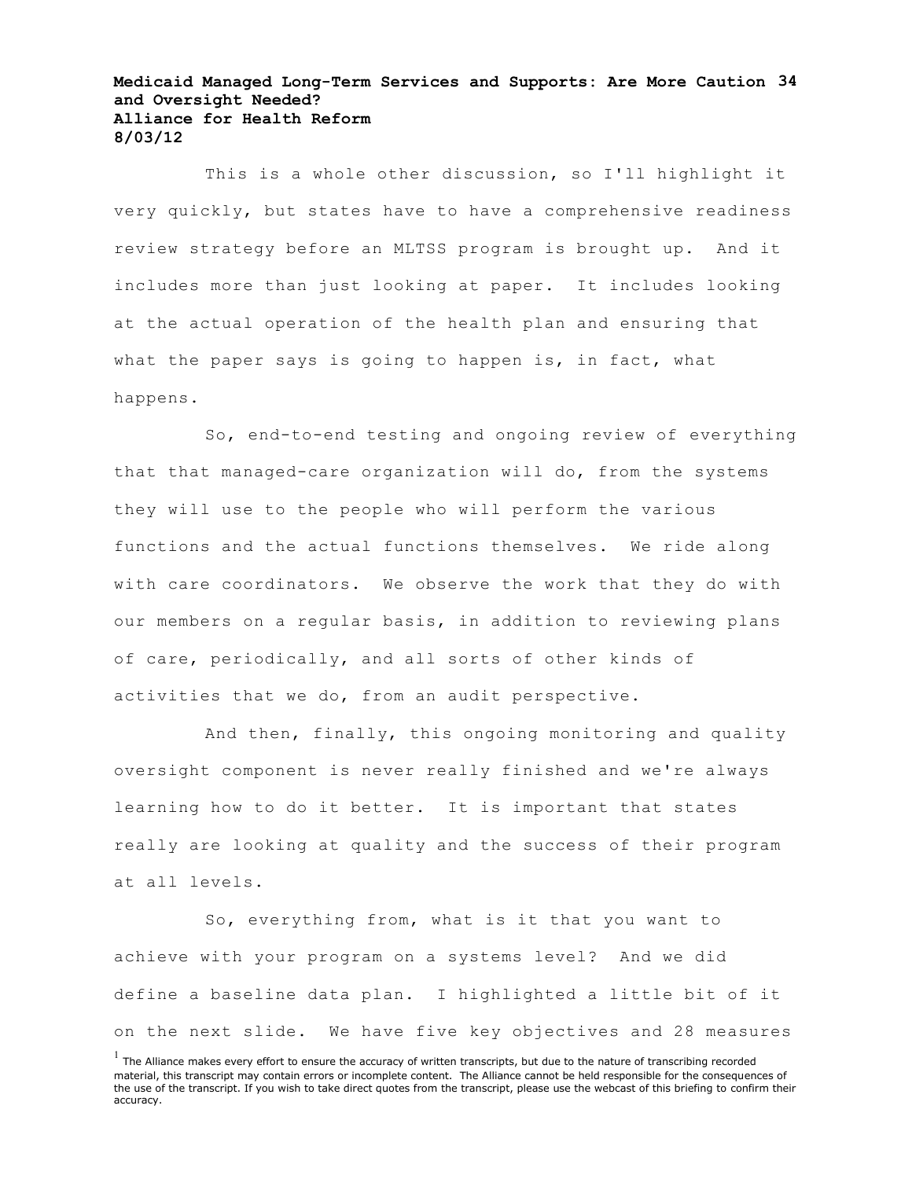This is a whole other discussion, so I'll highlight it very quickly, but states have to have a comprehensive readiness review strategy before an MLTSS program is brought up. And it includes more than just looking at paper. It includes looking at the actual operation of the health plan and ensuring that what the paper says is going to happen is, in fact, what happens.

So, end-to-end testing and ongoing review of everything that that managed-care organization will do, from the systems they will use to the people who will perform the various functions and the actual functions themselves. We ride along with care coordinators. We observe the work that they do with our members on a regular basis, in addition to reviewing plans of care, periodically, and all sorts of other kinds of activities that we do, from an audit perspective.

And then, finally, this ongoing monitoring and quality oversight component is never really finished and we're always learning how to do it better. It is important that states really are looking at quality and the success of their program at all levels.

So, everything from, what is it that you want to achieve with your program on a systems level? And we did define a baseline data plan. I highlighted a little bit of it on the next slide. We have five key objectives and 28 measures

[1] The Alliance makes every effort to ensure the accuracy of written transcripts, but due to the nature of transcribing recorded material, this transcript may contain errors or incomplete content. The Alliance cannot be held responsible for the consequences of the use of the transcript. If you wish to take direct quotes from the transcript, please use the webcast of this briefing to confirm their accuracy.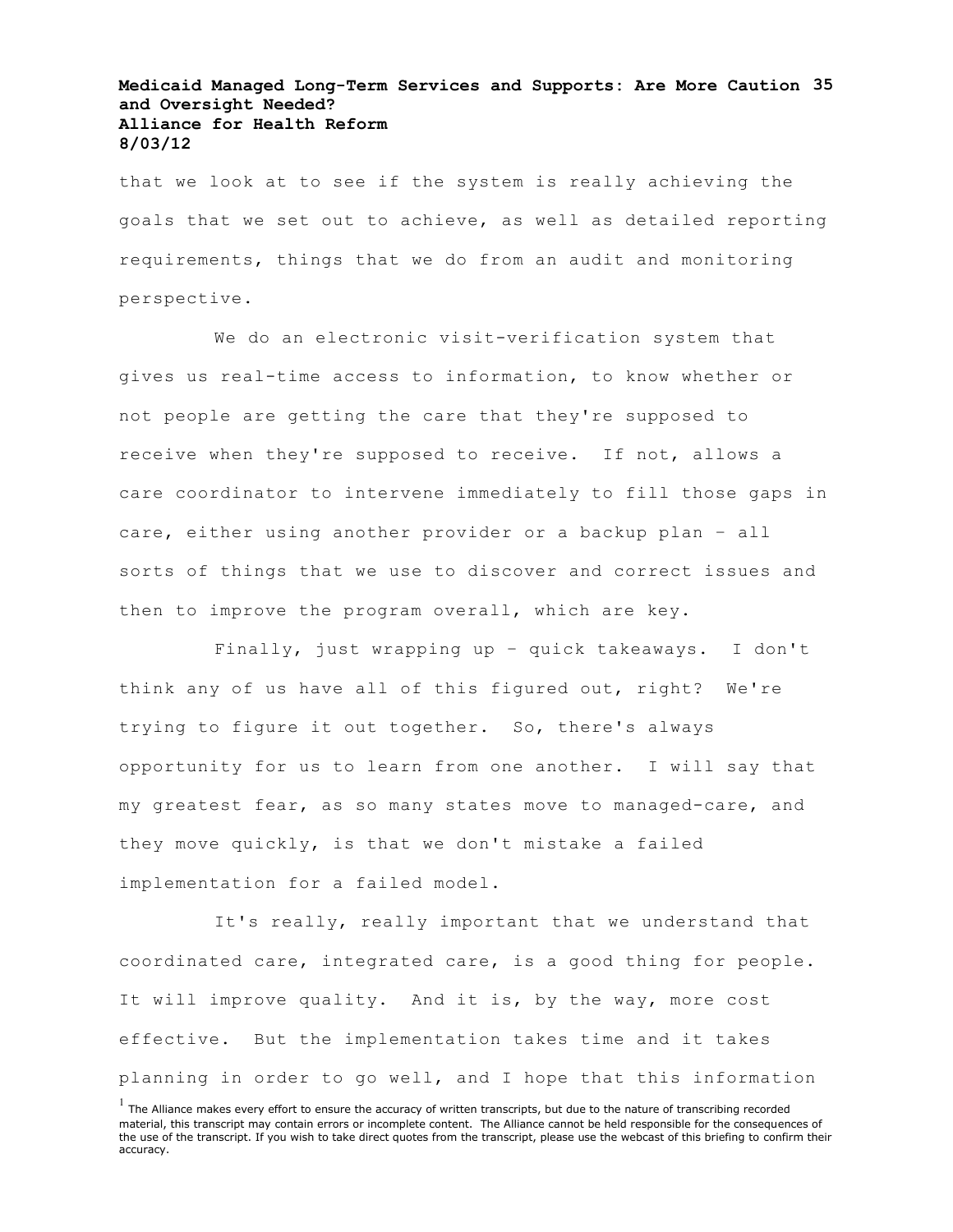that we look at to see if the system is really achieving the goals that we set out to achieve, as well as detailed reporting requirements, things that we do from an audit and monitoring perspective.

We do an electronic visit-verification system that gives us real-time access to information, to know whether or not people are getting the care that they're supposed to receive when they're supposed to receive. If not, allows a care coordinator to intervene immediately to fill those gaps in care, either using another provider or a backup plan – all sorts of things that we use to discover and correct issues and then to improve the program overall, which are key.

Finally, just wrapping up – quick takeaways. I don't think any of us have all of this figured out, right? We're trying to figure it out together. So, there's always opportunity for us to learn from one another. I will say that my greatest fear, as so many states move to managed-care, and they move quickly, is that we don't mistake a failed implementation for a failed model.

It's really, really important that we understand that coordinated care, integrated care, is a good thing for people. It will improve quality. And it is, by the way, more cost effective. But the implementation takes time and it takes planning in order to go well, and I hope that this information

[1] The Alliance makes every effort to ensure the accuracy of written transcripts, but due to the nature of transcribing recorded material, this transcript may contain errors or incomplete content. The Alliance cannot be held responsible for the consequences of the use of the transcript. If you wish to take direct quotes from the transcript, please use the webcast of this briefing to confirm their accuracy.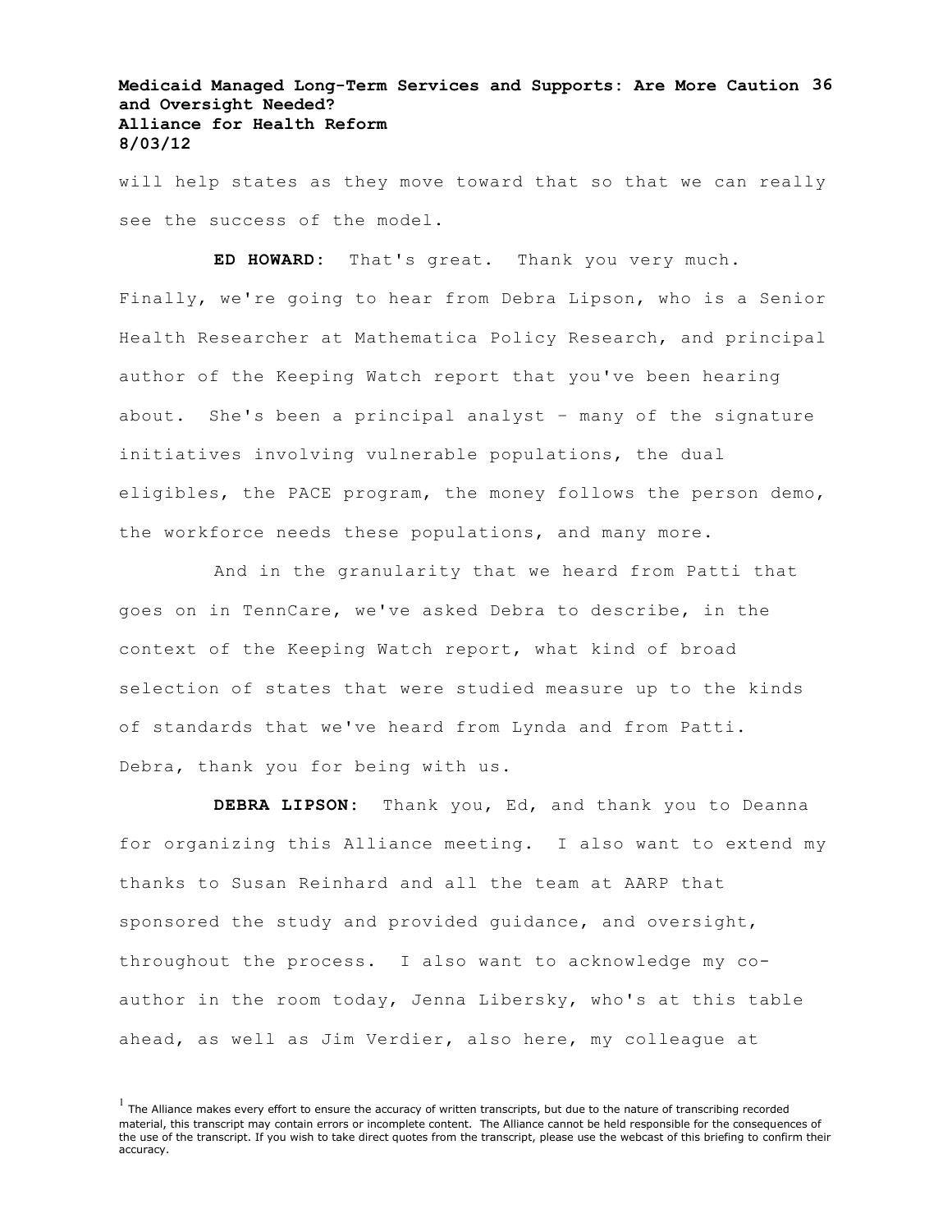will help states as they move toward that so that we can really see the success of the model.

**ED HOWARD:** That's great. Thank you very much. Finally, we're going to hear from Debra Lipson, who is a Senior Health Researcher at Mathematica Policy Research, and principal author of the Keeping Watch report that you've been hearing about. She's been a principal analyst – many of the signature initiatives involving vulnerable populations, the dual eligibles, the PACE program, the money follows the person demo, the workforce needs these populations, and many more.

And in the granularity that we heard from Patti that goes on in TennCare, we've asked Debra to describe, in the context of the Keeping Watch report, what kind of broad selection of states that were studied measure up to the kinds of standards that we've heard from Lynda and from Patti. Debra, thank you for being with us.

**DEBRA LIPSON:** Thank you, Ed, and thank you to Deanna for organizing this Alliance meeting. I also want to extend my thanks to Susan Reinhard and all the team at AARP that sponsored the study and provided guidance, and oversight, throughout the process. I also want to acknowledge my co-author in the room today, Jenna Libersky, who's at this table ahead, as well as Jim Verdier, also here, my colleague at

[1] The Alliance makes every effort to ensure the accuracy of written transcripts, but due to the nature of transcribing recorded material, this transcript may contain errors or incomplete content. The Alliance cannot be held responsible for the consequences of the use of the transcript. If you wish to take direct quotes from the transcript, please use the webcast of this briefing to confirm their accuracy.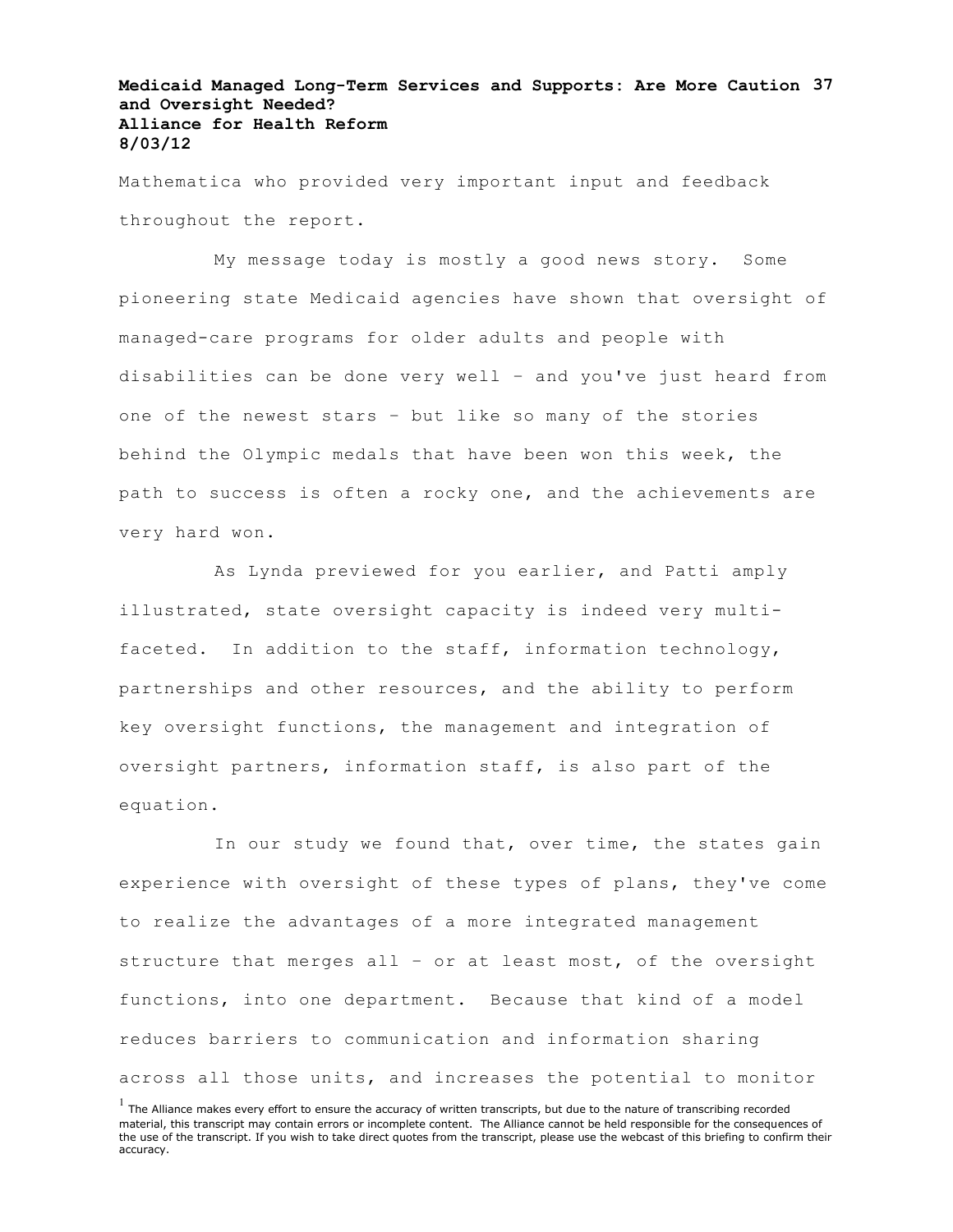Mathematica who provided very important input and feedback throughout the report.

My message today is mostly a good news story. Some pioneering state Medicaid agencies have shown that oversight of managed-care programs for older adults and people with disabilities can be done very well – and you've just heard from one of the newest stars – but like so many of the stories behind the Olympic medals that have been won this week, the path to success is often a rocky one, and the achievements are very hard won.

As Lynda previewed for you earlier, and Patti amply illustrated, state oversight capacity is indeed very multi-faceted. In addition to the staff, information technology, partnerships and other resources, and the ability to perform key oversight functions, the management and integration of oversight partners, information staff, is also part of the equation.

In our study we found that, over time, the states gain experience with oversight of these types of plans, they've come to realize the advantages of a more integrated management structure that merges all – or at least most, of the oversight functions, into one department. Because that kind of a model reduces barriers to communication and information sharing across all those units, and increases the potential to monitor

[1] The Alliance makes every effort to ensure the accuracy of written transcripts, but due to the nature of transcribing recorded material, this transcript may contain errors or incomplete content. The Alliance cannot be held responsible for the consequences of the use of the transcript. If you wish to take direct quotes from the transcript, please use the webcast of this briefing to confirm their accuracy.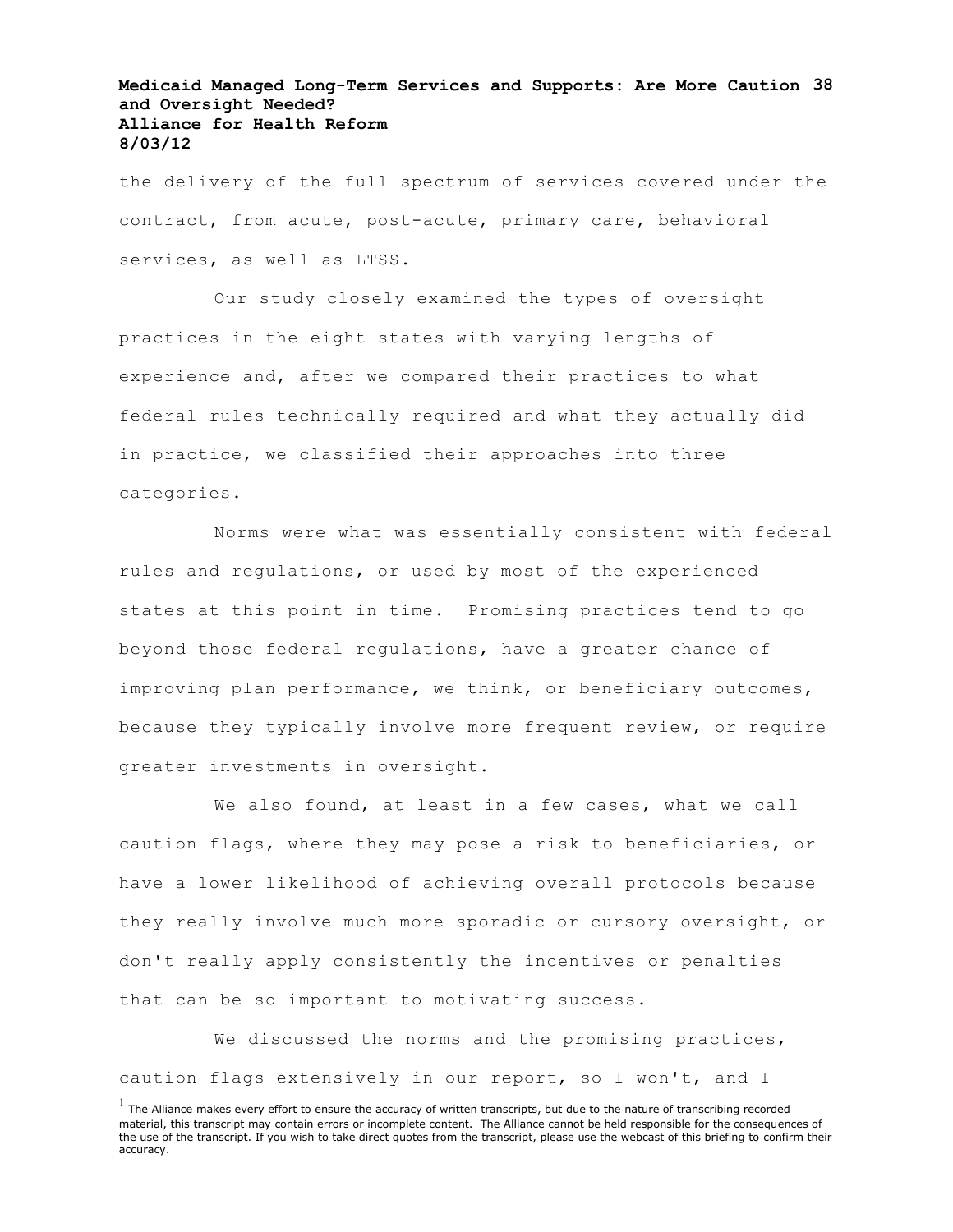the delivery of the full spectrum of services covered under the contract, from acute, post-acute, primary care, behavioral services, as well as LTSS.

Our study closely examined the types of oversight practices in the eight states with varying lengths of experience and, after we compared their practices to what federal rules technically required and what they actually did in practice, we classified their approaches into three categories.

Norms were what was essentially consistent with federal rules and regulations, or used by most of the experienced states at this point in time. Promising practices tend to go beyond those federal regulations, have a greater chance of improving plan performance, we think, or beneficiary outcomes, because they typically involve more frequent review, or require greater investments in oversight.

We also found, at least in a few cases, what we call caution flags, where they may pose a risk to beneficiaries, or have a lower likelihood of achieving overall protocols because they really involve much more sporadic or cursory oversight, or don't really apply consistently the incentives or penalties that can be so important to motivating success.

We discussed the norms and the promising practices, caution flags extensively in our report, so I won't, and I

[1] The Alliance makes every effort to ensure the accuracy of written transcripts, but due to the nature of transcribing recorded material, this transcript may contain errors or incomplete content. The Alliance cannot be held responsible for the consequences of the use of the transcript. If you wish to take direct quotes from the transcript, please use the webcast of this briefing to confirm their accuracy.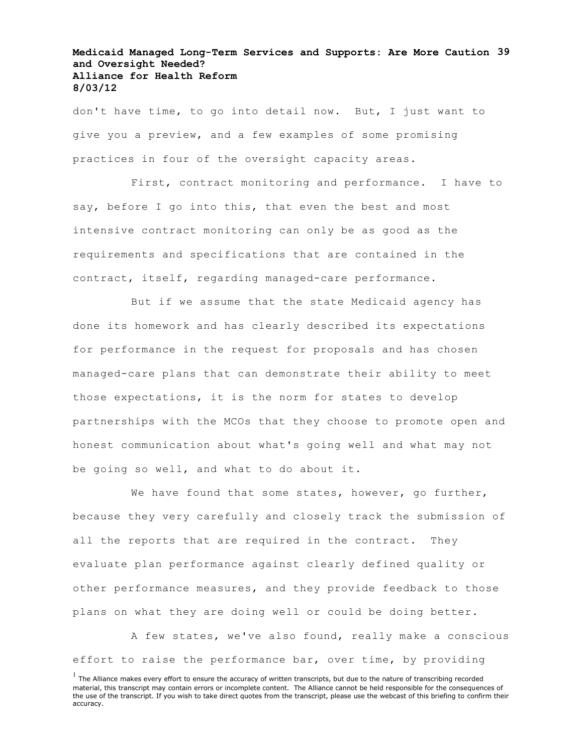don't have time, to go into detail now. But, I just want to give you a preview, and a few examples of some promising practices in four of the oversight capacity areas.

First, contract monitoring and performance. I have to say, before I go into this, that even the best and most intensive contract monitoring can only be as good as the requirements and specifications that are contained in the contract, itself, regarding managed-care performance.

But if we assume that the state Medicaid agency has done its homework and has clearly described its expectations for performance in the request for proposals and has chosen managed-care plans that can demonstrate their ability to meet those expectations, it is the norm for states to develop partnerships with the MCOs that they choose to promote open and honest communication about what's going well and what may not be going so well, and what to do about it.

We have found that some states, however, go further, because they very carefully and closely track the submission of all the reports that are required in the contract. They evaluate plan performance against clearly defined quality or other performance measures, and they provide feedback to those plans on what they are doing well or could be doing better.

A few states, we've also found, really make a conscious effort to raise the performance bar, over time, by providing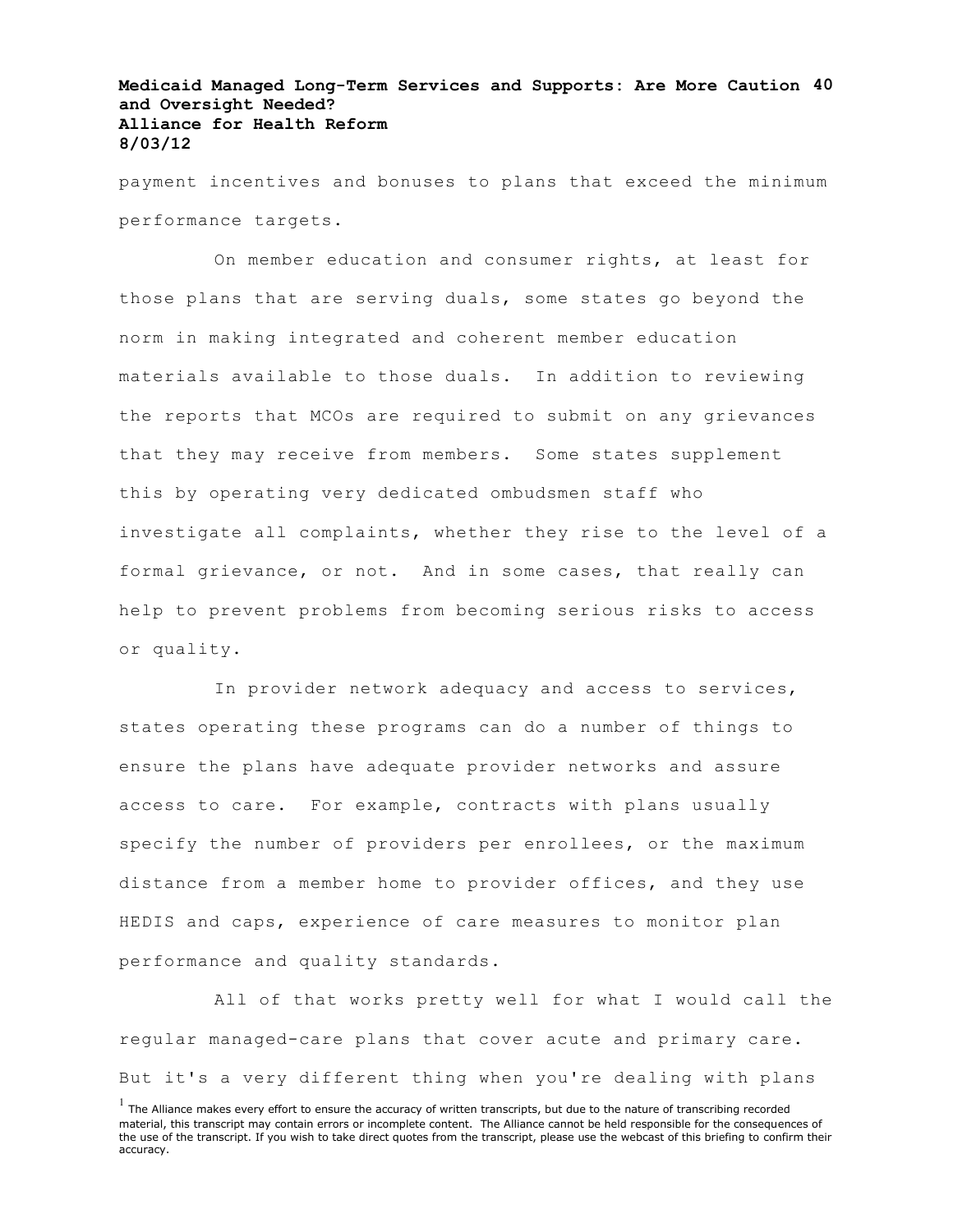payment incentives and bonuses to plans that exceed the minimum performance targets.

On member education and consumer rights, at least for those plans that are serving duals, some states go beyond the norm in making integrated and coherent member education materials available to those duals. In addition to reviewing the reports that MCOs are required to submit on any grievances that they may receive from members. Some states supplement this by operating very dedicated ombudsmen staff who investigate all complaints, whether they rise to the level of a formal grievance, or not. And in some cases, that really can help to prevent problems from becoming serious risks to access or quality.

In provider network adequacy and access to services, states operating these programs can do a number of things to ensure the plans have adequate provider networks and assure access to care. For example, contracts with plans usually specify the number of providers per enrollees, or the maximum distance from a member home to provider offices, and they use HEDIS and caps, experience of care measures to monitor plan performance and quality standards.

All of that works pretty well for what I would call the regular managed-care plans that cover acute and primary care. But it's a very different thing when you're dealing with plans

[1] The Alliance makes every effort to ensure the accuracy of written transcripts, but due to the nature of transcribing recorded material, this transcript may contain errors or incomplete content. The Alliance cannot be held responsible for the consequences of the use of the transcript. If you wish to take direct quotes from the transcript, please use the webcast of this briefing to confirm their accuracy.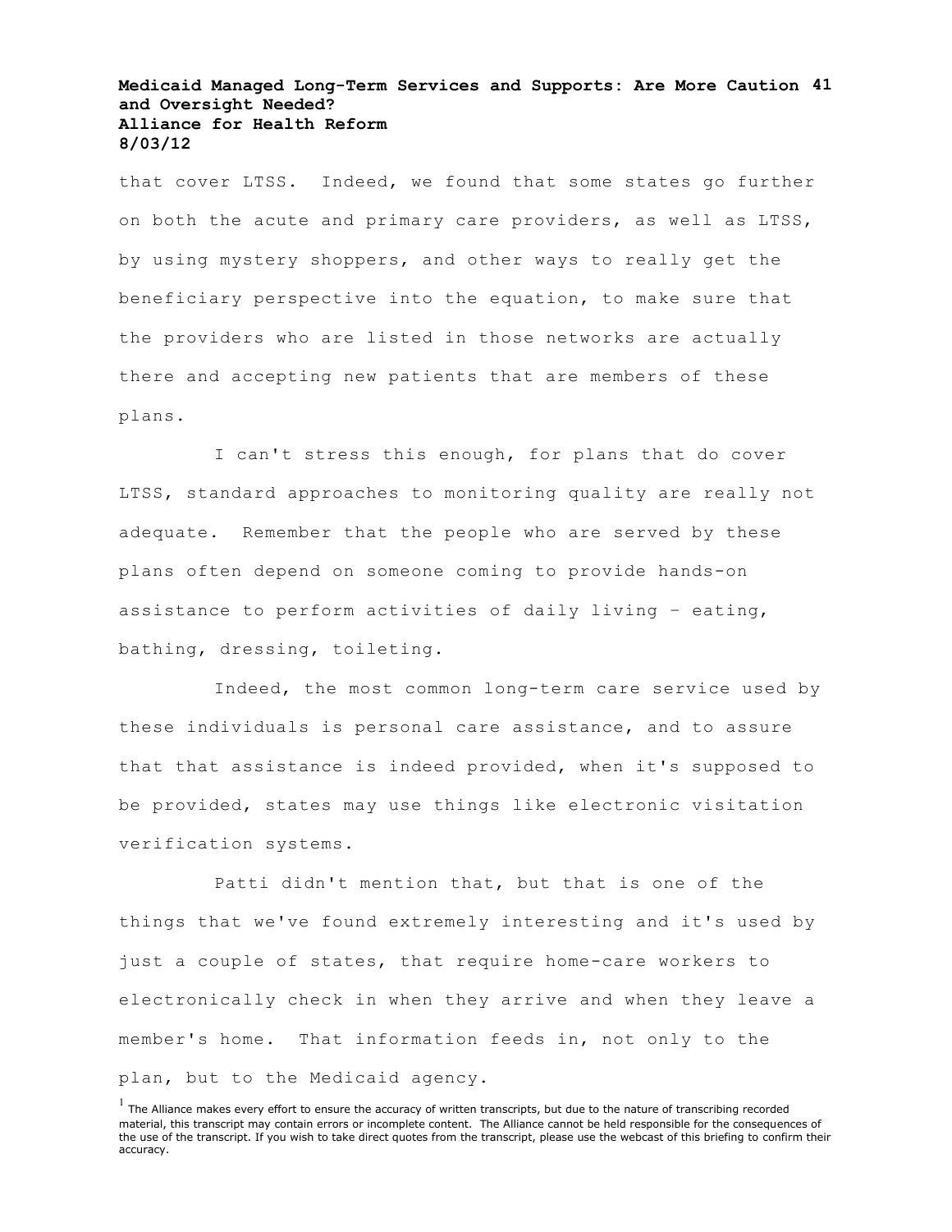that cover LTSS. Indeed, we found that some states go further on both the acute and primary care providers, as well as LTSS, by using mystery shoppers, and other ways to really get the beneficiary perspective into the equation, to make sure that the providers who are listed in those networks are actually there and accepting new patients that are members of these plans.

I can't stress this enough, for plans that do cover LTSS, standard approaches to monitoring quality are really not adequate. Remember that the people who are served by these plans often depend on someone coming to provide hands-on assistance to perform activities of daily living – eating, bathing, dressing, toileting.

Indeed, the most common long-term care service used by these individuals is personal care assistance, and to assure that that assistance is indeed provided, when it's supposed to be provided, states may use things like electronic visitation verification systems.

Patti didn't mention that, but that is one of the things that we've found extremely interesting and it's used by just a couple of states, that require home-care workers to electronically check in when they arrive and when they leave a member's home. That information feeds in, not only to the plan, but to the Medicaid agency.

[1] The Alliance makes every effort to ensure the accuracy of written transcripts, but due to the nature of transcribing recorded material, this transcript may contain errors or incomplete content. The Alliance cannot be held responsible for the consequences of the use of the transcript. If you wish to take direct quotes from the transcript, please use the webcast of this briefing to confirm their accuracy.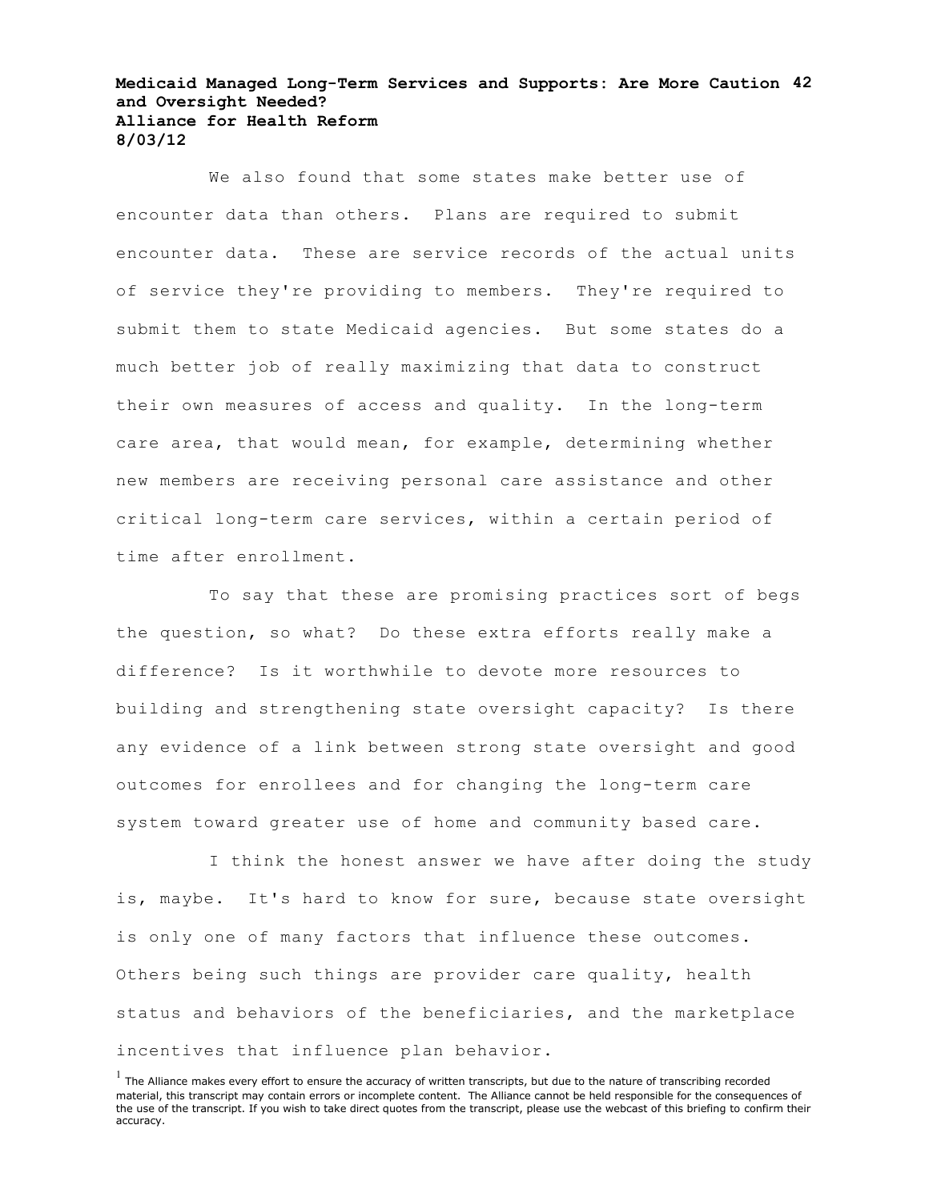We also found that some states make better use of encounter data than others. Plans are required to submit encounter data. These are service records of the actual units of service they're providing to members. They're required to submit them to state Medicaid agencies. But some states do a much better job of really maximizing that data to construct their own measures of access and quality. In the long-term care area, that would mean, for example, determining whether new members are receiving personal care assistance and other critical long-term care services, within a certain period of time after enrollment.

To say that these are promising practices sort of begs the question, so what? Do these extra efforts really make a difference? Is it worthwhile to devote more resources to building and strengthening state oversight capacity? Is there any evidence of a link between strong state oversight and good outcomes for enrollees and for changing the long-term care system toward greater use of home and community based care.

I think the honest answer we have after doing the study is, maybe. It's hard to know for sure, because state oversight is only one of many factors that influence these outcomes. Others being such things are provider care quality, health status and behaviors of the beneficiaries, and the marketplace incentives that influence plan behavior.

[1] The Alliance makes every effort to ensure the accuracy of written transcripts, but due to the nature of transcribing recorded material, this transcript may contain errors or incomplete content. The Alliance cannot be held responsible for the consequences of the use of the transcript. If you wish to take direct quotes from the transcript, please use the webcast of this briefing to confirm their accuracy.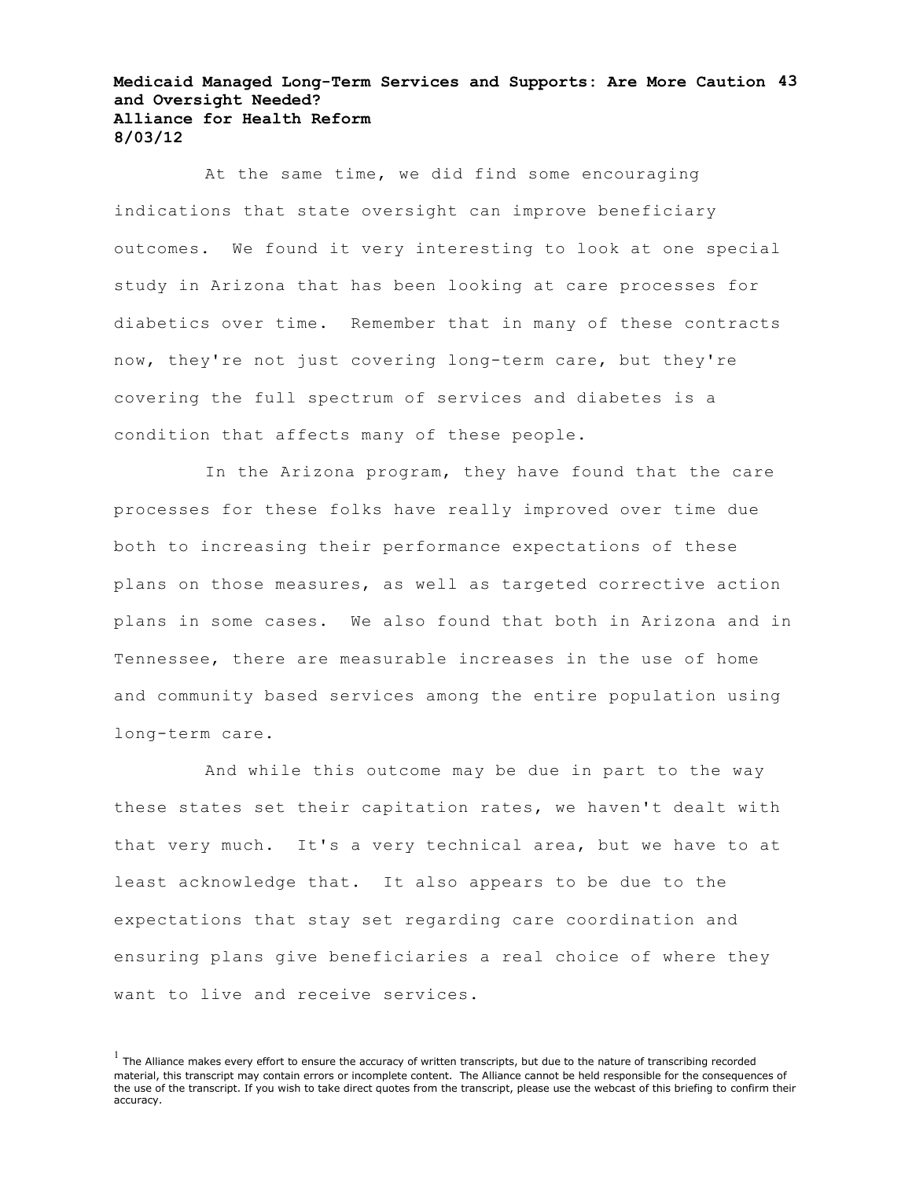At the same time, we did find some encouraging indications that state oversight can improve beneficiary outcomes. We found it very interesting to look at one special study in Arizona that has been looking at care processes for diabetics over time. Remember that in many of these contracts now, they're not just covering long-term care, but they're covering the full spectrum of services and diabetes is a condition that affects many of these people.

In the Arizona program, they have found that the care processes for these folks have really improved over time due both to increasing their performance expectations of these plans on those measures, as well as targeted corrective action plans in some cases. We also found that both in Arizona and in Tennessee, there are measurable increases in the use of home and community based services among the entire population using long-term care.

And while this outcome may be due in part to the way these states set their capitation rates, we haven't dealt with that very much. It's a very technical area, but we have to at least acknowledge that. It also appears to be due to the expectations that stay set regarding care coordination and ensuring plans give beneficiaries a real choice of where they want to live and receive services.

[1] The Alliance makes every effort to ensure the accuracy of written transcripts, but due to the nature of transcribing recorded material, this transcript may contain errors or incomplete content. The Alliance cannot be held responsible for the consequences of the use of the transcript. If you wish to take direct quotes from the transcript, please use the webcast of this briefing to confirm their accuracy.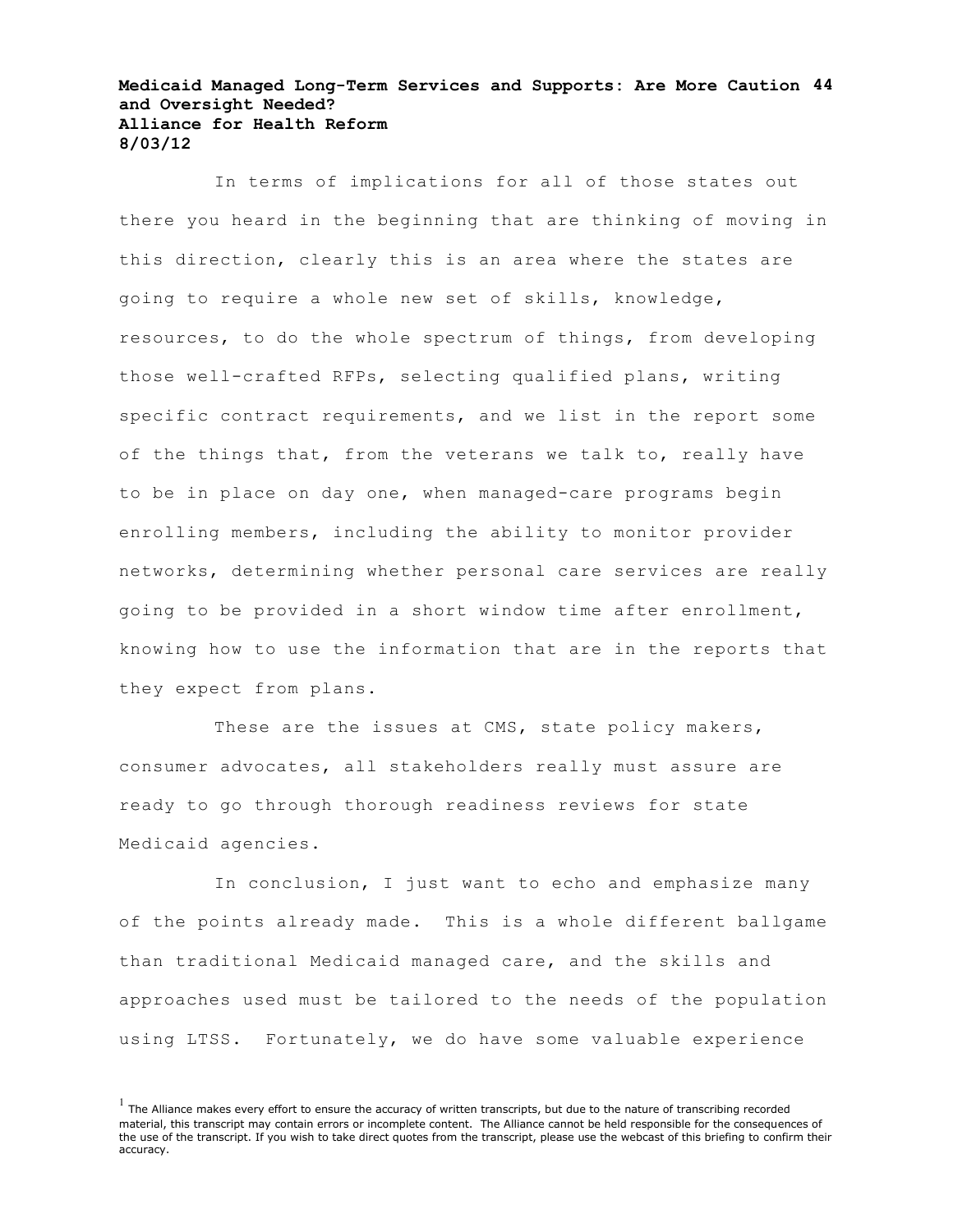In terms of implications for all of those states out there you heard in the beginning that are thinking of moving in this direction, clearly this is an area where the states are going to require a whole new set of skills, knowledge, resources, to do the whole spectrum of things, from developing those well-crafted RFPs, selecting qualified plans, writing specific contract requirements, and we list in the report some of the things that, from the veterans we talk to, really have to be in place on day one, when managed-care programs begin enrolling members, including the ability to monitor provider networks, determining whether personal care services are really going to be provided in a short window time after enrollment, knowing how to use the information that are in the reports that they expect from plans.

These are the issues at CMS, state policy makers, consumer advocates, all stakeholders really must assure are ready to go through thorough readiness reviews for state Medicaid agencies.

In conclusion, I just want to echo and emphasize many of the points already made. This is a whole different ballgame than traditional Medicaid managed care, and the skills and approaches used must be tailored to the needs of the population using LTSS. Fortunately, we do have some valuable experience

[1] The Alliance makes every effort to ensure the accuracy of written transcripts, but due to the nature of transcribing recorded material, this transcript may contain errors or incomplete content. The Alliance cannot be held responsible for the consequences of the use of the transcript. If you wish to take direct quotes from the transcript, please use the webcast of this briefing to confirm their accuracy.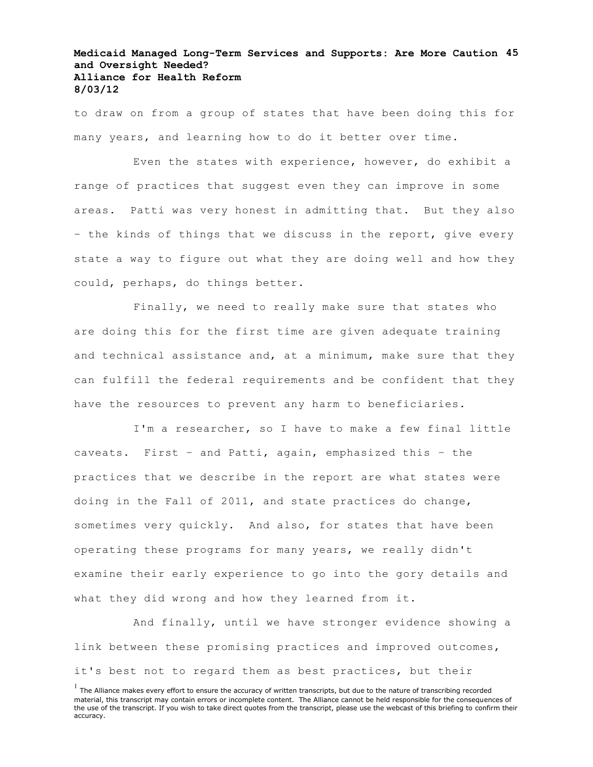to draw on from a group of states that have been doing this for many years, and learning how to do it better over time.

Even the states with experience, however, do exhibit a range of practices that suggest even they can improve in some areas. Patti was very honest in admitting that. But they also – the kinds of things that we discuss in the report, give every state a way to figure out what they are doing well and how they could, perhaps, do things better.

Finally, we need to really make sure that states who are doing this for the first time are given adequate training and technical assistance and, at a minimum, make sure that they can fulfill the federal requirements and be confident that they have the resources to prevent any harm to beneficiaries.

I'm a researcher, so I have to make a few final little caveats. First – and Patti, again, emphasized this – the practices that we describe in the report are what states were doing in the Fall of 2011, and state practices do change, sometimes very quickly. And also, for states that have been operating these programs for many years, we really didn't examine their early experience to go into the gory details and what they did wrong and how they learned from it.

And finally, until we have stronger evidence showing a link between these promising practices and improved outcomes, it's best not to regard them as best practices, but their

[1] The Alliance makes every effort to ensure the accuracy of written transcripts, but due to the nature of transcribing recorded material, this transcript may contain errors or incomplete content. The Alliance cannot be held responsible for the consequences of the use of the transcript. If you wish to take direct quotes from the transcript, please use the webcast of this briefing to confirm their accuracy.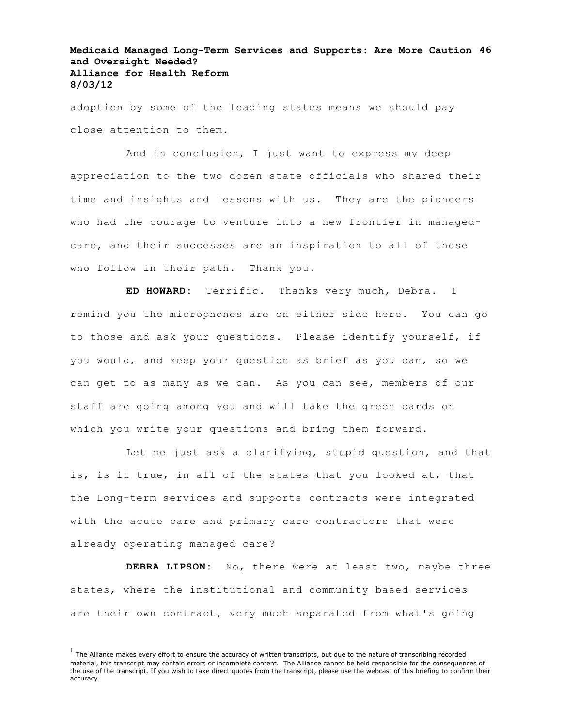adoption by some of the leading states means we should pay close attention to them.

And in conclusion, I just want to express my deep appreciation to the two dozen state officials who shared their time and insights and lessons with us. They are the pioneers who had the courage to venture into a new frontier in managed-care, and their successes are an inspiration to all of those who follow in their path. Thank you.

**ED HOWARD:** Terrific. Thanks very much, Debra. I remind you the microphones are on either side here. You can go to those and ask your questions. Please identify yourself, if you would, and keep your question as brief as you can, so we can get to as many as we can. As you can see, members of our staff are going among you and will take the green cards on which you write your questions and bring them forward.

Let me just ask a clarifying, stupid question, and that is, is it true, in all of the states that you looked at, that the Long-term services and supports contracts were integrated with the acute care and primary care contractors that were already operating managed care?

**DEBRA LIPSON:** No, there were at least two, maybe three states, where the institutional and community based services are their own contract, very much separated from what's going

[1] The Alliance makes every effort to ensure the accuracy of written transcripts, but due to the nature of transcribing recorded material, this transcript may contain errors or incomplete content. The Alliance cannot be held responsible for the consequences of the use of the transcript. If you wish to take direct quotes from the transcript, please use the webcast of this briefing to confirm their accuracy.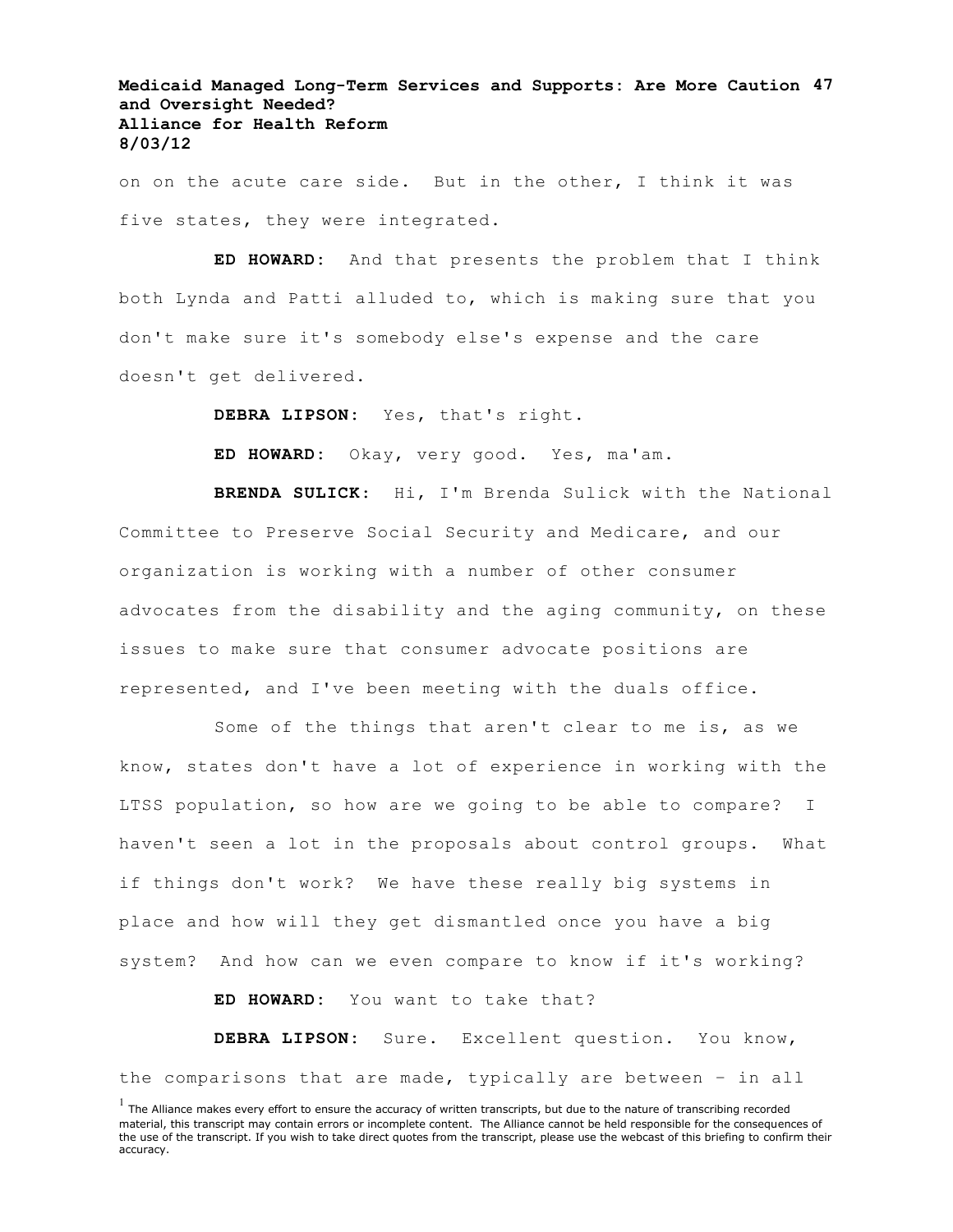on on the acute care side. But in the other, I think it was five states, they were integrated.

**ED HOWARD:** And that presents the problem that I think both Lynda and Patti alluded to, which is making sure that you don't make sure it's somebody else's expense and the care doesn't get delivered.

**DEBRA LIPSON:** Yes, that's right.

**ED HOWARD:** Okay, very good. Yes, ma'am.

**BRENDA SULICK:** Hi, I'm Brenda Sulick with the National Committee to Preserve Social Security and Medicare, and our organization is working with a number of other consumer advocates from the disability and the aging community, on these issues to make sure that consumer advocate positions are represented, and I've been meeting with the duals office.

Some of the things that aren't clear to me is, as we know, states don't have a lot of experience in working with the LTSS population, so how are we going to be able to compare? I haven't seen a lot in the proposals about control groups. What if things don't work? We have these really big systems in place and how will they get dismantled once you have a big system? And how can we even compare to know if it's working?

**ED HOWARD:** You want to take that?

**DEBRA LIPSON:** Sure. Excellent question. You know, the comparisons that are made, typically are between – in all

[1] The Alliance makes every effort to ensure the accuracy of written transcripts, but due to the nature of transcribing recorded material, this transcript may contain errors or incomplete content. The Alliance cannot be held responsible for the consequences of the use of the transcript. If you wish to take direct quotes from the transcript, please use the webcast of this briefing to confirm their accuracy.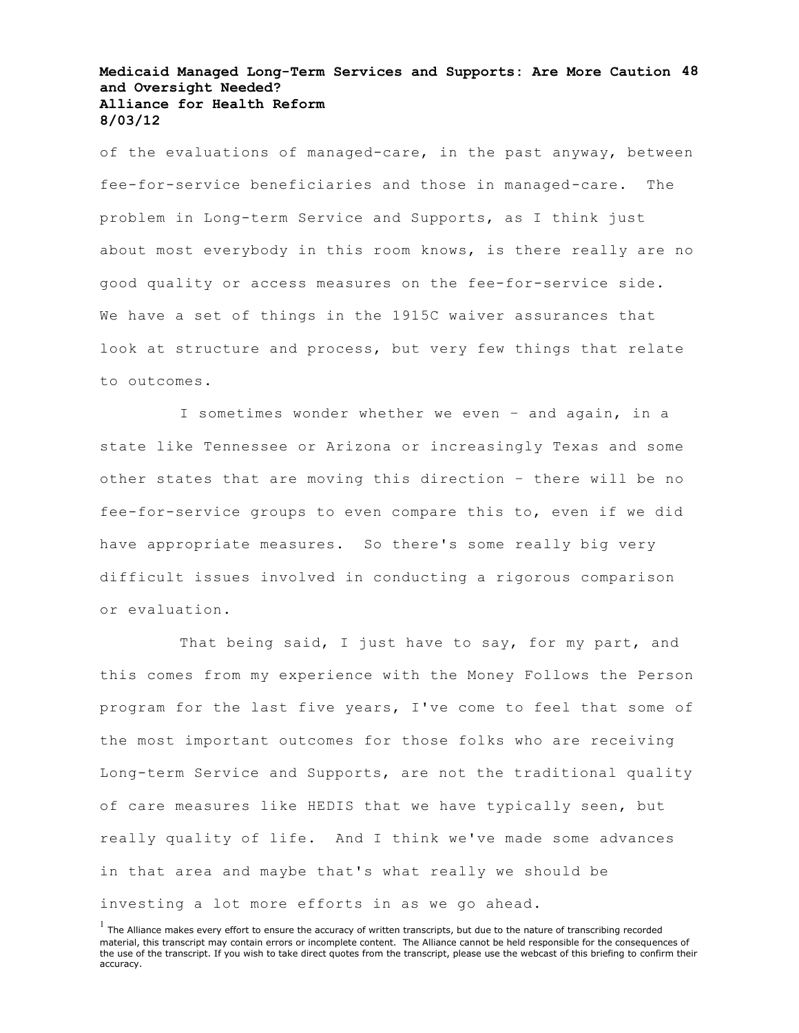of the evaluations of managed-care, in the past anyway, between fee-for-service beneficiaries and those in managed-care. The problem in Long-term Service and Supports, as I think just about most everybody in this room knows, is there really are no good quality or access measures on the fee-for-service side. We have a set of things in the 1915C waiver assurances that look at structure and process, but very few things that relate to outcomes.

I sometimes wonder whether we even – and again, in a state like Tennessee or Arizona or increasingly Texas and some other states that are moving this direction – there will be no fee-for-service groups to even compare this to, even if we did have appropriate measures. So there's some really big very difficult issues involved in conducting a rigorous comparison or evaluation.

That being said, I just have to say, for my part, and this comes from my experience with the Money Follows the Person program for the last five years, I've come to feel that some of the most important outcomes for those folks who are receiving Long-term Service and Supports, are not the traditional quality of care measures like HEDIS that we have typically seen, but really quality of life. And I think we've made some advances in that area and maybe that's what really we should be investing a lot more efforts in as we go ahead.

[1] The Alliance makes every effort to ensure the accuracy of written transcripts, but due to the nature of transcribing recorded material, this transcript may contain errors or incomplete content. The Alliance cannot be held responsible for the consequences of the use of the transcript. If you wish to take direct quotes from the transcript, please use the webcast of this briefing to confirm their accuracy.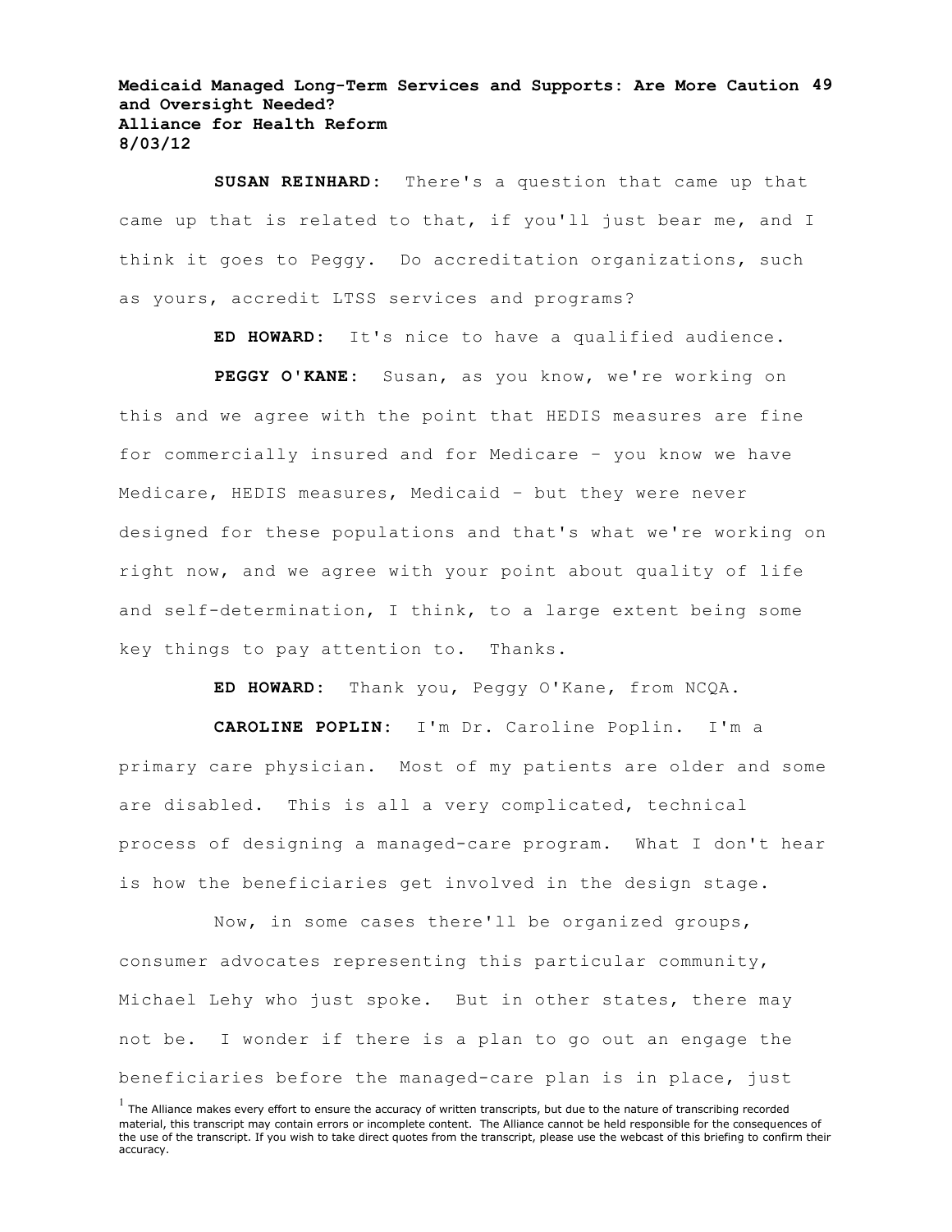**SUSAN REINHARD**: There's a question that came up that came up that is related to that, if you'll just bear me, and I think it goes to Peggy. Do accreditation organizations, such as yours, accredit LTSS services and programs?

**ED HOWARD**: It's nice to have a qualified audience.

**PEGGY O'KANE**: Susan, as you know, we're working on this and we agree with the point that HEDIS measures are fine for commercially insured and for Medicare – you know we have Medicare, HEDIS measures, Medicaid – but they were never designed for these populations and that's what we're working on right now, and we agree with your point about quality of life and self-determination, I think, to a large extent being some key things to pay attention to. Thanks.

**ED HOWARD**: Thank you, Peggy O'Kane, from NCQA.

**CAROLINE POPLIN**: I'm Dr. Caroline Poplin. I'm a primary care physician. Most of my patients are older and some are disabled. This is all a very complicated, technical process of designing a managed-care program. What I don't hear is how the beneficiaries get involved in the design stage.

Now, in some cases there'll be organized groups, consumer advocates representing this particular community, Michael Lehy who just spoke. But in other states, there may not be. I wonder if there is a plan to go out an engage the beneficiaries before the managed-care plan is in place, just

[1] The Alliance makes every effort to ensure the accuracy of written transcripts, but due to the nature of transcribing recorded material, this transcript may contain errors or incomplete content. The Alliance cannot be held responsible for the consequences of the use of the transcript. If you wish to take direct quotes from the transcript, please use the webcast of this briefing to confirm their accuracy.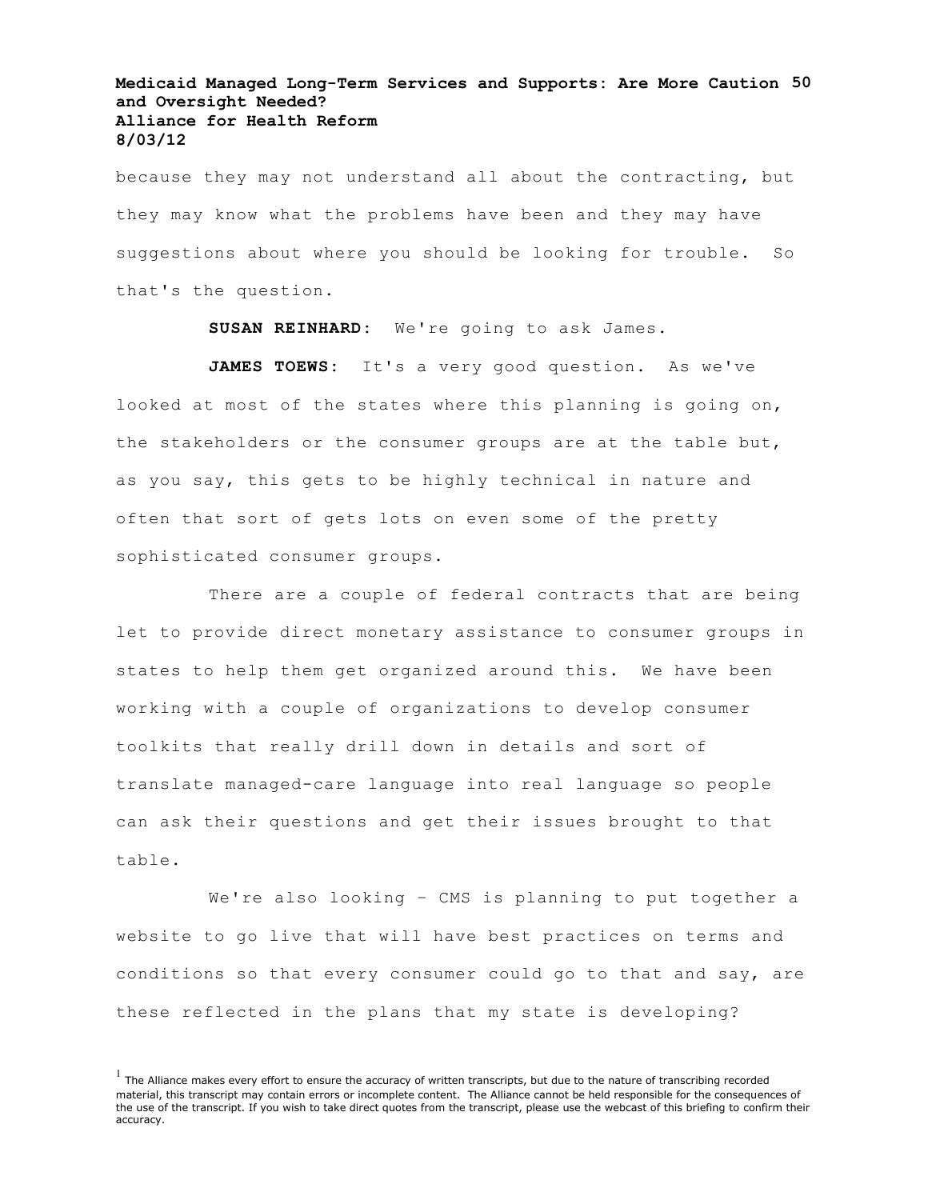because they may not understand all about the contracting, but they may know what the problems have been and they may have suggestions about where you should be looking for trouble. So that's the question.

**SUSAN REINHARD:** We're going to ask James.

**JAMES TOEWS:** It's a very good question. As we've looked at most of the states where this planning is going on, the stakeholders or the consumer groups are at the table but, as you say, this gets to be highly technical in nature and often that sort of gets lots on even some of the pretty sophisticated consumer groups.

There are a couple of federal contracts that are being let to provide direct monetary assistance to consumer groups in states to help them get organized around this. We have been working with a couple of organizations to develop consumer toolkits that really drill down in details and sort of translate managed-care language into real language so people can ask their questions and get their issues brought to that table.

We're also looking – CMS is planning to put together a website to go live that will have best practices on terms and conditions so that every consumer could go to that and say, are these reflected in the plans that my state is developing?

[1] The Alliance makes every effort to ensure the accuracy of written transcripts, but due to the nature of transcribing recorded material, this transcript may contain errors or incomplete content. The Alliance cannot be held responsible for the consequences of the use of the transcript. If you wish to take direct quotes from the transcript, please use the webcast of this briefing to confirm their accuracy.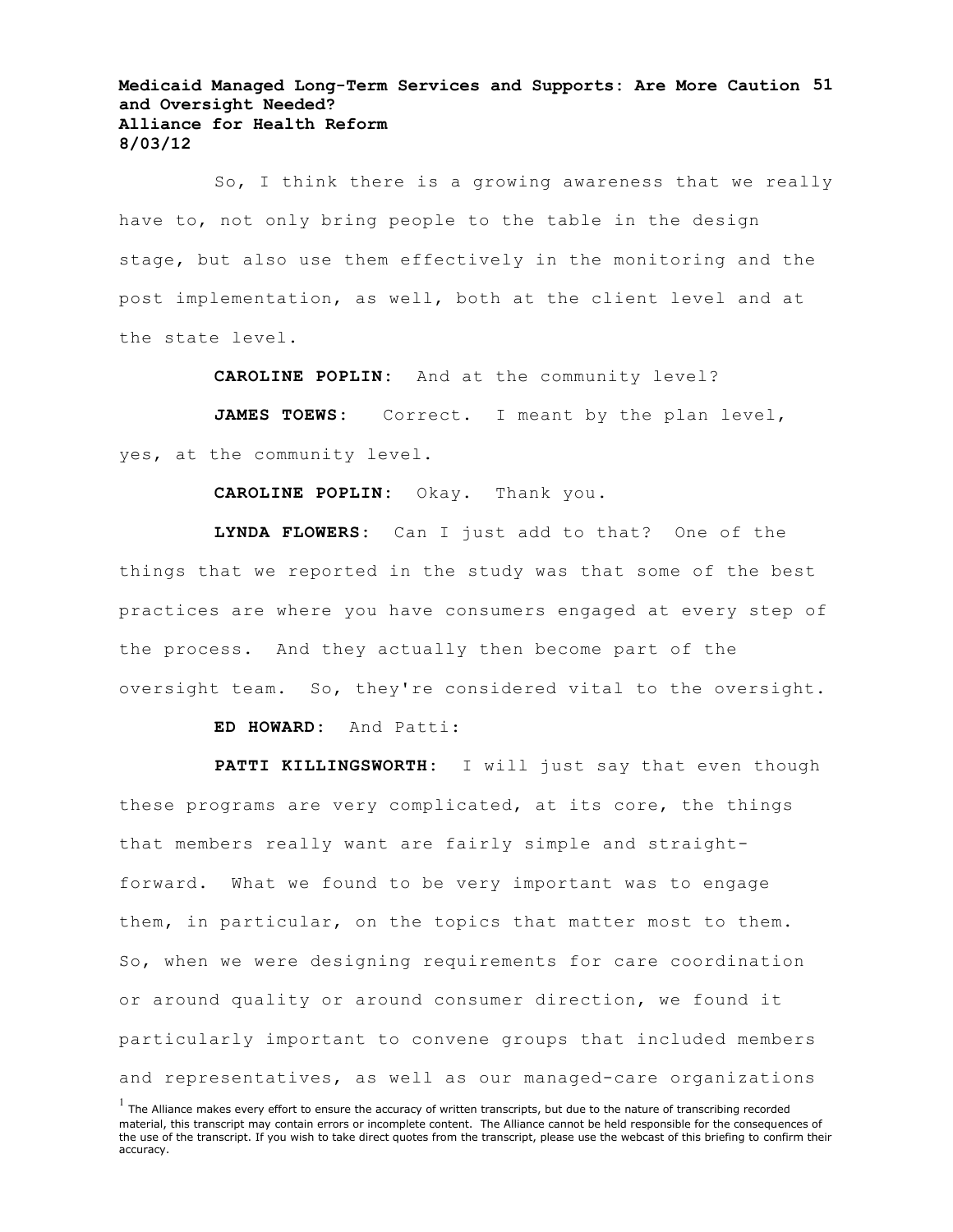So, I think there is a growing awareness that we really have to, not only bring people to the table in the design stage, but also use them effectively in the monitoring and the post implementation, as well, both at the client level and at the state level.

**CAROLINE POPLIN:** And at the community level?

**JAMES TOEWS:** Correct. I meant by the plan level, yes, at the community level.

**CAROLINE POPLIN:** Okay. Thank you.

**LYNDA FLOWERS:** Can I just add to that? One of the things that we reported in the study was that some of the best practices are where you have consumers engaged at every step of the process. And they actually then become part of the oversight team. So, they're considered vital to the oversight.

**ED HOWARD:** And Patti:

**PATTI KILLINGSWORTH:** I will just say that even though these programs are very complicated, at its core, the things that members really want are fairly simple and straight-forward. What we found to be very important was to engage them, in particular, on the topics that matter most to them. So, when we were designing requirements for care coordination or around quality or around consumer direction, we found it particularly important to convene groups that included members and representatives, as well as our managed-care organizations

[1] The Alliance makes every effort to ensure the accuracy of written transcripts, but due to the nature of transcribing recorded material, this transcript may contain errors or incomplete content. The Alliance cannot be held responsible for the consequences of the use of the transcript. If you wish to take direct quotes from the transcript, please use the webcast of this briefing to confirm their accuracy.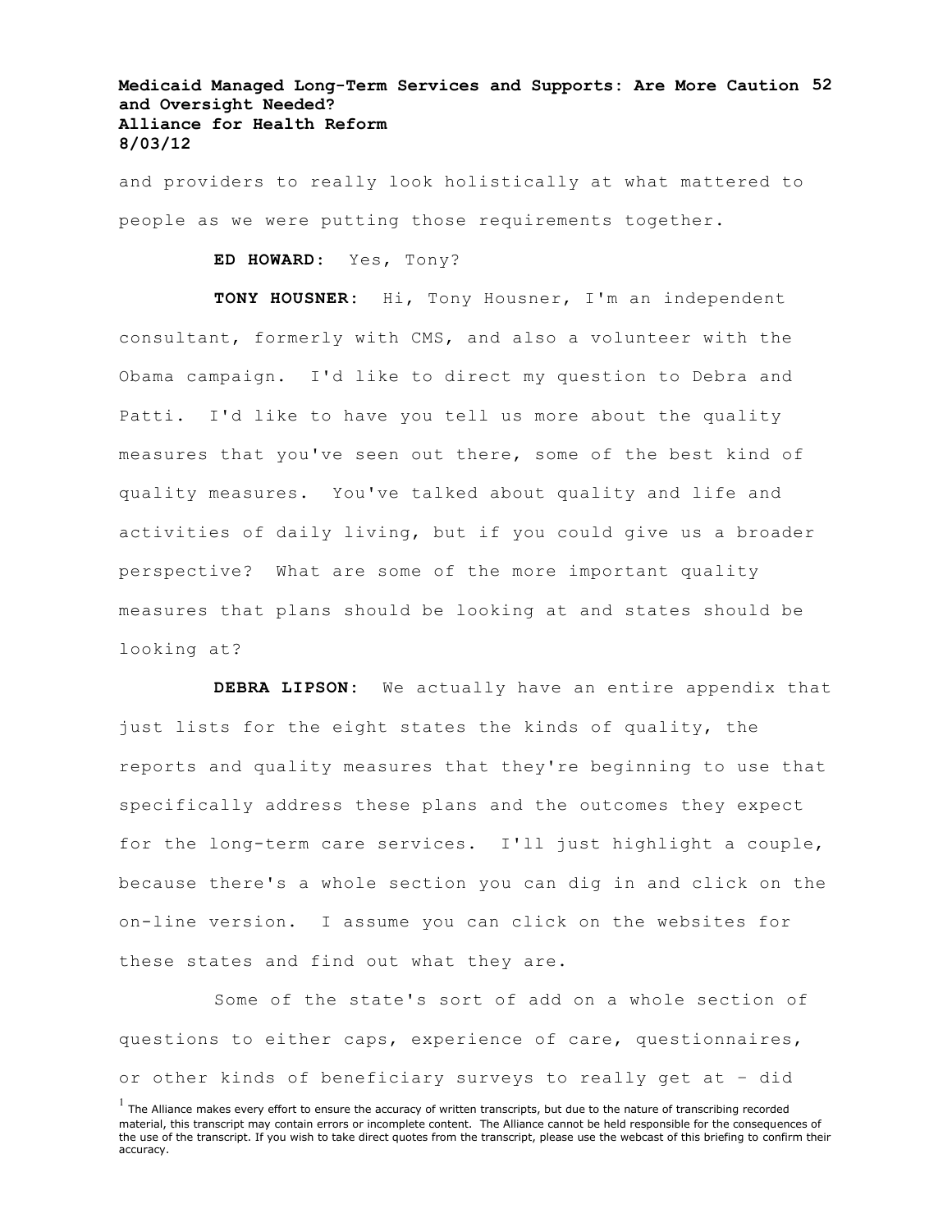and providers to really look holistically at what mattered to people as we were putting those requirements together.

**ED HOWARD:** Yes, Tony?

**TONY HOUSNER:** Hi, Tony Housner, I'm an independent consultant, formerly with CMS, and also a volunteer with the Obama campaign. I'd like to direct my question to Debra and Patti. I'd like to have you tell us more about the quality measures that you've seen out there, some of the best kind of quality measures. You've talked about quality and life and activities of daily living, but if you could give us a broader perspective? What are some of the more important quality measures that plans should be looking at and states should be looking at?

**DEBRA LIPSON:** We actually have an entire appendix that just lists for the eight states the kinds of quality, the reports and quality measures that they're beginning to use that specifically address these plans and the outcomes they expect for the long-term care services. I'll just highlight a couple, because there's a whole section you can dig in and click on the on-line version. I assume you can click on the websites for these states and find out what they are.

Some of the state's sort of add on a whole section of questions to either caps, experience of care, questionnaires, or other kinds of beneficiary surveys to really get at – did

[1] The Alliance makes every effort to ensure the accuracy of written transcripts, but due to the nature of transcribing recorded material, this transcript may contain errors or incomplete content. The Alliance cannot be held responsible for the consequences of the use of the transcript. If you wish to take direct quotes from the transcript, please use the webcast of this briefing to confirm their accuracy.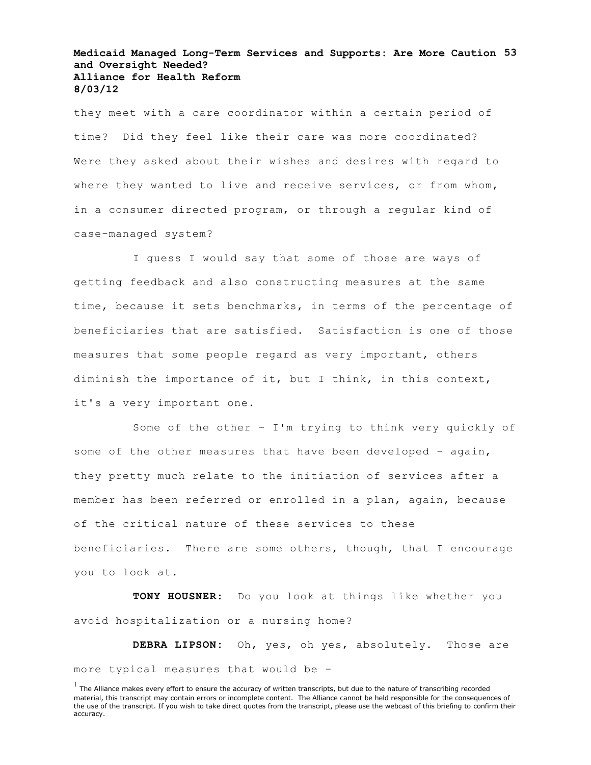they meet with a care coordinator within a certain period of time? Did they feel like their care was more coordinated? Were they asked about their wishes and desires with regard to where they wanted to live and receive services, or from whom, in a consumer directed program, or through a regular kind of case-managed system?

I guess I would say that some of those are ways of getting feedback and also constructing measures at the same time, because it sets benchmarks, in terms of the percentage of beneficiaries that are satisfied. Satisfaction is one of those measures that some people regard as very important, others diminish the importance of it, but I think, in this context, it's a very important one.

Some of the other – I'm trying to think very quickly of some of the other measures that have been developed – again, they pretty much relate to the initiation of services after a member has been referred or enrolled in a plan, again, because of the critical nature of these services to these beneficiaries. There are some others, though, that I encourage you to look at.

**TONY HOUSNER:** Do you look at things like whether you avoid hospitalization or a nursing home?

**DEBRA LIPSON:** Oh, yes, oh yes, absolutely. Those are more typical measures that would be –

[1] The Alliance makes every effort to ensure the accuracy of written transcripts, but due to the nature of transcribing recorded material, this transcript may contain errors or incomplete content. The Alliance cannot be held responsible for the consequences of the use of the transcript. If you wish to take direct quotes from the transcript, please use the webcast of this briefing to confirm their accuracy.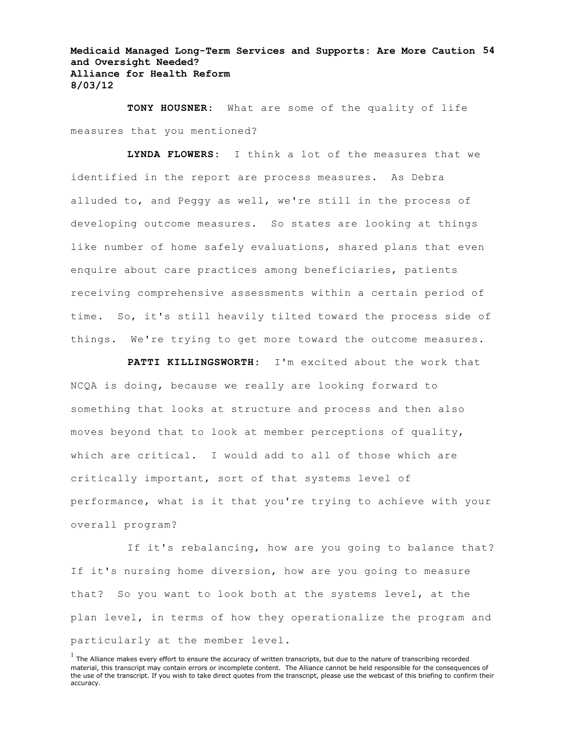**TONY HOUSNER:** What are some of the quality of life measures that you mentioned?

**LYNDA FLOWERS:** I think a lot of the measures that we identified in the report are process measures. As Debra alluded to, and Peggy as well, we're still in the process of developing outcome measures. So states are looking at things like number of home safely evaluations, shared plans that even enquire about care practices among beneficiaries, patients receiving comprehensive assessments within a certain period of time. So, it's still heavily tilted toward the process side of things. We're trying to get more toward the outcome measures.

**PATTI KILLINGSWORTH:** I'm excited about the work that NCQA is doing, because we really are looking forward to something that looks at structure and process and then also moves beyond that to look at member perceptions of quality, which are critical. I would add to all of those which are critically important, sort of that systems level of performance, what is it that you're trying to achieve with your overall program?

If it's rebalancing, how are you going to balance that? If it's nursing home diversion, how are you going to measure that? So you want to look both at the systems level, at the plan level, in terms of how they operationalize the program and particularly at the member level.

[1] The Alliance makes every effort to ensure the accuracy of written transcripts, but due to the nature of transcribing recorded material, this transcript may contain errors or incomplete content. The Alliance cannot be held responsible for the consequences of the use of the transcript. If you wish to take direct quotes from the transcript, please use the webcast of this briefing to confirm their accuracy.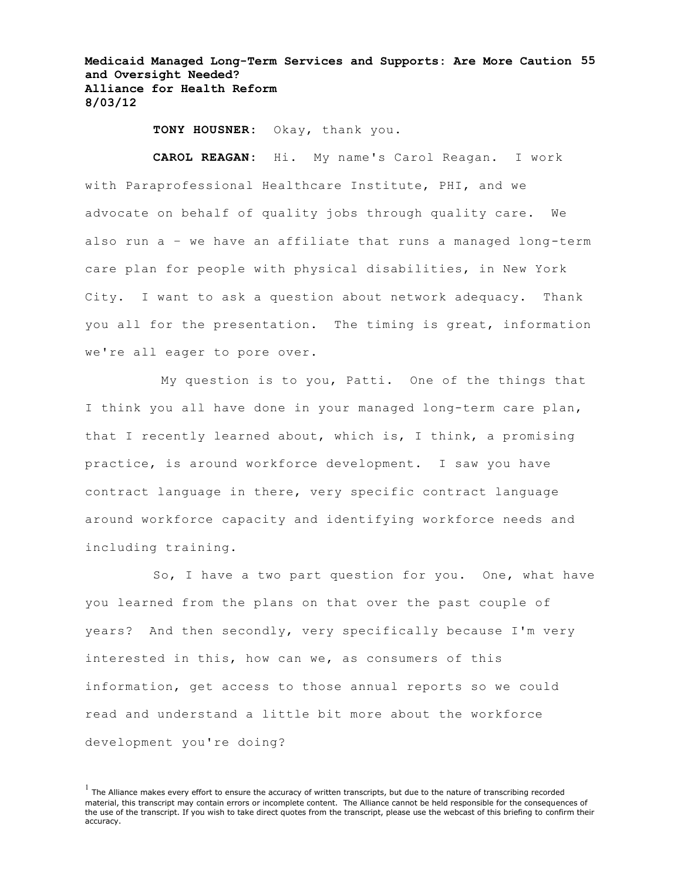**TONY HOUSNER:** Okay, thank you.

**CAROL REAGAN:** Hi. My name's Carol Reagan. I work with Paraprofessional Healthcare Institute, PHI, and we advocate on behalf of quality jobs through quality care. We also run a – we have an affiliate that runs a managed long-term care plan for people with physical disabilities, in New York City. I want to ask a question about network adequacy. Thank you all for the presentation. The timing is great, information we're all eager to pore over.

My question is to you, Patti. One of the things that I think you all have done in your managed long-term care plan, that I recently learned about, which is, I think, a promising practice, is around workforce development. I saw you have contract language in there, very specific contract language around workforce capacity and identifying workforce needs and including training.

So, I have a two part question for you. One, what have you learned from the plans on that over the past couple of years? And then secondly, very specifically because I'm very interested in this, how can we, as consumers of this information, get access to those annual reports so we could read and understand a little bit more about the workforce development you're doing?

[1] The Alliance makes every effort to ensure the accuracy of written transcripts, but due to the nature of transcribing recorded material, this transcript may contain errors or incomplete content. The Alliance cannot be held responsible for the consequences of the use of the transcript. If you wish to take direct quotes from the transcript, please use the webcast of this briefing to confirm their accuracy.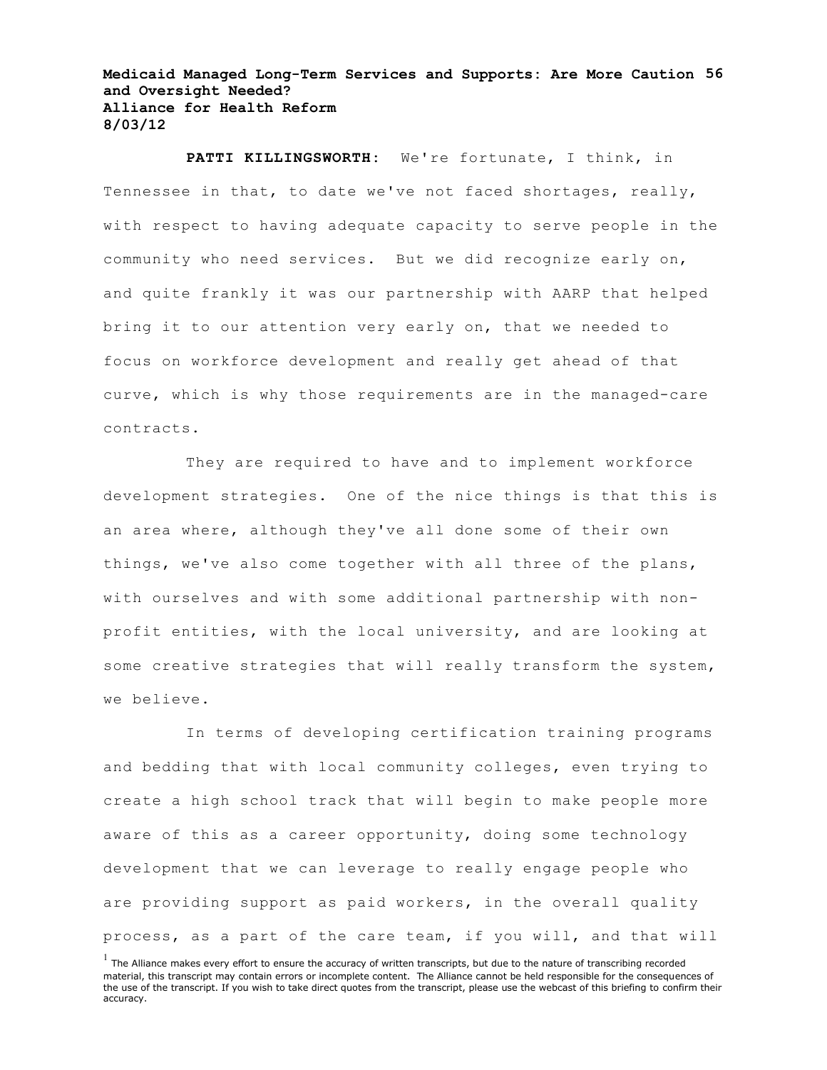**PATTI KILLINGSWORTH:** We're fortunate, I think, in Tennessee in that, to date we've not faced shortages, really, with respect to having adequate capacity to serve people in the community who need services. But we did recognize early on, and quite frankly it was our partnership with AARP that helped bring it to our attention very early on, that we needed to focus on workforce development and really get ahead of that curve, which is why those requirements are in the managed-care contracts.

They are required to have and to implement workforce development strategies. One of the nice things is that this is an area where, although they've all done some of their own things, we've also come together with all three of the plans, with ourselves and with some additional partnership with non-profit entities, with the local university, and are looking at some creative strategies that will really transform the system, we believe.

In terms of developing certification training programs and bedding that with local community colleges, even trying to create a high school track that will begin to make people more aware of this as a career opportunity, doing some technology development that we can leverage to really engage people who are providing support as paid workers, in the overall quality process, as a part of the care team, if you will, and that will

[1] The Alliance makes every effort to ensure the accuracy of written transcripts, but due to the nature of transcribing recorded material, this transcript may contain errors or incomplete content. The Alliance cannot be held responsible for the consequences of the use of the transcript. If you wish to take direct quotes from the transcript, please use the webcast of this briefing to confirm their accuracy.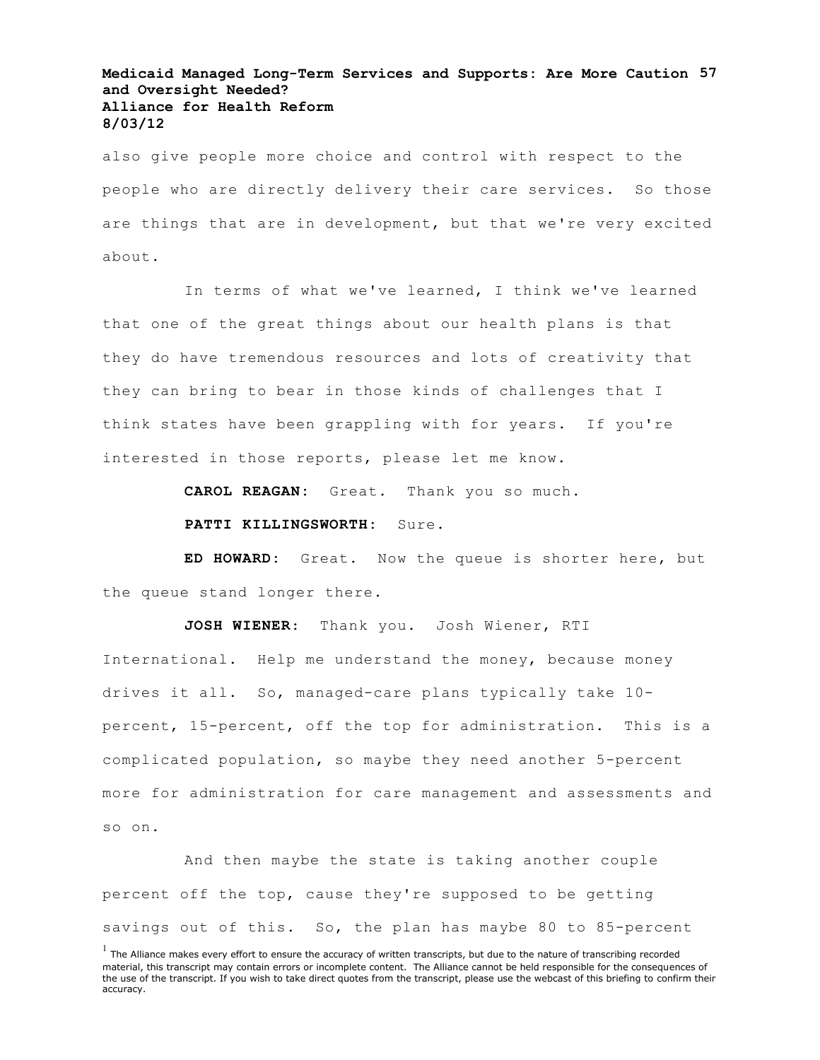also give people more choice and control with respect to the people who are directly delivery their care services. So those are things that are in development, but that we're very excited about.

In terms of what we've learned, I think we've learned that one of the great things about our health plans is that they do have tremendous resources and lots of creativity that they can bring to bear in those kinds of challenges that I think states have been grappling with for years. If you're interested in those reports, please let me know.

**CAROL REAGAN:** Great. Thank you so much.

**PATTI KILLINGSWORTH:** Sure.

**ED HOWARD:** Great. Now the queue is shorter here, but the queue stand longer there.

**JOSH WIENER:** Thank you. Josh Wiener, RTI International. Help me understand the money, because money drives it all. So, managed-care plans typically take 10-percent, 15-percent, off the top for administration. This is a complicated population, so maybe they need another 5-percent more for administration for care management and assessments and so on.

And then maybe the state is taking another couple percent off the top, cause they're supposed to be getting savings out of this. So, the plan has maybe 80 to 85-percent

[1] The Alliance makes every effort to ensure the accuracy of written transcripts, but due to the nature of transcribing recorded material, this transcript may contain errors or incomplete content. The Alliance cannot be held responsible for the consequences of the use of the transcript. If you wish to take direct quotes from the transcript, please use the webcast of this briefing to confirm their accuracy.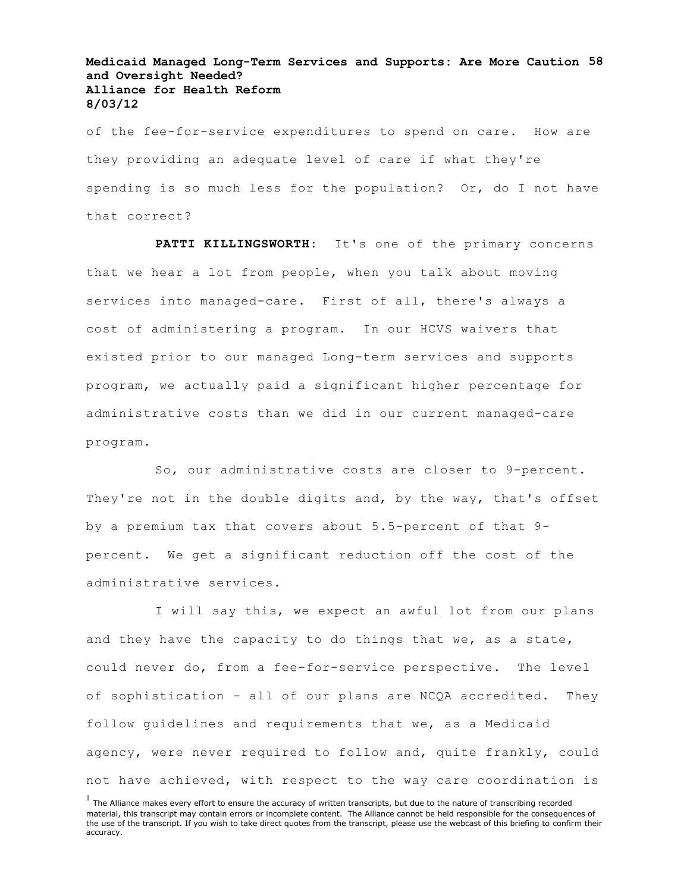of the fee-for-service expenditures to spend on care. How are they providing an adequate level of care if what they're spending is so much less for the population? Or, do I not have that correct?

**PATTI KILLINGSWORTH:** It's one of the primary concerns that we hear a lot from people, when you talk about moving services into managed-care. First of all, there's always a cost of administering a program. In our HCVS waivers that existed prior to our managed Long-term services and supports program, we actually paid a significant higher percentage for administrative costs than we did in our current managed-care program.

So, our administrative costs are closer to 9-percent. They're not in the double digits and, by the way, that's offset by a premium tax that covers about 5.5-percent of that 9-percent. We get a significant reduction off the cost of the administrative services.

I will say this, we expect an awful lot from our plans and they have the capacity to do things that we, as a state, could never do, from a fee-for-service perspective. The level of sophistication – all of our plans are NCQA accredited. They follow guidelines and requirements that we, as a Medicaid agency, were never required to follow and, quite frankly, could not have achieved, with respect to the way care coordination is

[1] The Alliance makes every effort to ensure the accuracy of written transcripts, but due to the nature of transcribing recorded material, this transcript may contain errors or incomplete content. The Alliance cannot be held responsible for the consequences of the use of the transcript. If you wish to take direct quotes from the transcript, please use the webcast of this briefing to confirm their accuracy.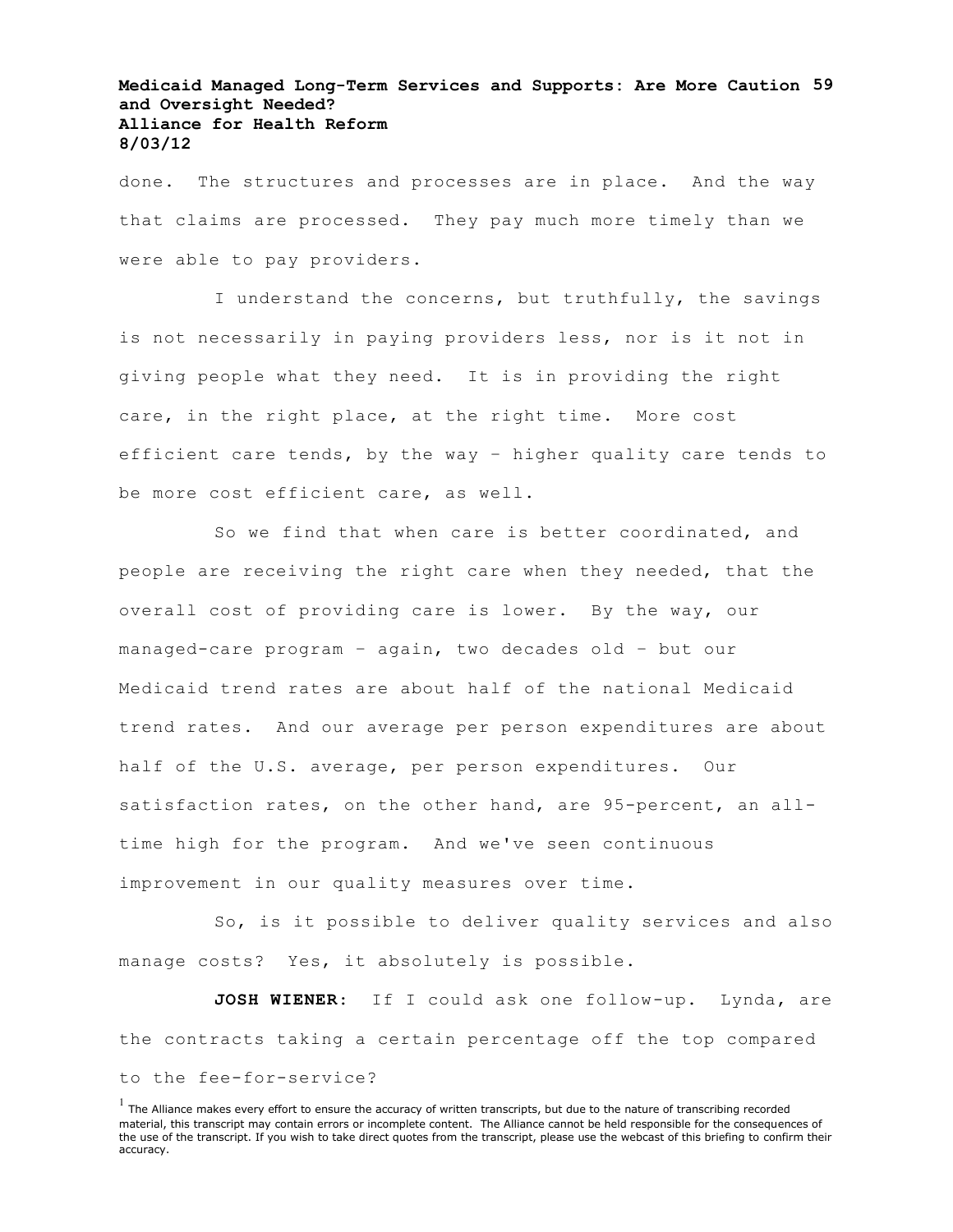done. The structures and processes are in place. And the way that claims are processed. They pay much more timely than we were able to pay providers.

I understand the concerns, but truthfully, the savings is not necessarily in paying providers less, nor is it not in giving people what they need. It is in providing the right care, in the right place, at the right time. More cost efficient care tends, by the way – higher quality care tends to be more cost efficient care, as well.

So we find that when care is better coordinated, and people are receiving the right care when they needed, that the overall cost of providing care is lower. By the way, our managed-care program – again, two decades old – but our Medicaid trend rates are about half of the national Medicaid trend rates. And our average per person expenditures are about half of the U.S. average, per person expenditures. Our satisfaction rates, on the other hand, are 95-percent, an all-time high for the program. And we've seen continuous improvement in our quality measures over time.

So, is it possible to deliver quality services and also manage costs? Yes, it absolutely is possible.

**JOSH WIENER:** If I could ask one follow-up. Lynda, are the contracts taking a certain percentage off the top compared to the fee-for-service?

[1] The Alliance makes every effort to ensure the accuracy of written transcripts, but due to the nature of transcribing recorded material, this transcript may contain errors or incomplete content. The Alliance cannot be held responsible for the consequences of the use of the transcript. If you wish to take direct quotes from the transcript, please use the webcast of this briefing to confirm their accuracy.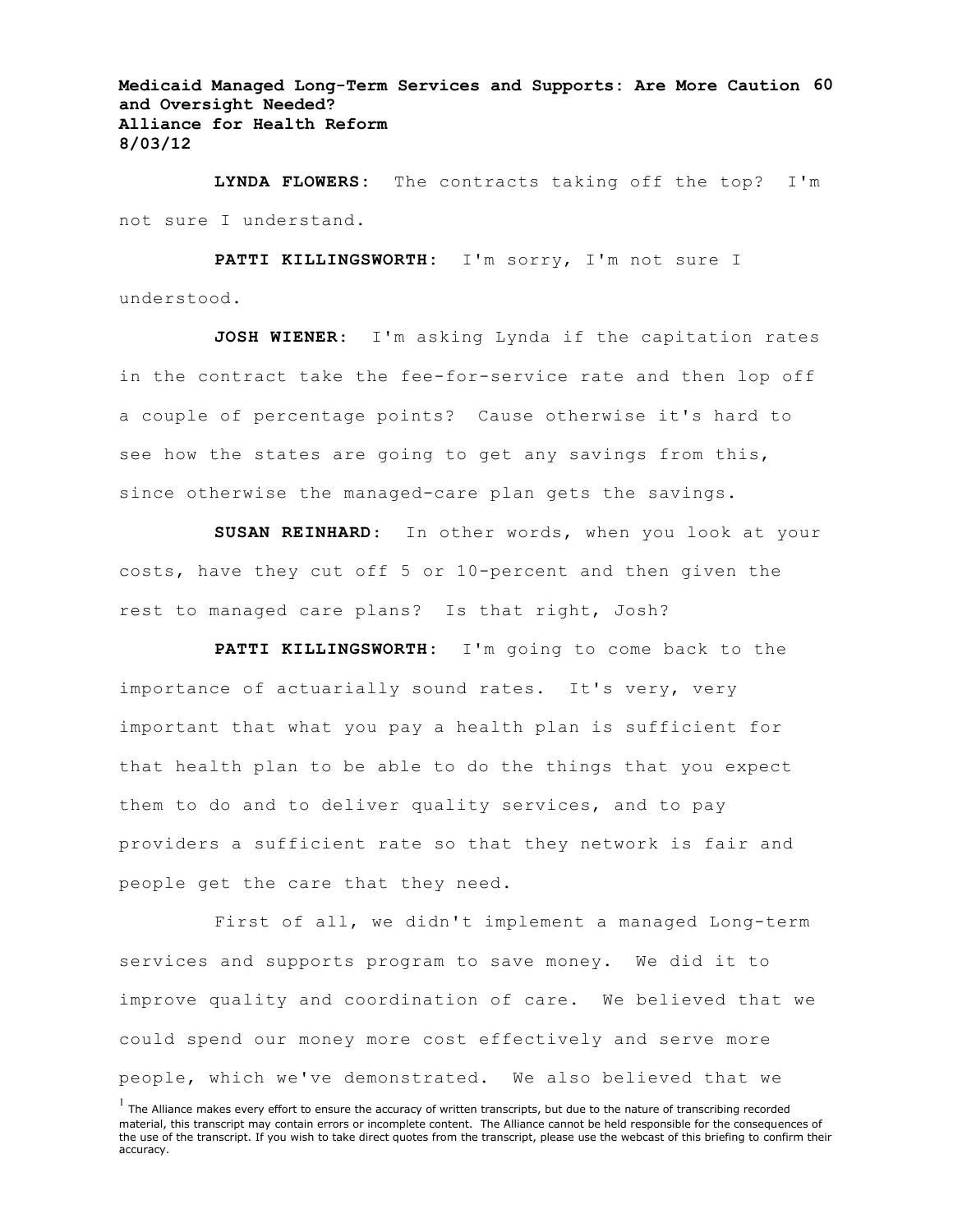**LYNDA FLOWERS:** The contracts taking off the top? I'm not sure I understand.

**PATTI KILLINGSWORTH:** I'm sorry, I'm not sure I understood.

**JOSH WIENER:** I'm asking Lynda if the capitation rates in the contract take the fee-for-service rate and then lop off a couple of percentage points? Cause otherwise it's hard to see how the states are going to get any savings from this, since otherwise the managed-care plan gets the savings.

**SUSAN REINHARD:** In other words, when you look at your costs, have they cut off 5 or 10-percent and then given the rest to managed care plans? Is that right, Josh?

**PATTI KILLINGSWORTH:** I'm going to come back to the importance of actuarially sound rates. It's very, very important that what you pay a health plan is sufficient for that health plan to be able to do the things that you expect them to do and to deliver quality services, and to pay providers a sufficient rate so that they network is fair and people get the care that they need.

First of all, we didn't implement a managed Long-term services and supports program to save money. We did it to improve quality and coordination of care. We believed that we could spend our money more cost effectively and serve more people, which we've demonstrated. We also believed that we

[1] The Alliance makes every effort to ensure the accuracy of written transcripts, but due to the nature of transcribing recorded material, this transcript may contain errors or incomplete content. The Alliance cannot be held responsible for the consequences of the use of the transcript. If you wish to take direct quotes from the transcript, please use the webcast of this briefing to confirm their accuracy.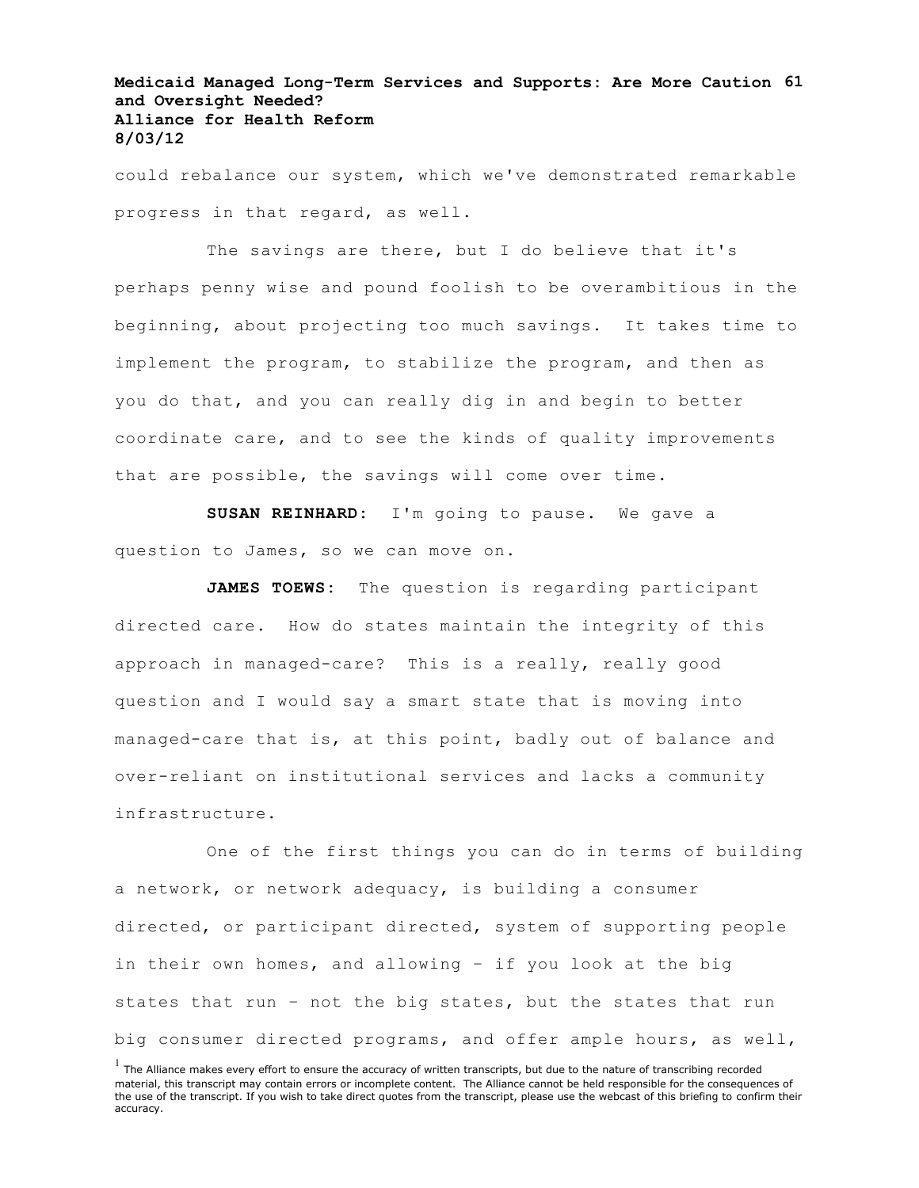could rebalance our system, which we've demonstrated remarkable progress in that regard, as well.

The savings are there, but I do believe that it's perhaps penny wise and pound foolish to be overambitious in the beginning, about projecting too much savings. It takes time to implement the program, to stabilize the program, and then as you do that, and you can really dig in and begin to better coordinate care, and to see the kinds of quality improvements that are possible, the savings will come over time.

**SUSAN REINHARD:** I'm going to pause. We gave a question to James, so we can move on.

**JAMES TOEWS:** The question is regarding participant directed care. How do states maintain the integrity of this approach in managed-care? This is a really, really good question and I would say a smart state that is moving into managed-care that is, at this point, badly out of balance and over-reliant on institutional services and lacks a community infrastructure.

One of the first things you can do in terms of building a network, or network adequacy, is building a consumer directed, or participant directed, system of supporting people in their own homes, and allowing – if you look at the big states that run – not the big states, but the states that run big consumer directed programs, and offer ample hours, as well,

[1] The Alliance makes every effort to ensure the accuracy of written transcripts, but due to the nature of transcribing recorded material, this transcript may contain errors or incomplete content. The Alliance cannot be held responsible for the consequences of the use of the transcript. If you wish to take direct quotes from the transcript, please use the webcast of this briefing to confirm their accuracy.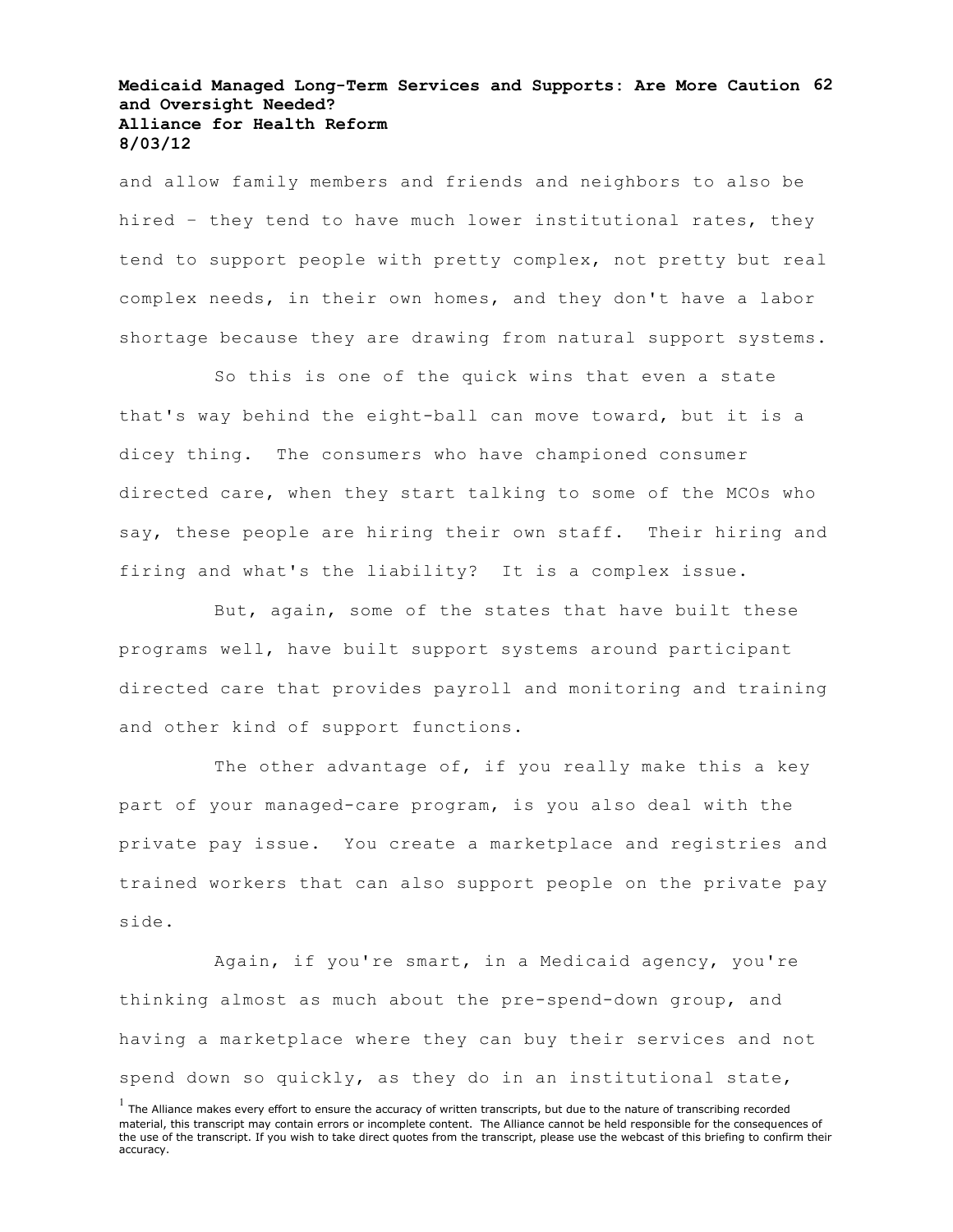and allow family members and friends and neighbors to also be hired – they tend to have much lower institutional rates, they tend to support people with pretty complex, not pretty but real complex needs, in their own homes, and they don't have a labor shortage because they are drawing from natural support systems.

So this is one of the quick wins that even a state that's way behind the eight-ball can move toward, but it is a dicey thing. The consumers who have championed consumer directed care, when they start talking to some of the MCOs who say, these people are hiring their own staff. Their hiring and firing and what's the liability? It is a complex issue.

But, again, some of the states that have built these programs well, have built support systems around participant directed care that provides payroll and monitoring and training and other kind of support functions.

The other advantage of, if you really make this a key part of your managed-care program, is you also deal with the private pay issue. You create a marketplace and registries and trained workers that can also support people on the private pay side.

Again, if you're smart, in a Medicaid agency, you're thinking almost as much about the pre-spend-down group, and having a marketplace where they can buy their services and not spend down so quickly, as they do in an institutional state,

[1] The Alliance makes every effort to ensure the accuracy of written transcripts, but due to the nature of transcribing recorded material, this transcript may contain errors or incomplete content. The Alliance cannot be held responsible for the consequences of the use of the transcript. If you wish to take direct quotes from the transcript, please use the webcast of this briefing to confirm their accuracy.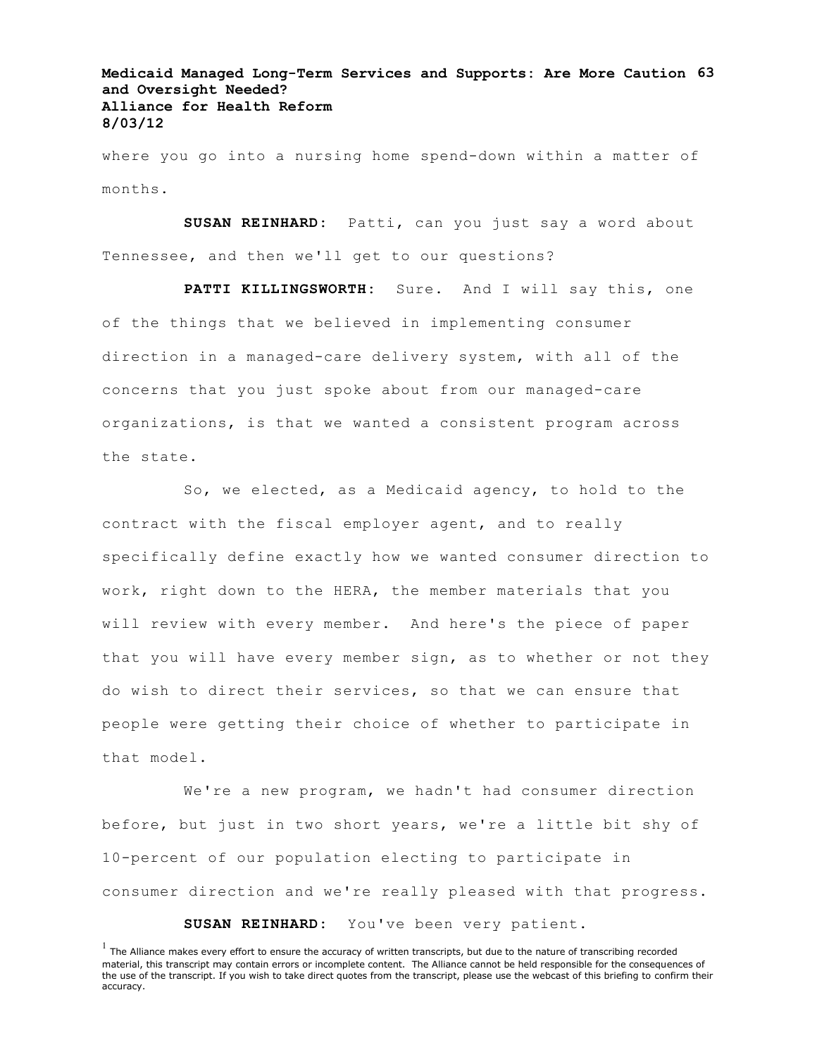where you go into a nursing home spend-down within a matter of months.

**SUSAN REINHARD:** Patti, can you just say a word about Tennessee, and then we'll get to our questions?

**PATTI KILLINGSWORTH:** Sure. And I will say this, one of the things that we believed in implementing consumer direction in a managed-care delivery system, with all of the concerns that you just spoke about from our managed-care organizations, is that we wanted a consistent program across the state.

So, we elected, as a Medicaid agency, to hold to the contract with the fiscal employer agent, and to really specifically define exactly how we wanted consumer direction to work, right down to the HERA, the member materials that you will review with every member. And here's the piece of paper that you will have every member sign, as to whether or not they do wish to direct their services, so that we can ensure that people were getting their choice of whether to participate in that model.

We're a new program, we hadn't had consumer direction before, but just in two short years, we're a little bit shy of 10-percent of our population electing to participate in consumer direction and we're really pleased with that progress.

**SUSAN REINHARD:** You've been very patient.

[1] The Alliance makes every effort to ensure the accuracy of written transcripts, but due to the nature of transcribing recorded material, this transcript may contain errors or incomplete content. The Alliance cannot be held responsible for the consequences of the use of the transcript. If you wish to take direct quotes from the transcript, please use the webcast of this briefing to confirm their accuracy.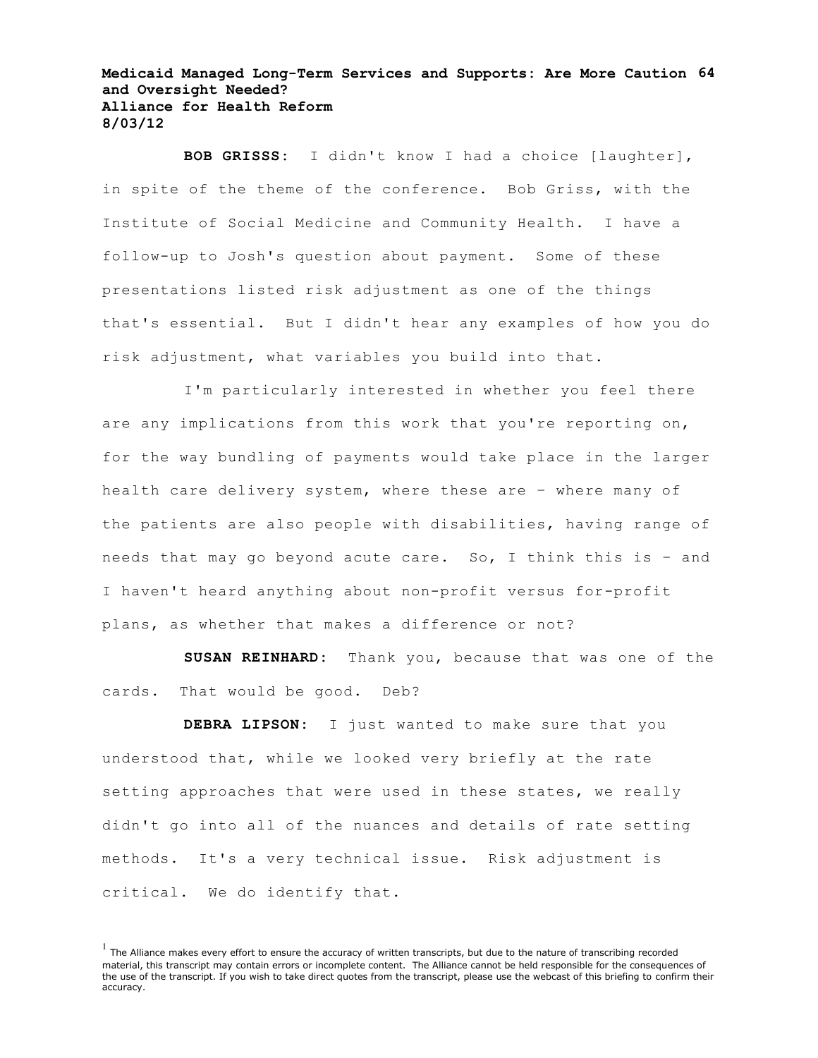**BOB GRISSS:** I didn't know I had a choice [laughter], in spite of the theme of the conference. Bob Griss, with the Institute of Social Medicine and Community Health. I have a follow-up to Josh's question about payment. Some of these presentations listed risk adjustment as one of the things that's essential. But I didn't hear any examples of how you do risk adjustment, what variables you build into that.

I'm particularly interested in whether you feel there are any implications from this work that you're reporting on, for the way bundling of payments would take place in the larger health care delivery system, where these are – where many of the patients are also people with disabilities, having range of needs that may go beyond acute care. So, I think this is – and I haven't heard anything about non-profit versus for-profit plans, as whether that makes a difference or not?

**SUSAN REINHARD:** Thank you, because that was one of the cards. That would be good. Deb?

**DEBRA LIPSON:** I just wanted to make sure that you understood that, while we looked very briefly at the rate setting approaches that were used in these states, we really didn't go into all of the nuances and details of rate setting methods. It's a very technical issue. Risk adjustment is critical. We do identify that.

[1] The Alliance makes every effort to ensure the accuracy of written transcripts, but due to the nature of transcribing recorded material, this transcript may contain errors or incomplete content. The Alliance cannot be held responsible for the consequences of the use of the transcript. If you wish to take direct quotes from the transcript, please use the webcast of this briefing to confirm their accuracy.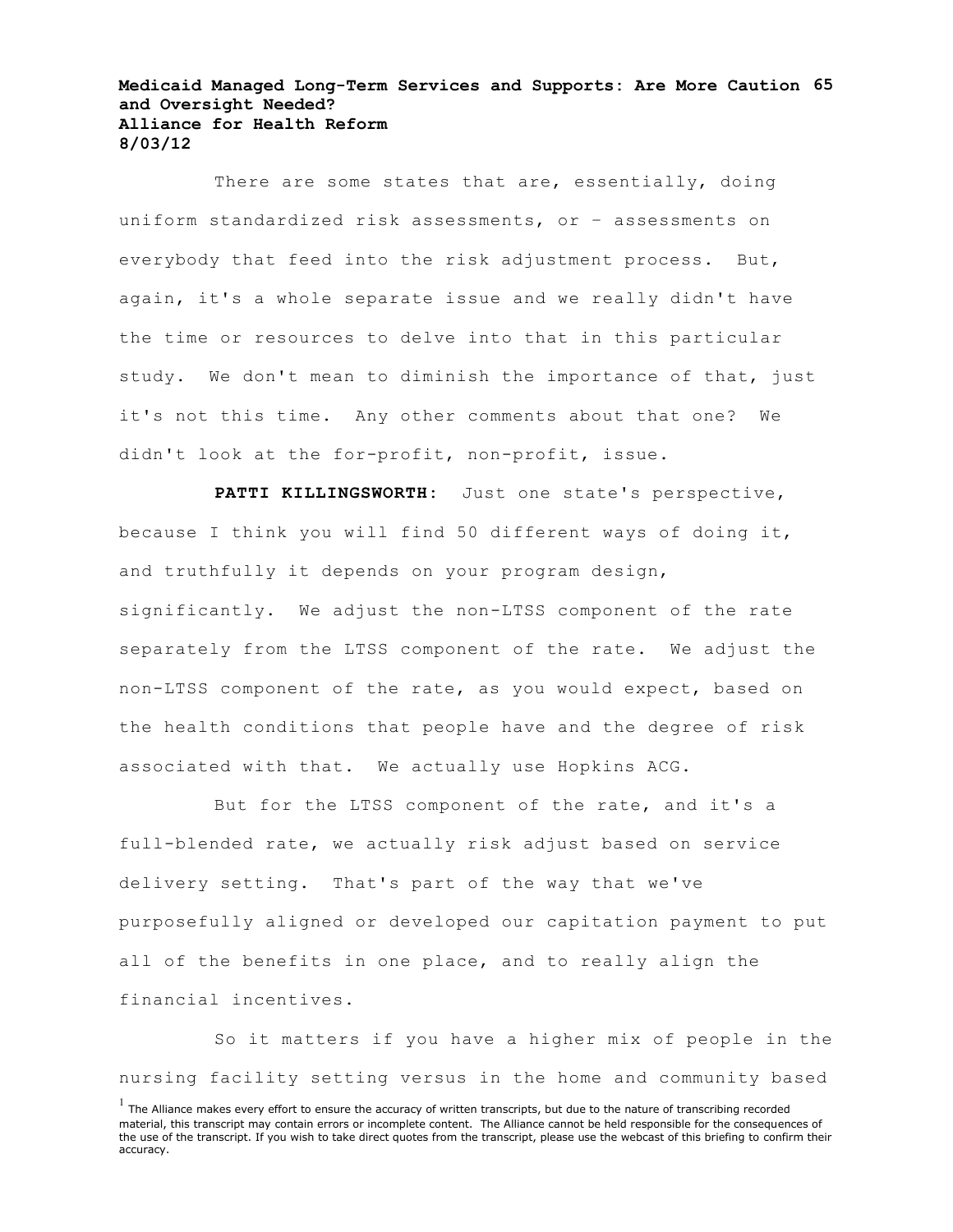There are some states that are, essentially, doing uniform standardized risk assessments, or – assessments on everybody that feed into the risk adjustment process. But, again, it's a whole separate issue and we really didn't have the time or resources to delve into that in this particular study. We don't mean to diminish the importance of that, just it's not this time. Any other comments about that one? We didn't look at the for-profit, non-profit, issue.

**PATTI KILLINGSWORTH**: Just one state's perspective, because I think you will find 50 different ways of doing it, and truthfully it depends on your program design, significantly. We adjust the non-LTSS component of the rate separately from the LTSS component of the rate. We adjust the non-LTSS component of the rate, as you would expect, based on the health conditions that people have and the degree of risk associated with that. We actually use Hopkins ACG.

But for the LTSS component of the rate, and it's a full-blended rate, we actually risk adjust based on service delivery setting. That's part of the way that we've purposefully aligned or developed our capitation payment to put all of the benefits in one place, and to really align the financial incentives.

So it matters if you have a higher mix of people in the nursing facility setting versus in the home and community based

[1] The Alliance makes every effort to ensure the accuracy of written transcripts, but due to the nature of transcribing recorded material, this transcript may contain errors or incomplete content. The Alliance cannot be held responsible for the consequences of the use of the transcript. If you wish to take direct quotes from the transcript, please use the webcast of this briefing to confirm their accuracy.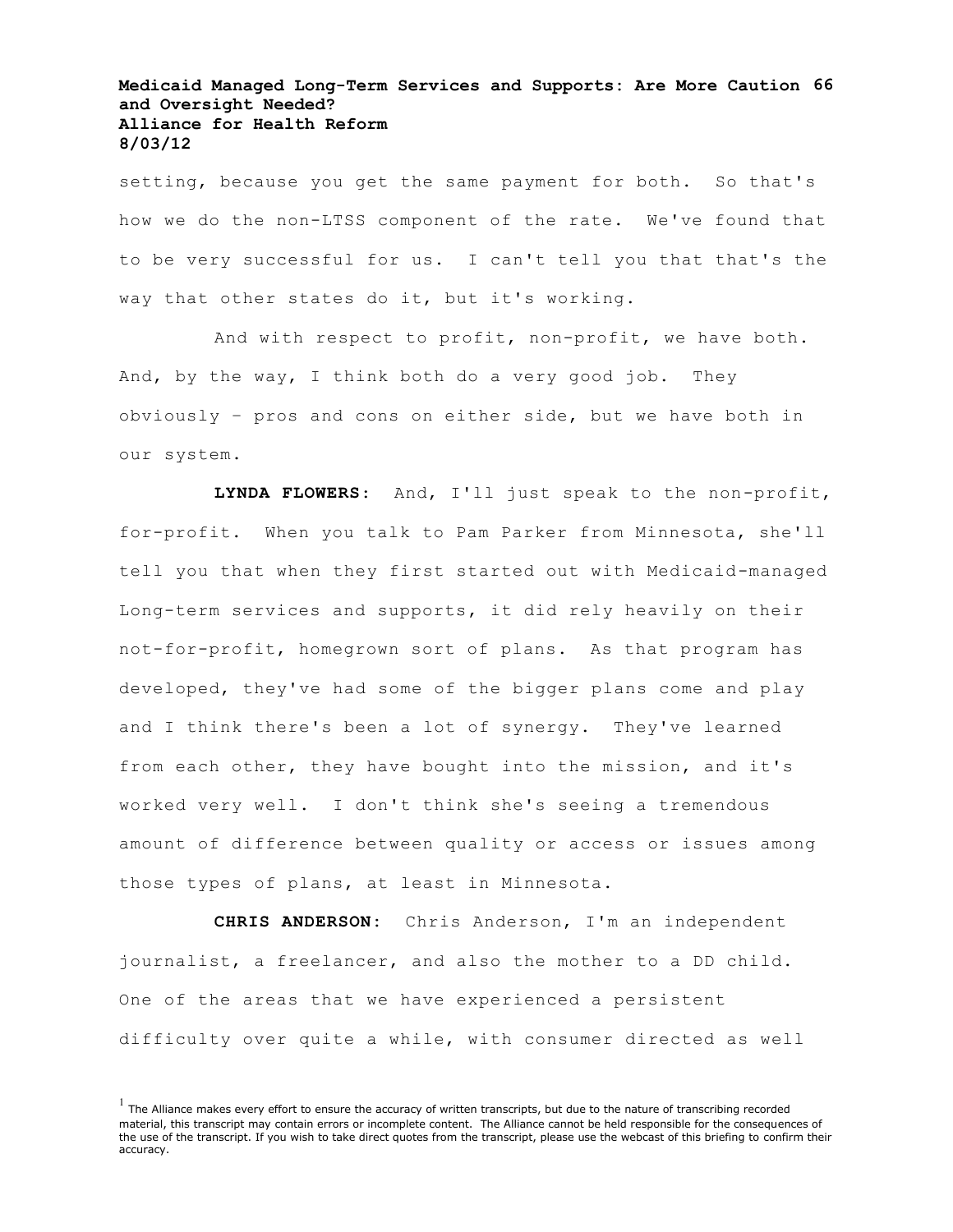setting, because you get the same payment for both. So that's how we do the non-LTSS component of the rate. We've found that to be very successful for us. I can't tell you that that's the way that other states do it, but it's working.

And with respect to profit, non-profit, we have both. And, by the way, I think both do a very good job. They obviously – pros and cons on either side, but we have both in our system.

**LYNDA FLOWERS:** And, I'll just speak to the non-profit, for-profit. When you talk to Pam Parker from Minnesota, she'll tell you that when they first started out with Medicaid-managed Long-term services and supports, it did rely heavily on their not-for-profit, homegrown sort of plans. As that program has developed, they've had some of the bigger plans come and play and I think there's been a lot of synergy. They've learned from each other, they have bought into the mission, and it's worked very well. I don't think she's seeing a tremendous amount of difference between quality or access or issues among those types of plans, at least in Minnesota.

**CHRIS ANDERSON:** Chris Anderson, I'm an independent journalist, a freelancer, and also the mother to a DD child. One of the areas that we have experienced a persistent difficulty over quite a while, with consumer directed as well

[1] The Alliance makes every effort to ensure the accuracy of written transcripts, but due to the nature of transcribing recorded material, this transcript may contain errors or incomplete content. The Alliance cannot be held responsible for the consequences of the use of the transcript. If you wish to take direct quotes from the transcript, please use the webcast of this briefing to confirm their accuracy.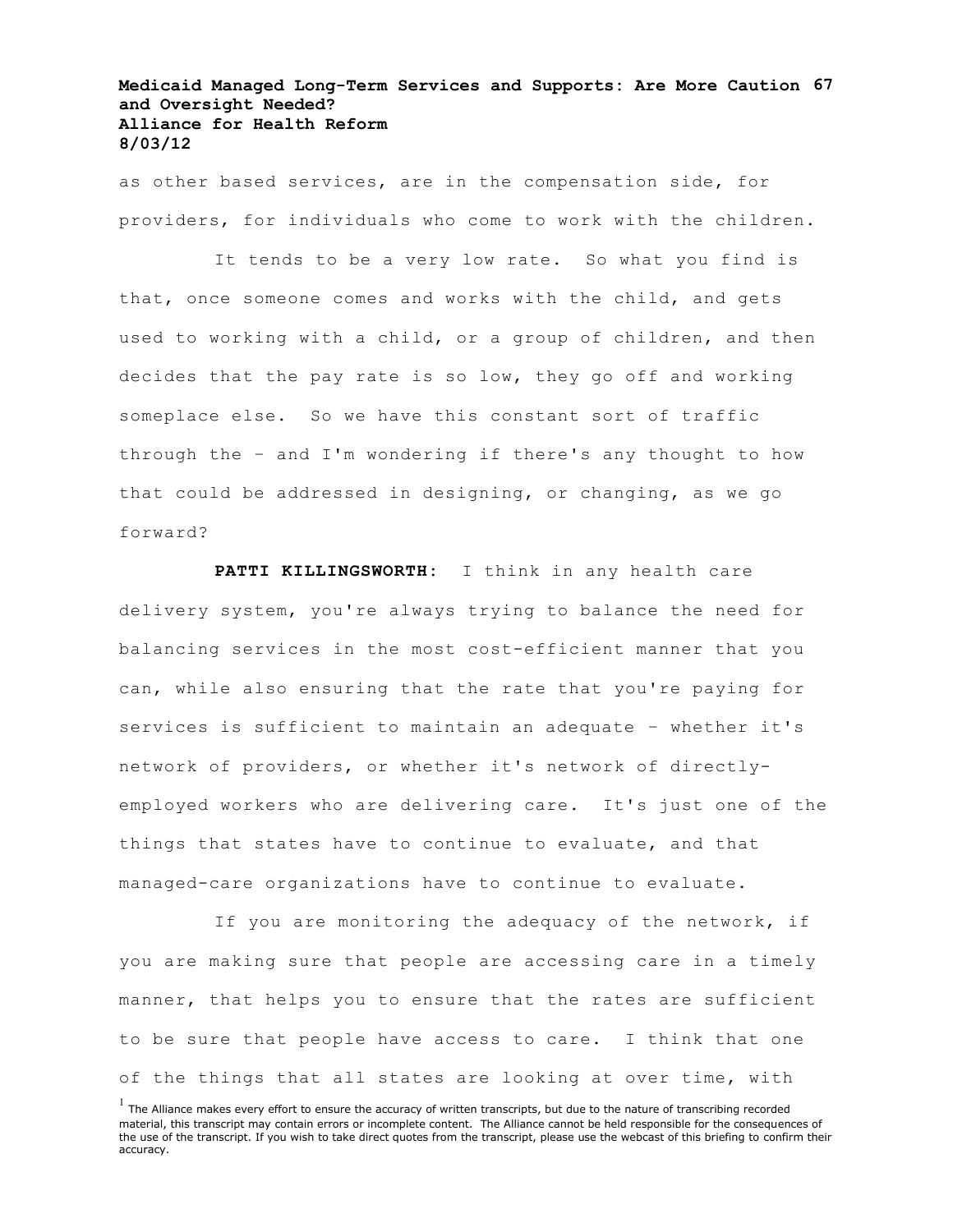as other based services, are in the compensation side, for providers, for individuals who come to work with the children.

It tends to be a very low rate. So what you find is that, once someone comes and works with the child, and gets used to working with a child, or a group of children, and then decides that the pay rate is so low, they go off and working someplace else. So we have this constant sort of traffic through the – and I'm wondering if there's any thought to how that could be addressed in designing, or changing, as we go forward?

**PATTI KILLINGSWORTH:** I think in any health care delivery system, you're always trying to balance the need for balancing services in the most cost-efficient manner that you can, while also ensuring that the rate that you're paying for services is sufficient to maintain an adequate – whether it's network of providers, or whether it's network of directly-employed workers who are delivering care. It's just one of the things that states have to continue to evaluate, and that managed-care organizations have to continue to evaluate.

If you are monitoring the adequacy of the network, if you are making sure that people are accessing care in a timely manner, that helps you to ensure that the rates are sufficient to be sure that people have access to care. I think that one of the things that all states are looking at over time, with

[1] The Alliance makes every effort to ensure the accuracy of written transcripts, but due to the nature of transcribing recorded material, this transcript may contain errors or incomplete content. The Alliance cannot be held responsible for the consequences of the use of the transcript. If you wish to take direct quotes from the transcript, please use the webcast of this briefing to confirm their accuracy.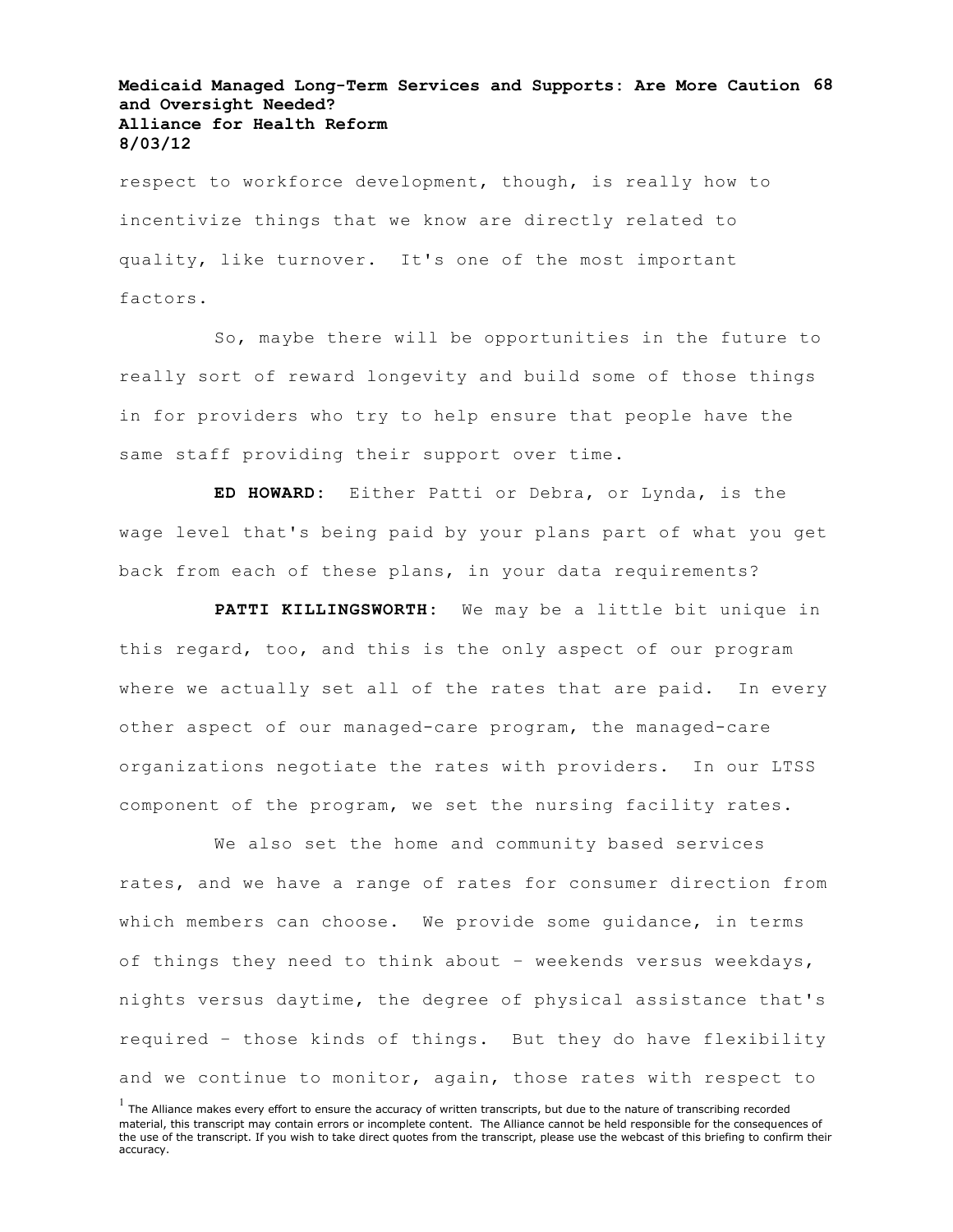respect to workforce development, though, is really how to incentivize things that we know are directly related to quality, like turnover. It's one of the most important factors.

So, maybe there will be opportunities in the future to really sort of reward longevity and build some of those things in for providers who try to help ensure that people have the same staff providing their support over time.

**ED HOWARD:** Either Patti or Debra, or Lynda, is the wage level that's being paid by your plans part of what you get back from each of these plans, in your data requirements?

**PATTI KILLINGSWORTH:** We may be a little bit unique in this regard, too, and this is the only aspect of our program where we actually set all of the rates that are paid. In every other aspect of our managed-care program, the managed-care organizations negotiate the rates with providers. In our LTSS component of the program, we set the nursing facility rates.

We also set the home and community based services rates, and we have a range of rates for consumer direction from which members can choose. We provide some guidance, in terms of things they need to think about – weekends versus weekdays, nights versus daytime, the degree of physical assistance that's required – those kinds of things. But they do have flexibility and we continue to monitor, again, those rates with respect to

[1] The Alliance makes every effort to ensure the accuracy of written transcripts, but due to the nature of transcribing recorded material, this transcript may contain errors or incomplete content. The Alliance cannot be held responsible for the consequences of the use of the transcript. If you wish to take direct quotes from the transcript, please use the webcast of this briefing to confirm their accuracy.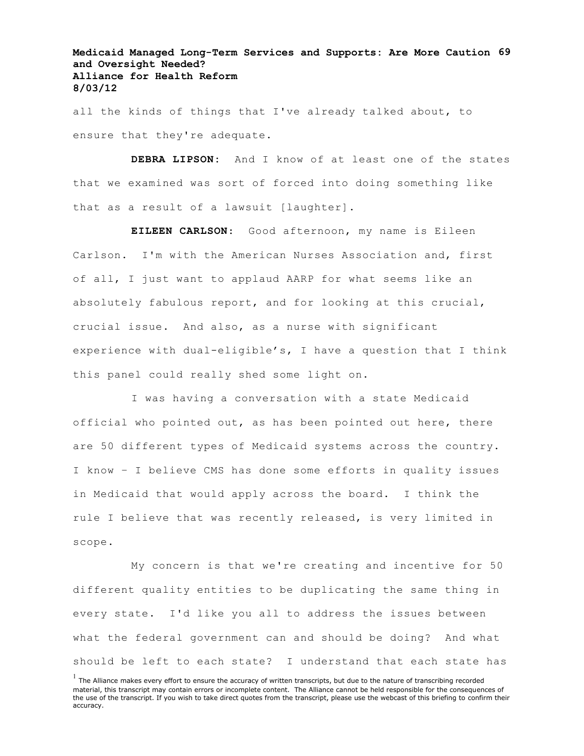all the kinds of things that I've already talked about, to ensure that they're adequate.

**DEBRA LIPSON:** And I know of at least one of the states that we examined was sort of forced into doing something like that as a result of a lawsuit [laughter].

**EILEEN CARLSON:** Good afternoon, my name is Eileen Carlson. I'm with the American Nurses Association and, first of all, I just want to applaud AARP for what seems like an absolutely fabulous report, and for looking at this crucial, crucial issue. And also, as a nurse with significant experience with dual-eligible's, I have a question that I think this panel could really shed some light on.

I was having a conversation with a state Medicaid official who pointed out, as has been pointed out here, there are 50 different types of Medicaid systems across the country. I know – I believe CMS has done some efforts in quality issues in Medicaid that would apply across the board. I think the rule I believe that was recently released, is very limited in scope.

My concern is that we're creating and incentive for 50 different quality entities to be duplicating the same thing in every state. I'd like you all to address the issues between what the federal government can and should be doing? And what should be left to each state? I understand that each state has

[1] The Alliance makes every effort to ensure the accuracy of written transcripts, but due to the nature of transcribing recorded material, this transcript may contain errors or incomplete content. The Alliance cannot be held responsible for the consequences of the use of the transcript. If you wish to take direct quotes from the transcript, please use the webcast of this briefing to confirm their accuracy.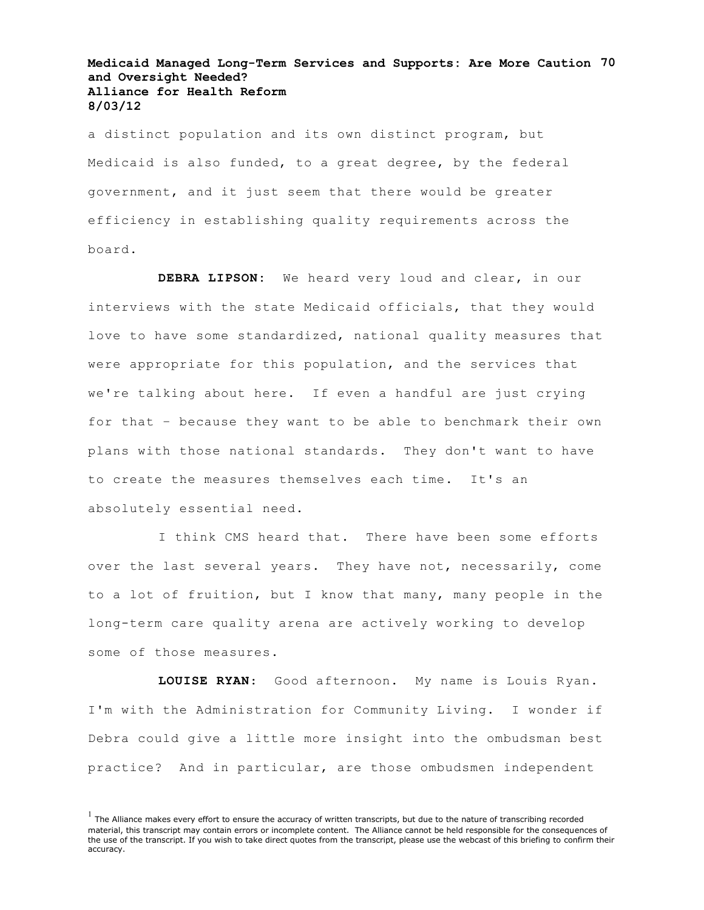a distinct population and its own distinct program, but Medicaid is also funded, to a great degree, by the federal government, and it just seem that there would be greater efficiency in establishing quality requirements across the board.

**DEBRA LIPSON:** We heard very loud and clear, in our interviews with the state Medicaid officials, that they would love to have some standardized, national quality measures that were appropriate for this population, and the services that we're talking about here. If even a handful are just crying for that – because they want to be able to benchmark their own plans with those national standards. They don't want to have to create the measures themselves each time. It's an absolutely essential need.

I think CMS heard that. There have been some efforts over the last several years. They have not, necessarily, come to a lot of fruition, but I know that many, many people in the long-term care quality arena are actively working to develop some of those measures.

**LOUISE RYAN:** Good afternoon. My name is Louis Ryan. I'm with the Administration for Community Living. I wonder if Debra could give a little more insight into the ombudsman best practice? And in particular, are those ombudsmen independent

[1] The Alliance makes every effort to ensure the accuracy of written transcripts, but due to the nature of transcribing recorded material, this transcript may contain errors or incomplete content. The Alliance cannot be held responsible for the consequences of the use of the transcript. If you wish to take direct quotes from the transcript, please use the webcast of this briefing to confirm their accuracy.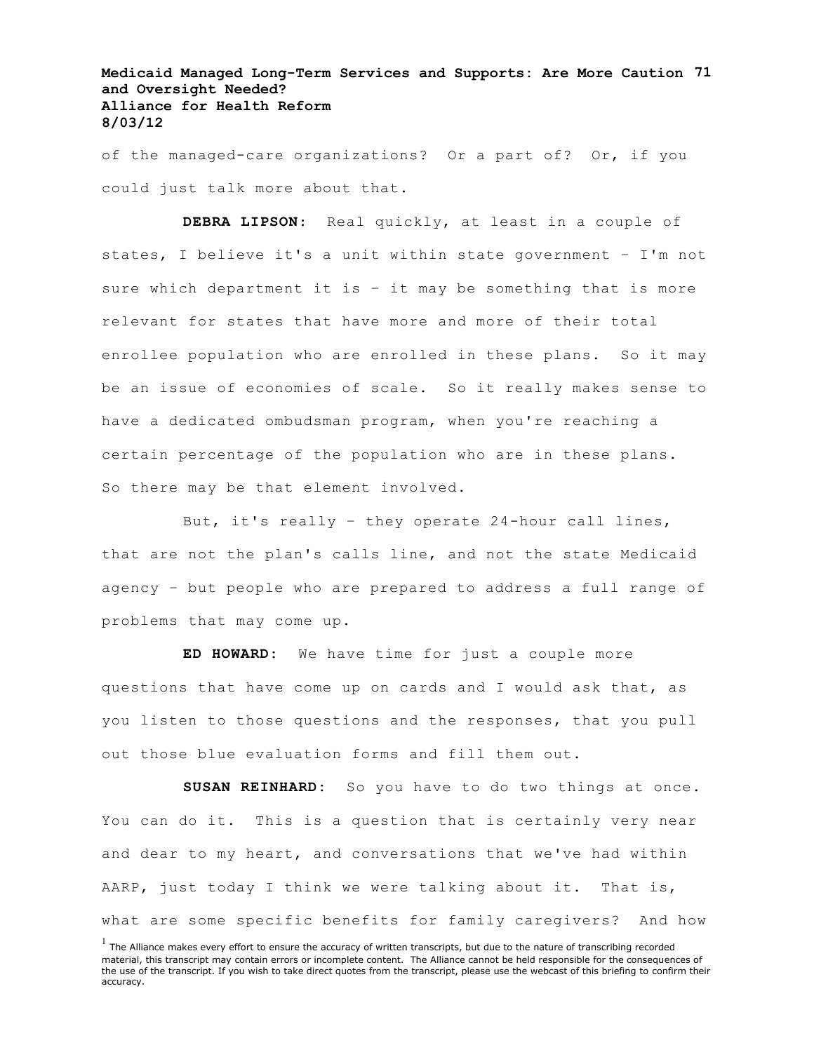of the managed-care organizations? Or a part of? Or, if you could just talk more about that.

**DEBRA LIPSON:** Real quickly, at least in a couple of states, I believe it's a unit within state government – I'm not sure which department it is – it may be something that is more relevant for states that have more and more of their total enrollee population who are enrolled in these plans. So it may be an issue of economies of scale. So it really makes sense to have a dedicated ombudsman program, when you're reaching a certain percentage of the population who are in these plans. So there may be that element involved.

But, it's really – they operate 24-hour call lines, that are not the plan's calls line, and not the state Medicaid agency – but people who are prepared to address a full range of problems that may come up.

**ED HOWARD:** We have time for just a couple more questions that have come up on cards and I would ask that, as you listen to those questions and the responses, that you pull out those blue evaluation forms and fill them out.

**SUSAN REINHARD:** So you have to do two things at once. You can do it. This is a question that is certainly very near and dear to my heart, and conversations that we've had within AARP, just today I think we were talking about it. That is, what are some specific benefits for family caregivers? And how

[1] The Alliance makes every effort to ensure the accuracy of written transcripts, but due to the nature of transcribing recorded material, this transcript may contain errors or incomplete content. The Alliance cannot be held responsible for the consequences of the use of the transcript. If you wish to take direct quotes from the transcript, please use the webcast of this briefing to confirm their accuracy.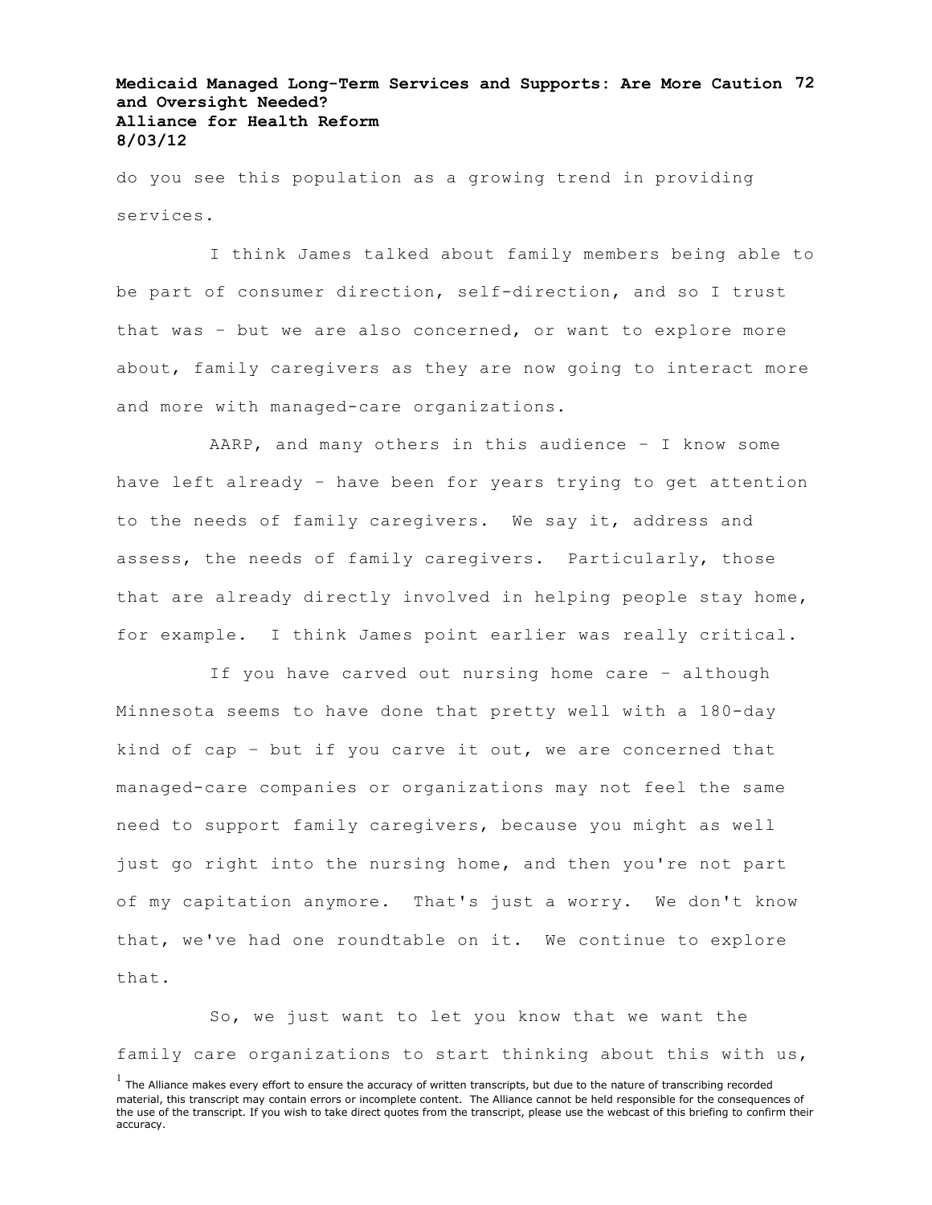do you see this population as a growing trend in providing services.

I think James talked about family members being able to be part of consumer direction, self-direction, and so I trust that was – but we are also concerned, or want to explore more about, family caregivers as they are now going to interact more and more with managed-care organizations.

AARP, and many others in this audience – I know some have left already – have been for years trying to get attention to the needs of family caregivers. We say it, address and assess, the needs of family caregivers. Particularly, those that are already directly involved in helping people stay home, for example. I think James point earlier was really critical.

If you have carved out nursing home care – although Minnesota seems to have done that pretty well with a 180-day kind of cap – but if you carve it out, we are concerned that managed-care companies or organizations may not feel the same need to support family caregivers, because you might as well just go right into the nursing home, and then you're not part of my capitation anymore. That's just a worry. We don't know that, we've had one roundtable on it. We continue to explore that.

So, we just want to let you know that we want the family care organizations to start thinking about this with us,

[1] The Alliance makes every effort to ensure the accuracy of written transcripts, but due to the nature of transcribing recorded material, this transcript may contain errors or incomplete content. The Alliance cannot be held responsible for the consequences of the use of the transcript. If you wish to take direct quotes from the transcript, please use the webcast of this briefing to confirm their accuracy.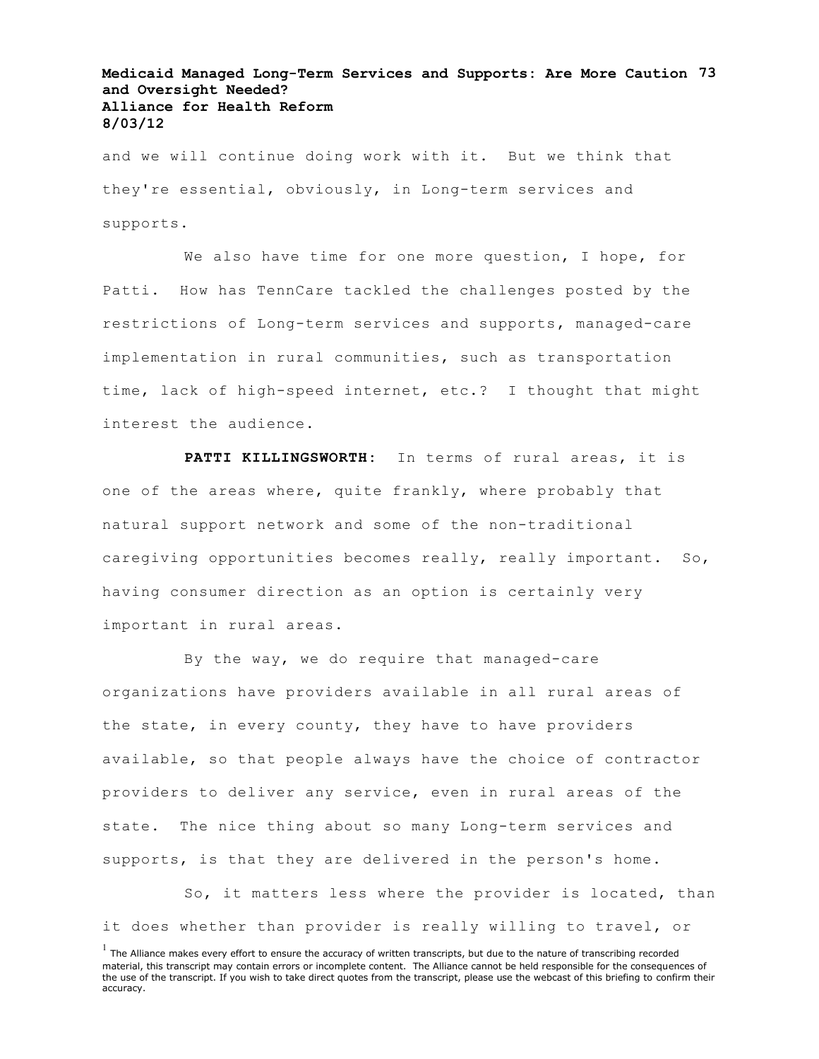and we will continue doing work with it. But we think that they're essential, obviously, in Long-term services and supports.

We also have time for one more question, I hope, for Patti. How has TennCare tackled the challenges posted by the restrictions of Long-term services and supports, managed-care implementation in rural communities, such as transportation time, lack of high-speed internet, etc.? I thought that might interest the audience.

**PATTI KILLINGSWORTH:** In terms of rural areas, it is one of the areas where, quite frankly, where probably that natural support network and some of the non-traditional caregiving opportunities becomes really, really important. So, having consumer direction as an option is certainly very important in rural areas.

By the way, we do require that managed-care organizations have providers available in all rural areas of the state, in every county, they have to have providers available, so that people always have the choice of contractor providers to deliver any service, even in rural areas of the state. The nice thing about so many Long-term services and supports, is that they are delivered in the person's home.

So, it matters less where the provider is located, than it does whether than provider is really willing to travel, or

[1] The Alliance makes every effort to ensure the accuracy of written transcripts, but due to the nature of transcribing recorded material, this transcript may contain errors or incomplete content. The Alliance cannot be held responsible for the consequences of the use of the transcript. If you wish to take direct quotes from the transcript, please use the webcast of this briefing to confirm their accuracy.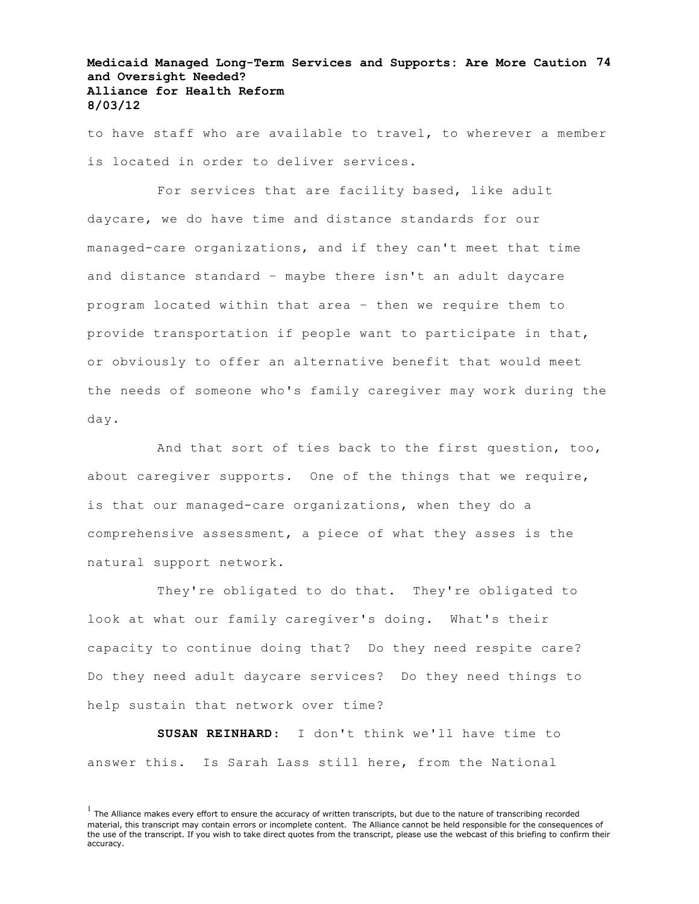to have staff who are available to travel, to wherever a member is located in order to deliver services.

For services that are facility based, like adult daycare, we do have time and distance standards for our managed-care organizations, and if they can't meet that time and distance standard – maybe there isn't an adult daycare program located within that area – then we require them to provide transportation if people want to participate in that, or obviously to offer an alternative benefit that would meet the needs of someone who's family caregiver may work during the day.

And that sort of ties back to the first question, too, about caregiver supports. One of the things that we require, is that our managed-care organizations, when they do a comprehensive assessment, a piece of what they asses is the natural support network.

They're obligated to do that. They're obligated to look at what our family caregiver's doing. What's their capacity to continue doing that? Do they need respite care? Do they need adult daycare services? Do they need things to help sustain that network over time?

**SUSAN REINHARD**: I don't think we'll have time to answer this. Is Sarah Lass still here, from the National

[1] The Alliance makes every effort to ensure the accuracy of written transcripts, but due to the nature of transcribing recorded material, this transcript may contain errors or incomplete content. The Alliance cannot be held responsible for the consequences of the use of the transcript. If you wish to take direct quotes from the transcript, please use the webcast of this briefing to confirm their accuracy.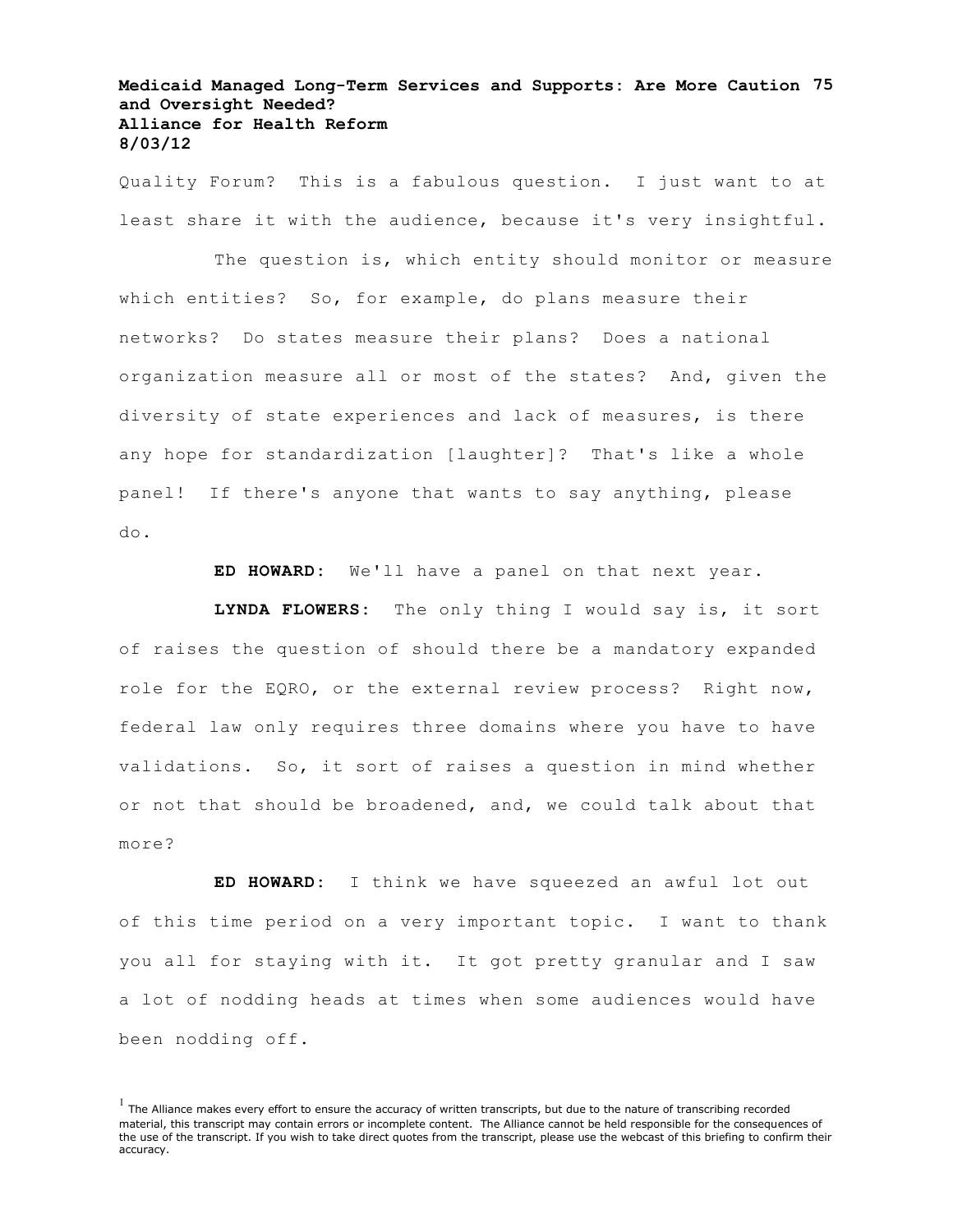Quality Forum? This is a fabulous question. I just want to at least share it with the audience, because it's very insightful.

The question is, which entity should monitor or measure which entities? So, for example, do plans measure their networks? Do states measure their plans? Does a national organization measure all or most of the states? And, given the diversity of state experiences and lack of measures, is there any hope for standardization [laughter]? That's like a whole panel! If there's anyone that wants to say anything, please do.

**ED HOWARD:** We'll have a panel on that next year.

**LYNDA FLOWERS:** The only thing I would say is, it sort of raises the question of should there be a mandatory expanded role for the EQRO, or the external review process? Right now, federal law only requires three domains where you have to have validations. So, it sort of raises a question in mind whether or not that should be broadened, and, we could talk about that more?

**ED HOWARD:** I think we have squeezed an awful lot out of this time period on a very important topic. I want to thank you all for staying with it. It got pretty granular and I saw a lot of nodding heads at times when some audiences would have been nodding off.

[1] The Alliance makes every effort to ensure the accuracy of written transcripts, but due to the nature of transcribing recorded material, this transcript may contain errors or incomplete content. The Alliance cannot be held responsible for the consequences of the use of the transcript. If you wish to take direct quotes from the transcript, please use the webcast of this briefing to confirm their accuracy.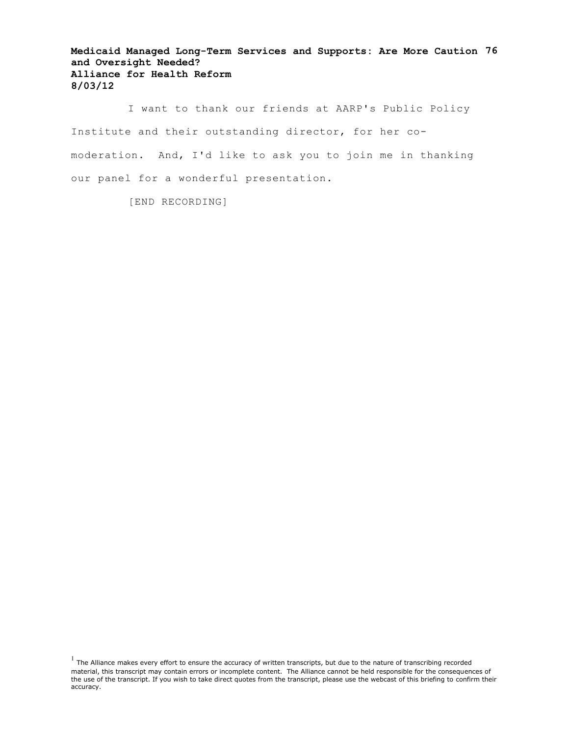I want to thank our friends at AARP's Public Policy Institute and their outstanding director, for her co-moderation. And, I'd like to ask you to join me in thanking our panel for a wonderful presentation.

[END RECORDING]

[1] The Alliance makes every effort to ensure the accuracy of written transcripts, but due to the nature of transcribing recorded material, this transcript may contain errors or incomplete content. The Alliance cannot be held responsible for the consequences of the use of the transcript. If you wish to take direct quotes from the transcript, please use the webcast of this briefing to confirm their accuracy.